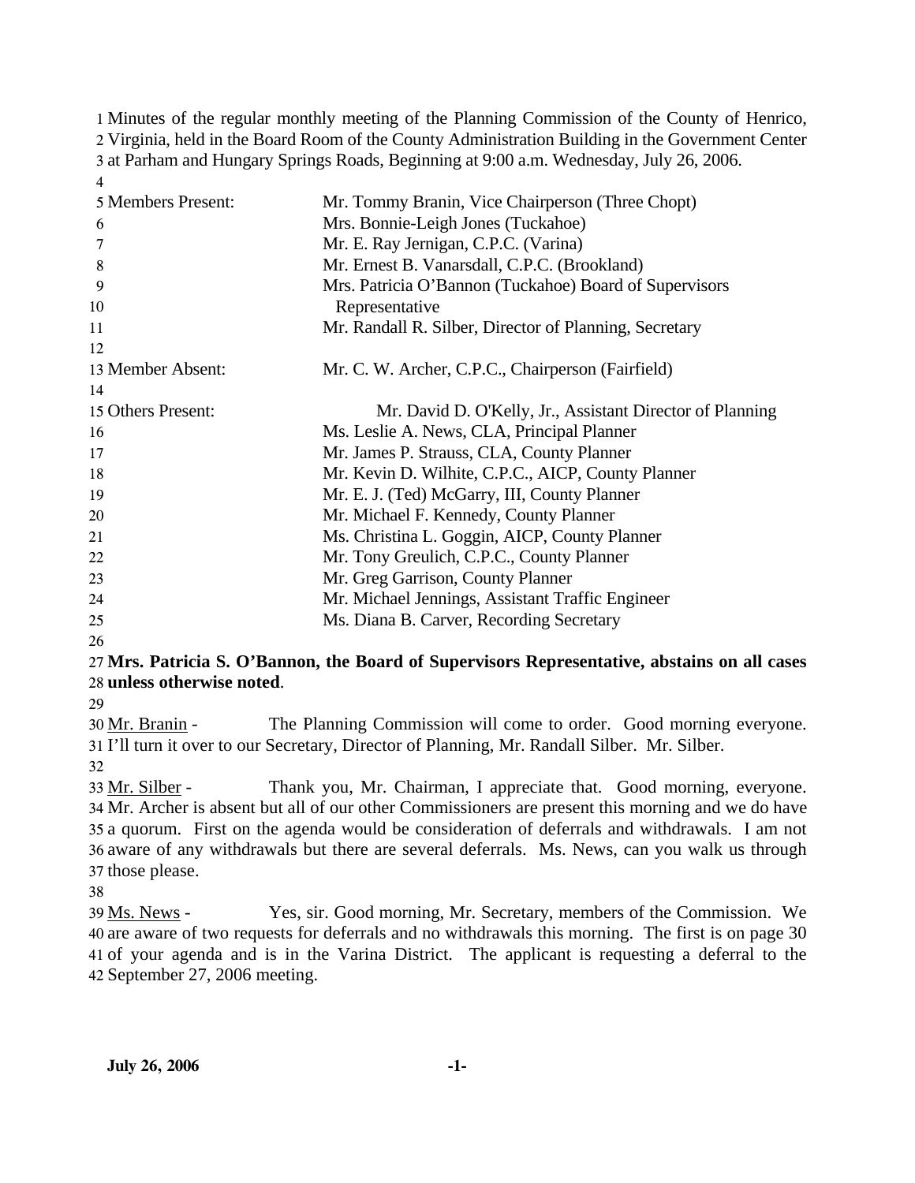Minutes of the regular monthly meeting of the Planning Commission of the County of Henrico, Virginia, held in the Board Room of the County Administration Building in the Government Center at Parham and Hungary Springs Roads, Beginning at 9:00 a.m. Wednesday, July 26, 2006.

| | |
|---|---|
| Members Present: | Mr. Tommy Branin, Vice Chairperson (Three Chopt) |
| | Mrs. Bonnie-Leigh Jones (Tuckahoe) |
| | Mr. E. Ray Jernigan, C.P.C. (Varina) |
| | Mr. Ernest B. Vanarsdall, C.P.C. (Brookland) |
| | Mrs. Patricia O'Bannon (Tuckahoe) Board of Supervisors Representative |
| | Mr. Randall R. Silber, Director of Planning, Secretary |
| Member Absent: | Mr. C. W. Archer, C.P.C., Chairperson (Fairfield) |
| Others Present: | Mr. David D. O'Kelly, Jr., Assistant Director of Planning |
| | Ms. Leslie A. News, CLA, Principal Planner |
| | Mr. James P. Strauss, CLA, County Planner |
| | Mr. Kevin D. Wilhite, C.P.C., AICP, County Planner |
| | Mr. E. J. (Ted) McGarry, III, County Planner |
| | Mr. Michael F. Kennedy, County Planner |
| | Ms. Christina L. Goggin, AICP, County Planner |
| | Mr. Tony Greulich, C.P.C., County Planner |
| | Mr. Greg Garrison, County Planner |
| | Mr. Michael Jennings, Assistant Traffic Engineer |
| | Ms. Diana B. Carver, Recording Secretary |

**Mrs. Patricia S. O'Bannon, the Board of Supervisors Representative, abstains on all cases unless otherwise noted**.

Mr. Branin - The Planning Commission will come to order. Good morning everyone. I'll turn it over to our Secretary, Director of Planning, Mr. Randall Silber. Mr. Silber.

Mr. Silber - Thank you, Mr. Chairman, I appreciate that. Good morning, everyone. Mr. Archer is absent but all of our other Commissioners are present this morning and we do have a quorum. First on the agenda would be consideration of deferrals and withdrawals. I am not aware of any withdrawals but there are several deferrals. Ms. News, can you walk us through those please.

Ms. News - Yes, sir. Good morning, Mr. Secretary, members of the Commission. We are aware of two requests for deferrals and no withdrawals this morning. The first is on page 30 of your agenda and is in the Varina District. The applicant is requesting a deferral to the September 27, 2006 meeting.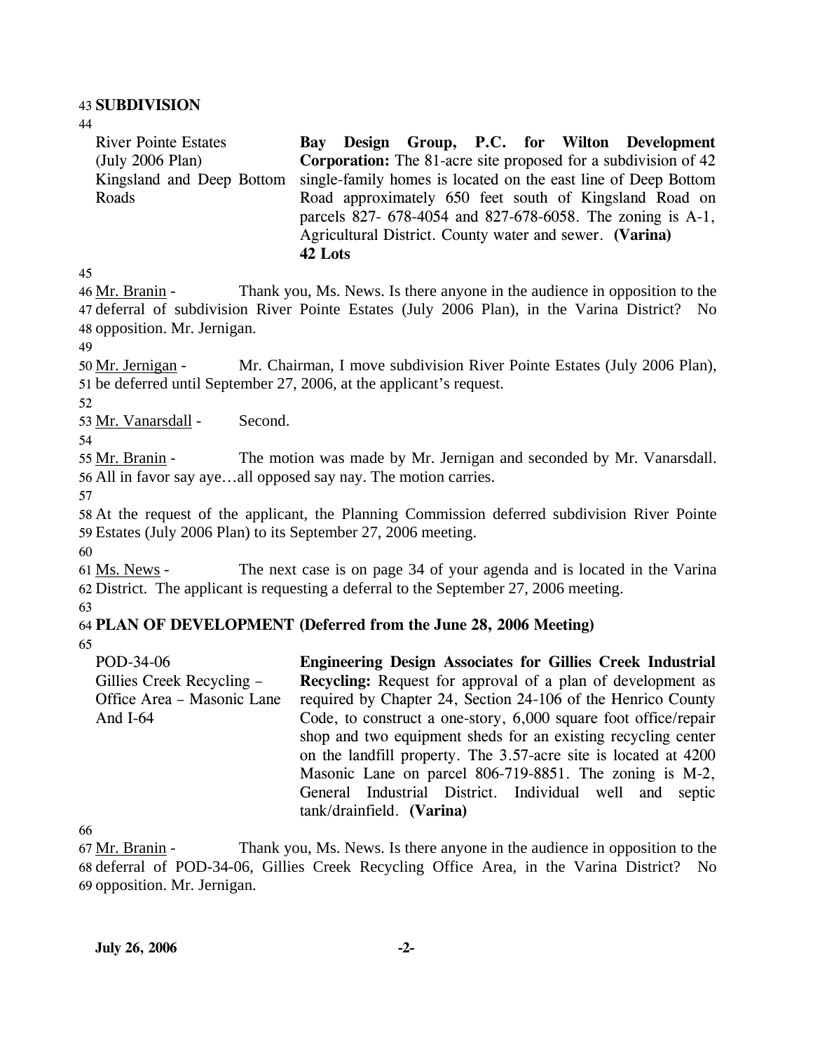## SUBDIVISION

| | |
|---|---|
| River Pointe Estates (July 2006 Plan) Kingsland and Deep Bottom Roads | **Bay Design Group, P.C. for Wilton Development Corporation:** The 81-acre site proposed for a subdivision of 42 single-family homes is located on the east line of Deep Bottom Road approximately 650 feet south of Kingsland Road on parcels 827- 678-4054 and 827-678-6058. The zoning is A-1, Agricultural District. County water and sewer. **(Varina)** **42 Lots** |

Mr. Branin - Thank you, Ms. News. Is there anyone in the audience in opposition to the deferral of subdivision River Pointe Estates (July 2006 Plan), in the Varina District? No opposition. Mr. Jernigan.

Mr. Jernigan - Mr. Chairman, I move subdivision River Pointe Estates (July 2006 Plan), be deferred until September 27, 2006, at the applicant's request.

Mr. Vanarsdall - Second.

Mr. Branin - The motion was made by Mr. Jernigan and seconded by Mr. Vanarsdall. All in favor say aye…all opposed say nay. The motion carries.

At the request of the applicant, the Planning Commission deferred subdivision River Pointe Estates (July 2006 Plan) to its September 27, 2006 meeting.

Ms. News - The next case is on page 34 of your agenda and is located in the Varina District. The applicant is requesting a deferral to the September 27, 2006 meeting.

## PLAN OF DEVELOPMENT (Deferred from the June 28, 2006 Meeting)

| | |
|---|---|
| POD-34-06 Gillies Creek Recycling – Office Area – Masonic Lane And I-64 | **Engineering Design Associates for Gillies Creek Industrial Recycling:** Request for approval of a plan of development as required by Chapter 24, Section 24-106 of the Henrico County Code, to construct a one-story, 6,000 square foot office/repair shop and two equipment sheds for an existing recycling center on the landfill property. The 3.57-acre site is located at 4200 Masonic Lane on parcel 806-719-8851. The zoning is M-2, General Industrial District. Individual well and septic tank/drainfield. **(Varina)** |

Mr. Branin - Thank you, Ms. News. Is there anyone in the audience in opposition to the deferral of POD-34-06, Gillies Creek Recycling Office Area, in the Varina District? No opposition. Mr. Jernigan.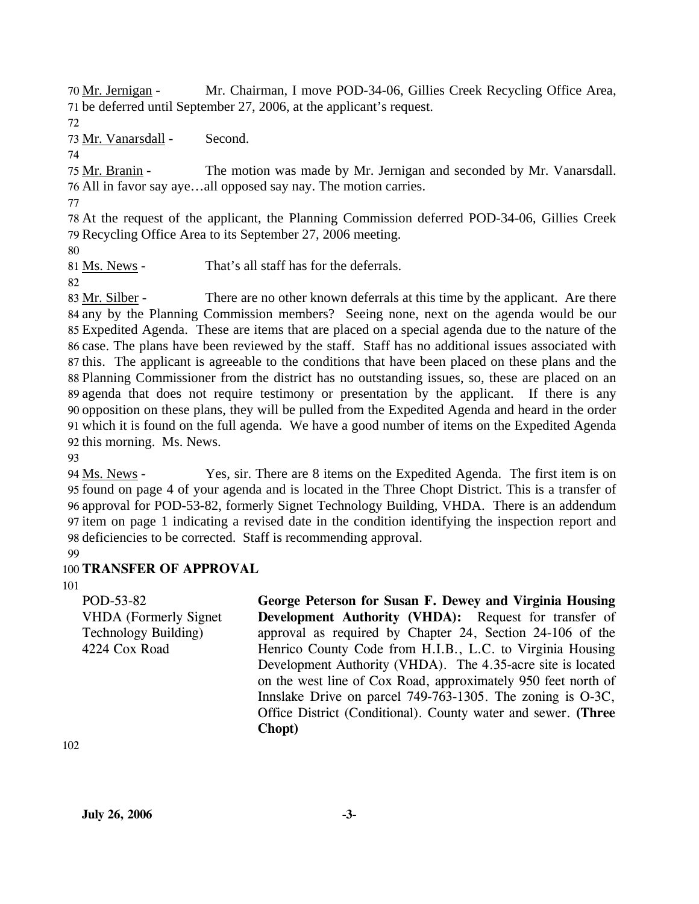Mr. Jernigan - Mr. Chairman, I move POD-34-06, Gillies Creek Recycling Office Area, be deferred until September 27, 2006, at the applicant's request.

Mr. Vanarsdall - Second.

Mr. Branin - The motion was made by Mr. Jernigan and seconded by Mr. Vanarsdall. All in favor say aye…all opposed say nay. The motion carries.

At the request of the applicant, the Planning Commission deferred POD-34-06, Gillies Creek Recycling Office Area to its September 27, 2006 meeting.

Ms. News - That's all staff has for the deferrals.

Mr. Silber - There are no other known deferrals at this time by the applicant. Are there any by the Planning Commission members? Seeing none, next on the agenda would be our Expedited Agenda. These are items that are placed on a special agenda due to the nature of the case. The plans have been reviewed by the staff. Staff has no additional issues associated with this. The applicant is agreeable to the conditions that have been placed on these plans and the Planning Commissioner from the district has no outstanding issues, so, these are placed on an agenda that does not require testimony or presentation by the applicant. If there is any opposition on these plans, they will be pulled from the Expedited Agenda and heard in the order which it is found on the full agenda. We have a good number of items on the Expedited Agenda this morning. Ms. News.

Ms. News - Yes, sir. There are 8 items on the Expedited Agenda. The first item is on found on page 4 of your agenda and is located in the Three Chopt District. This is a transfer of approval for POD-53-82, formerly Signet Technology Building, VHDA. There is an addendum item on page 1 indicating a revised date in the condition identifying the inspection report and deficiencies to be corrected. Staff is recommending approval.

**TRANSFER OF APPROVAL**

POD-53-82
VHDA (Formerly Signet Technology Building)
4224 Cox Road

**George Peterson for Susan F. Dewey and Virginia Housing Development Authority (VHDA):** Request for transfer of approval as required by Chapter 24, Section 24-106 of the Henrico County Code from H.I.B., L.C. to Virginia Housing Development Authority (VHDA). The 4.35-acre site is located on the west line of Cox Road, approximately 950 feet north of Innslake Drive on parcel 749-763-1305. The zoning is O-3C, Office District (Conditional). County water and sewer. **(Three Chopt)**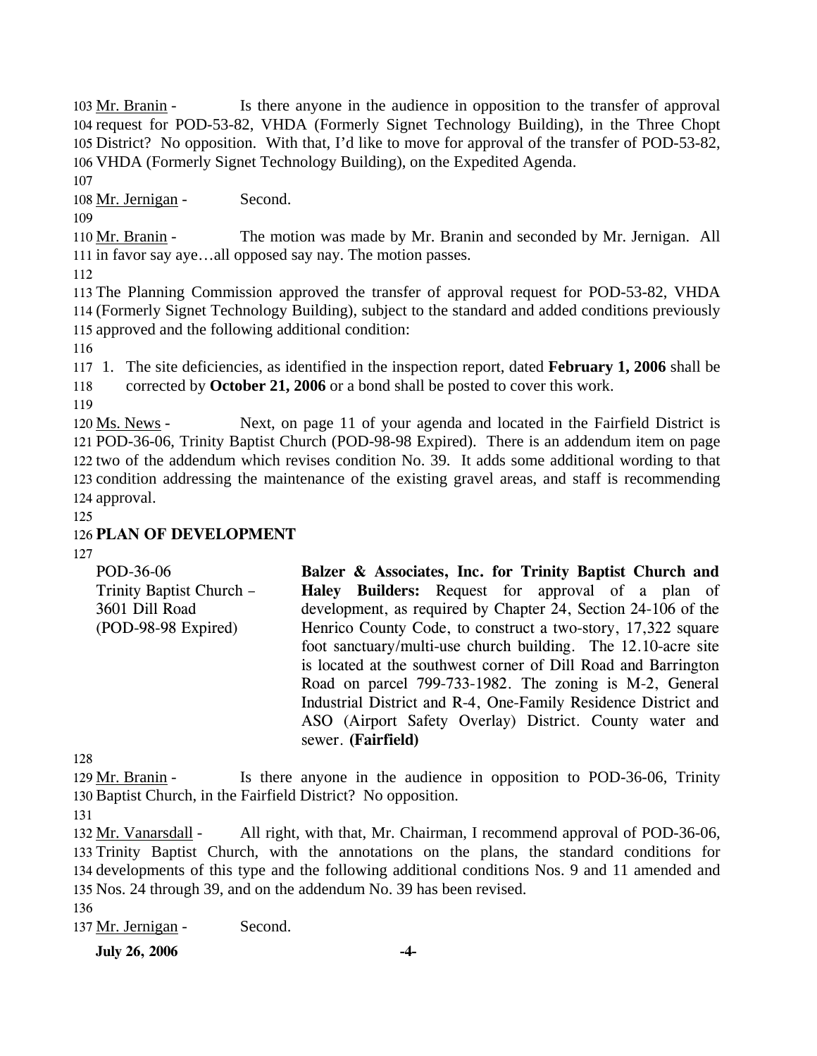Mr. Branin - Is there anyone in the audience in opposition to the transfer of approval request for POD-53-82, VHDA (Formerly Signet Technology Building), in the Three Chopt District? No opposition. With that, I'd like to move for approval of the transfer of POD-53-82, VHDA (Formerly Signet Technology Building), on the Expedited Agenda.

Mr. Jernigan - Second.

Mr. Branin - The motion was made by Mr. Branin and seconded by Mr. Jernigan. All in favor say aye…all opposed say nay. The motion passes.

The Planning Commission approved the transfer of approval request for POD-53-82, VHDA (Formerly Signet Technology Building), subject to the standard and added conditions previously approved and the following additional condition:

1. The site deficiencies, as identified in the inspection report, dated **February 1, 2006** shall be corrected by **October 21, 2006** or a bond shall be posted to cover this work.

Ms. News - Next, on page 11 of your agenda and located in the Fairfield District is POD-36-06, Trinity Baptist Church (POD-98-98 Expired). There is an addendum item on page two of the addendum which revises condition No. 39. It adds some additional wording to that condition addressing the maintenance of the existing gravel areas, and staff is recommending approval.

## PLAN OF DEVELOPMENT

POD-36-06
Trinity Baptist Church – 3601 Dill Road
(POD-98-98 Expired)

**Balzer & Associates, Inc. for Trinity Baptist Church and Haley Builders:** Request for approval of a plan of development, as required by Chapter 24, Section 24-106 of the Henrico County Code, to construct a two-story, 17,322 square foot sanctuary/multi-use church building. The 12.10-acre site is located at the southwest corner of Dill Road and Barrington Road on parcel 799-733-1982. The zoning is M-2, General Industrial District and R-4, One-Family Residence District and ASO (Airport Safety Overlay) District. County water and sewer. **(Fairfield)**

Mr. Branin - Is there anyone in the audience in opposition to POD-36-06, Trinity Baptist Church, in the Fairfield District? No opposition.

Mr. Vanarsdall - All right, with that, Mr. Chairman, I recommend approval of POD-36-06, Trinity Baptist Church, with the annotations on the plans, the standard conditions for developments of this type and the following additional conditions Nos. 9 and 11 amended and Nos. 24 through 39, and on the addendum No. 39 has been revised.

Mr. Jernigan - Second.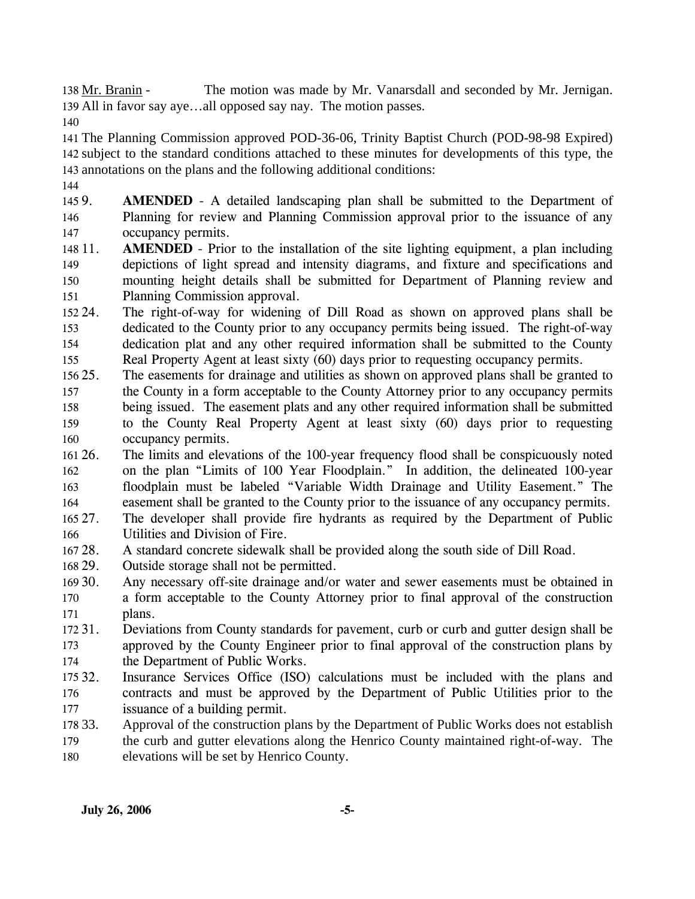Mr. Branin - The motion was made by Mr. Vanarsdall and seconded by Mr. Jernigan. All in favor say aye…all opposed say nay. The motion passes.

The Planning Commission approved POD-36-06, Trinity Baptist Church (POD-98-98 Expired) subject to the standard conditions attached to these minutes for developments of this type, the annotations on the plans and the following additional conditions:

9. **AMENDED** - A detailed landscaping plan shall be submitted to the Department of Planning for review and Planning Commission approval prior to the issuance of any occupancy permits.
11. **AMENDED** - Prior to the installation of the site lighting equipment, a plan including depictions of light spread and intensity diagrams, and fixture and specifications and mounting height details shall be submitted for Department of Planning review and Planning Commission approval.
24. The right-of-way for widening of Dill Road as shown on approved plans shall be dedicated to the County prior to any occupancy permits being issued. The right-of-way dedication plat and any other required information shall be submitted to the County Real Property Agent at least sixty (60) days prior to requesting occupancy permits.
25. The easements for drainage and utilities as shown on approved plans shall be granted to the County in a form acceptable to the County Attorney prior to any occupancy permits being issued. The easement plats and any other required information shall be submitted to the County Real Property Agent at least sixty (60) days prior to requesting occupancy permits.
26. The limits and elevations of the 100-year frequency flood shall be conspicuously noted on the plan "Limits of 100 Year Floodplain." In addition, the delineated 100-year floodplain must be labeled "Variable Width Drainage and Utility Easement." The easement shall be granted to the County prior to the issuance of any occupancy permits.
27. The developer shall provide fire hydrants as required by the Department of Public Utilities and Division of Fire.
28. A standard concrete sidewalk shall be provided along the south side of Dill Road.
29. Outside storage shall not be permitted.
30. Any necessary off-site drainage and/or water and sewer easements must be obtained in a form acceptable to the County Attorney prior to final approval of the construction plans.
31. Deviations from County standards for pavement, curb or curb and gutter design shall be approved by the County Engineer prior to final approval of the construction plans by the Department of Public Works.
32. Insurance Services Office (ISO) calculations must be included with the plans and contracts and must be approved by the Department of Public Utilities prior to the issuance of a building permit.
33. Approval of the construction plans by the Department of Public Works does not establish the curb and gutter elevations along the Henrico County maintained right-of-way. The elevations will be set by Henrico County.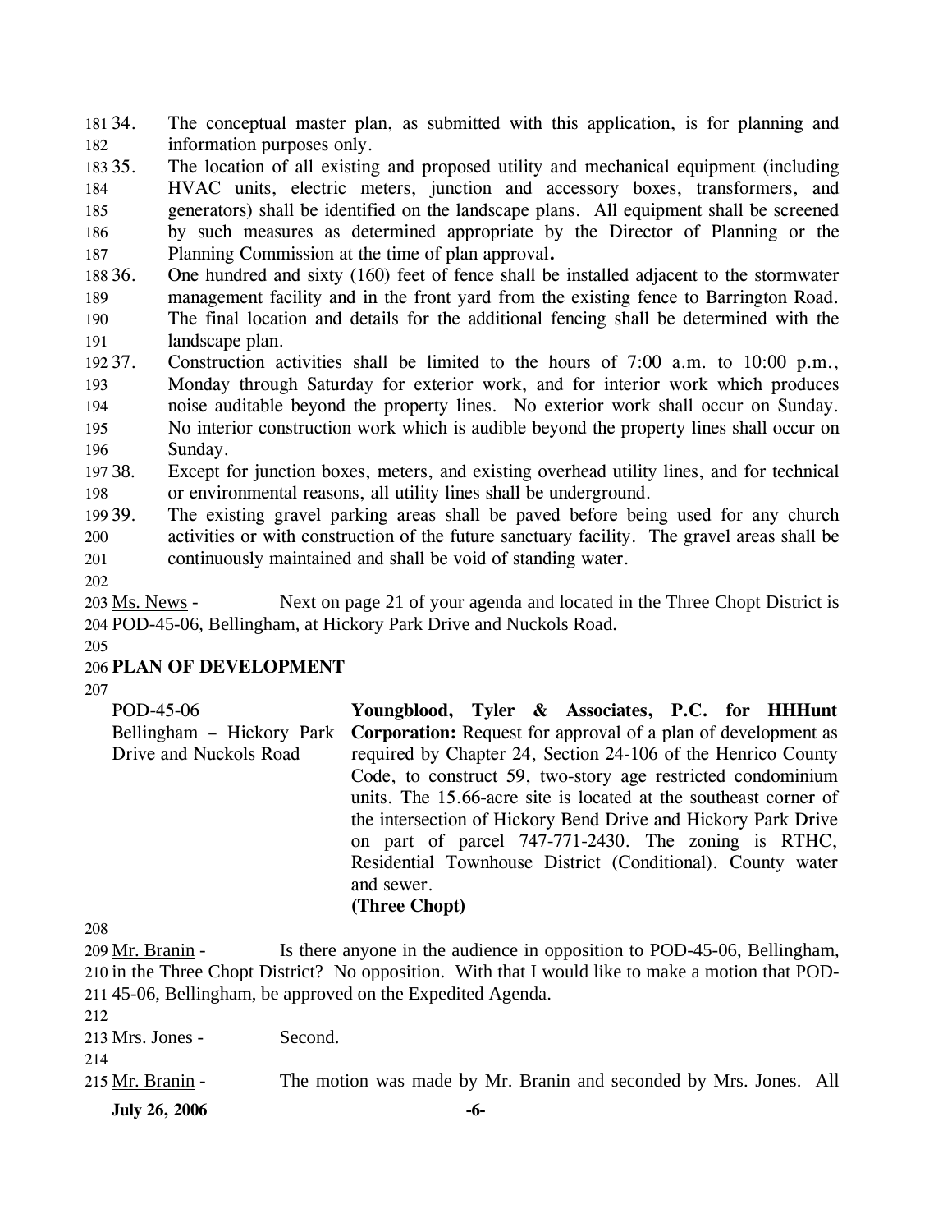34. The conceptual master plan, as submitted with this application, is for planning and information purposes only.
35. The location of all existing and proposed utility and mechanical equipment (including HVAC units, electric meters, junction and accessory boxes, transformers, and generators) shall be identified on the landscape plans. All equipment shall be screened by such measures as determined appropriate by the Director of Planning or the Planning Commission at the time of plan approval**.**
36. One hundred and sixty (160) feet of fence shall be installed adjacent to the stormwater management facility and in the front yard from the existing fence to Barrington Road. The final location and details for the additional fencing shall be determined with the landscape plan.
37. Construction activities shall be limited to the hours of 7:00 a.m. to 10:00 p.m., Monday through Saturday for exterior work, and for interior work which produces noise auditable beyond the property lines. No exterior work shall occur on Sunday. No interior construction work which is audible beyond the property lines shall occur on Sunday.
38. Except for junction boxes, meters, and existing overhead utility lines, and for technical or environmental reasons, all utility lines shall be underground.
39. The existing gravel parking areas shall be paved before being used for any church activities or with construction of the future sanctuary facility. The gravel areas shall be continuously maintained and shall be void of standing water.

Ms. News - Next on page 21 of your agenda and located in the Three Chopt District is POD-45-06, Bellingham, at Hickory Park Drive and Nuckols Road.

**PLAN OF DEVELOPMENT**

POD-45-06
Bellingham – Hickory Park Drive and Nuckols Road

**Youngblood, Tyler & Associates, P.C. for HHHunt Corporation:** Request for approval of a plan of development as required by Chapter 24, Section 24-106 of the Henrico County Code, to construct 59, two-story age restricted condominium units. The 15.66-acre site is located at the southeast corner of the intersection of Hickory Bend Drive and Hickory Park Drive on part of parcel 747-771-2430. The zoning is RTHC, Residential Townhouse District (Conditional). County water and sewer.
**(Three Chopt)**

Mr. Branin - Is there anyone in the audience in opposition to POD-45-06, Bellingham, in the Three Chopt District? No opposition. With that I would like to make a motion that POD-45-06, Bellingham, be approved on the Expedited Agenda.

Mrs. Jones - Second.

Mr. Branin - The motion was made by Mr. Branin and seconded by Mrs. Jones. All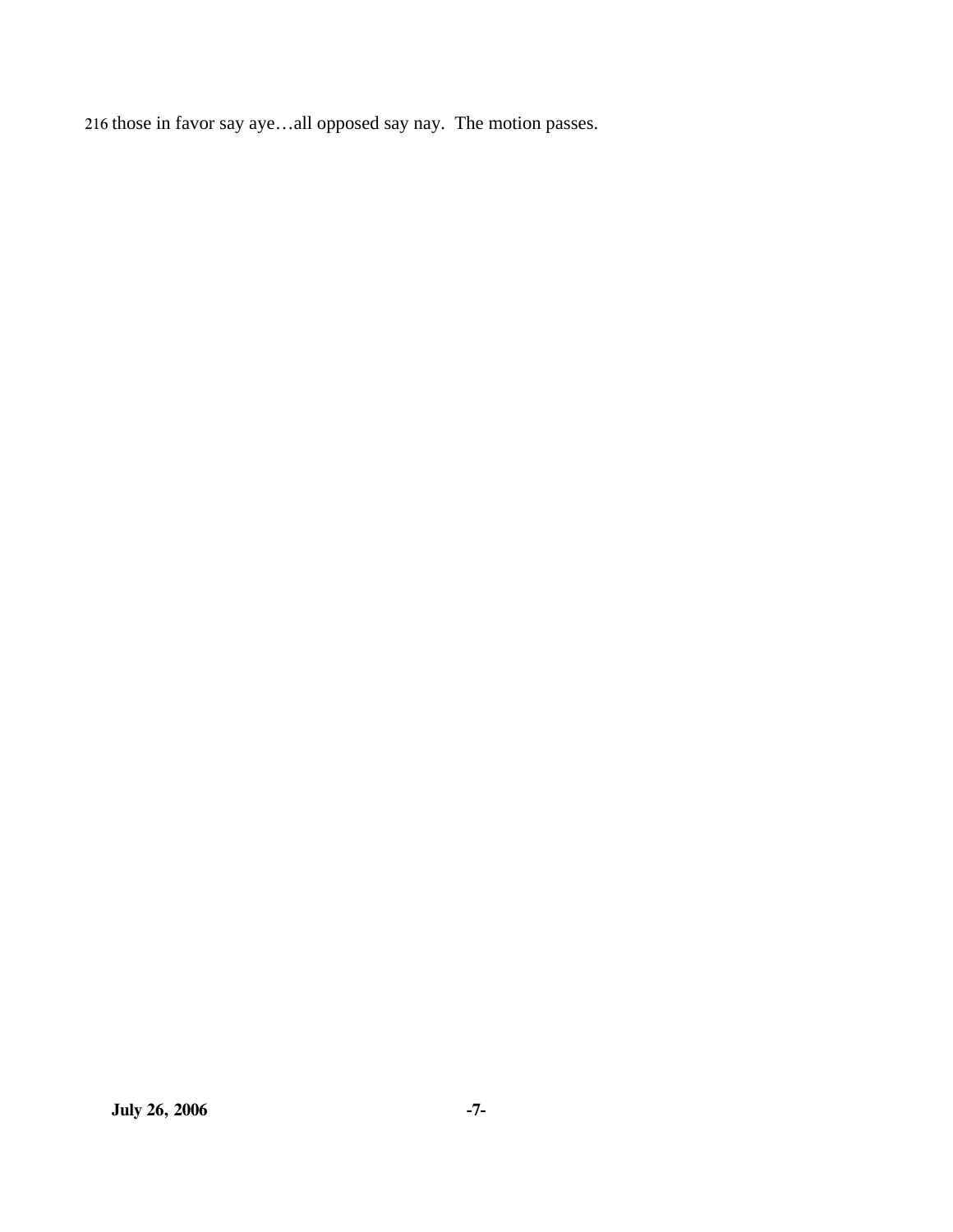216 those in favor say aye…all opposed say nay.  The motion passes.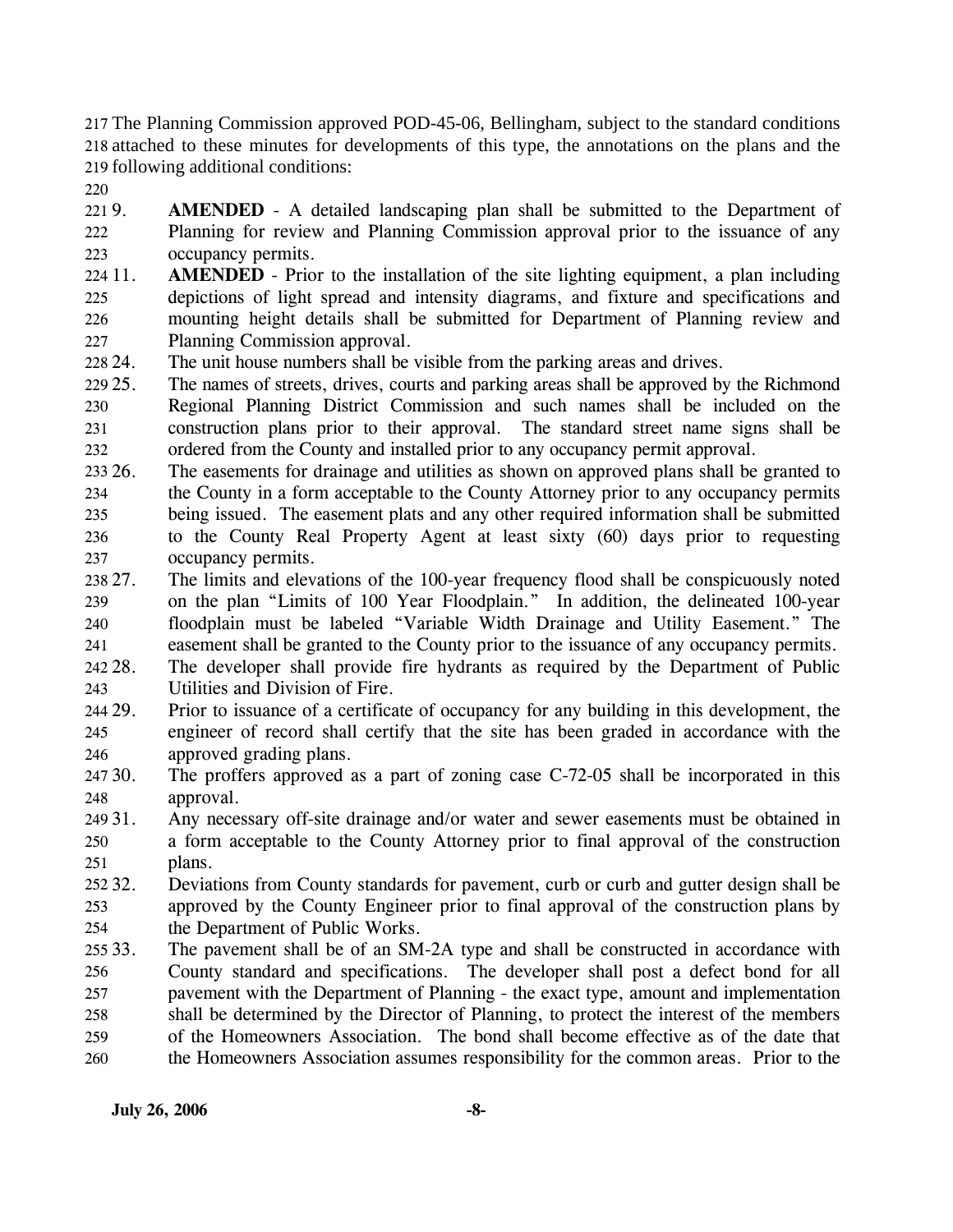The Planning Commission approved POD-45-06, Bellingham, subject to the standard conditions attached to these minutes for developments of this type, the annotations on the plans and the following additional conditions:

9. **AMENDED** - A detailed landscaping plan shall be submitted to the Department of Planning for review and Planning Commission approval prior to the issuance of any occupancy permits.
11. **AMENDED** - Prior to the installation of the site lighting equipment, a plan including depictions of light spread and intensity diagrams, and fixture and specifications and mounting height details shall be submitted for Department of Planning review and Planning Commission approval.
24. The unit house numbers shall be visible from the parking areas and drives.
25. The names of streets, drives, courts and parking areas shall be approved by the Richmond Regional Planning District Commission and such names shall be included on the construction plans prior to their approval. The standard street name signs shall be ordered from the County and installed prior to any occupancy permit approval.
26. The easements for drainage and utilities as shown on approved plans shall be granted to the County in a form acceptable to the County Attorney prior to any occupancy permits being issued. The easement plats and any other required information shall be submitted to the County Real Property Agent at least sixty (60) days prior to requesting occupancy permits.
27. The limits and elevations of the 100-year frequency flood shall be conspicuously noted on the plan "Limits of 100 Year Floodplain." In addition, the delineated 100-year floodplain must be labeled "Variable Width Drainage and Utility Easement." The easement shall be granted to the County prior to the issuance of any occupancy permits.
28. The developer shall provide fire hydrants as required by the Department of Public Utilities and Division of Fire.
29. Prior to issuance of a certificate of occupancy for any building in this development, the engineer of record shall certify that the site has been graded in accordance with the approved grading plans.
30. The proffers approved as a part of zoning case C-72-05 shall be incorporated in this approval.
31. Any necessary off-site drainage and/or water and sewer easements must be obtained in a form acceptable to the County Attorney prior to final approval of the construction plans.
32. Deviations from County standards for pavement, curb or curb and gutter design shall be approved by the County Engineer prior to final approval of the construction plans by the Department of Public Works.
33. The pavement shall be of an SM-2A type and shall be constructed in accordance with County standard and specifications. The developer shall post a defect bond for all pavement with the Department of Planning - the exact type, amount and implementation shall be determined by the Director of Planning, to protect the interest of the members of the Homeowners Association. The bond shall become effective as of the date that the Homeowners Association assumes responsibility for the common areas. Prior to the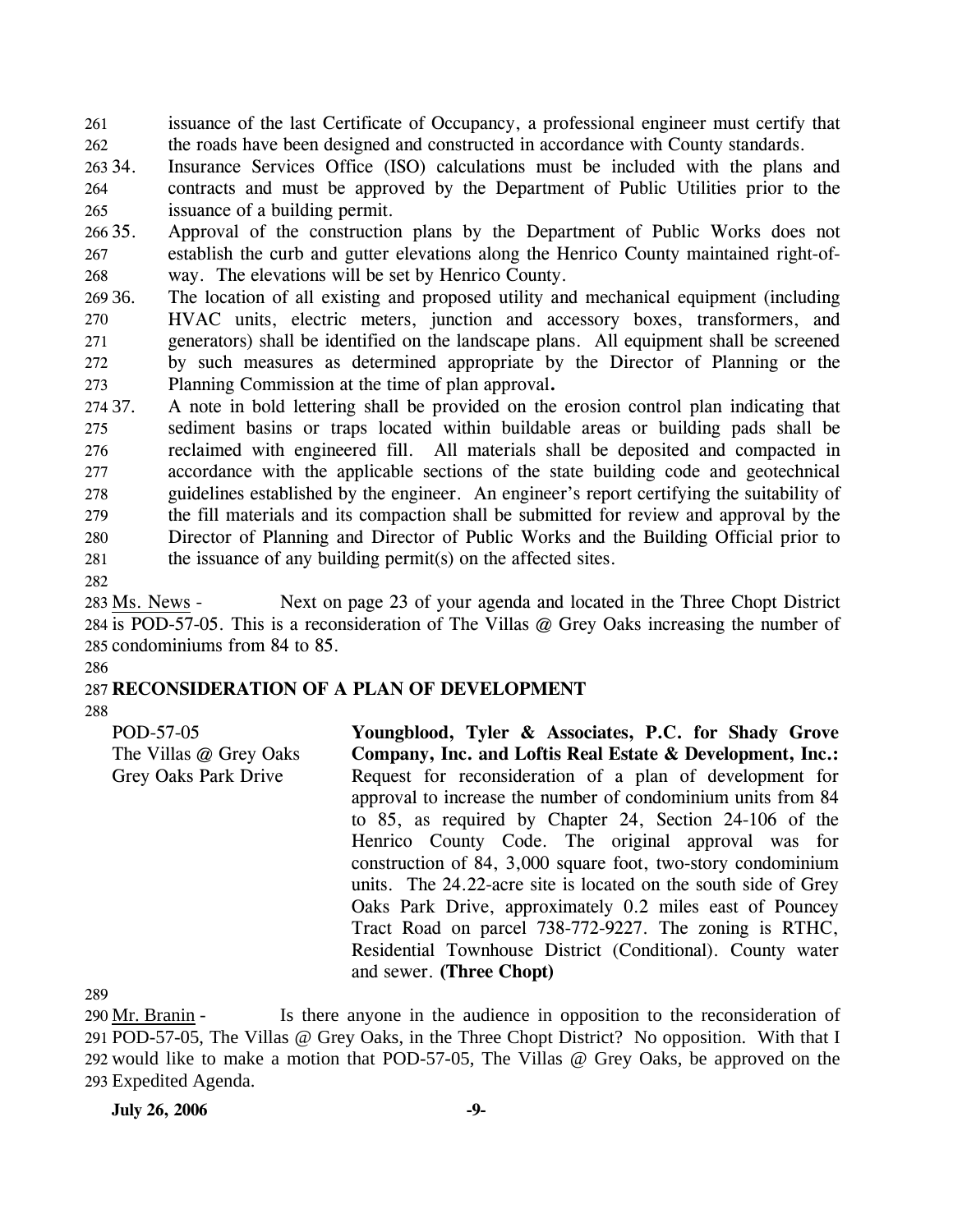issuance of the last Certificate of Occupancy, a professional engineer must certify that the roads have been designed and constructed in accordance with County standards.

34. Insurance Services Office (ISO) calculations must be included with the plans and contracts and must be approved by the Department of Public Utilities prior to the issuance of a building permit.
35. Approval of the construction plans by the Department of Public Works does not establish the curb and gutter elevations along the Henrico County maintained right-of-way. The elevations will be set by Henrico County.
36. The location of all existing and proposed utility and mechanical equipment (including HVAC units, electric meters, junction and accessory boxes, transformers, and generators) shall be identified on the landscape plans. All equipment shall be screened by such measures as determined appropriate by the Director of Planning or the Planning Commission at the time of plan approval**.**
37. A note in bold lettering shall be provided on the erosion control plan indicating that sediment basins or traps located within buildable areas or building pads shall be reclaimed with engineered fill. All materials shall be deposited and compacted in accordance with the applicable sections of the state building code and geotechnical guidelines established by the engineer. An engineer's report certifying the suitability of the fill materials and its compaction shall be submitted for review and approval by the Director of Planning and Director of Public Works and the Building Official prior to the issuance of any building permit(s) on the affected sites.

Ms. News - Next on page 23 of your agenda and located in the Three Chopt District is POD-57-05. This is a reconsideration of The Villas @ Grey Oaks increasing the number of condominiums from 84 to 85.

**RECONSIDERATION OF A PLAN OF DEVELOPMENT**

POD-57-05
The Villas @ Grey Oaks
Grey Oaks Park Drive

**Youngblood, Tyler & Associates, P.C. for Shady Grove Company, Inc. and Loftis Real Estate & Development, Inc.:** Request for reconsideration of a plan of development for approval to increase the number of condominium units from 84 to 85, as required by Chapter 24, Section 24-106 of the Henrico County Code. The original approval was for construction of 84, 3,000 square foot, two-story condominium units. The 24.22-acre site is located on the south side of Grey Oaks Park Drive, approximately 0.2 miles east of Pouncey Tract Road on parcel 738-772-9227. The zoning is RTHC, Residential Townhouse District (Conditional). County water and sewer. **(Three Chopt)**

Mr. Branin - Is there anyone in the audience in opposition to the reconsideration of POD-57-05, The Villas @ Grey Oaks, in the Three Chopt District? No opposition. With that I would like to make a motion that POD-57-05, The Villas @ Grey Oaks, be approved on the Expedited Agenda.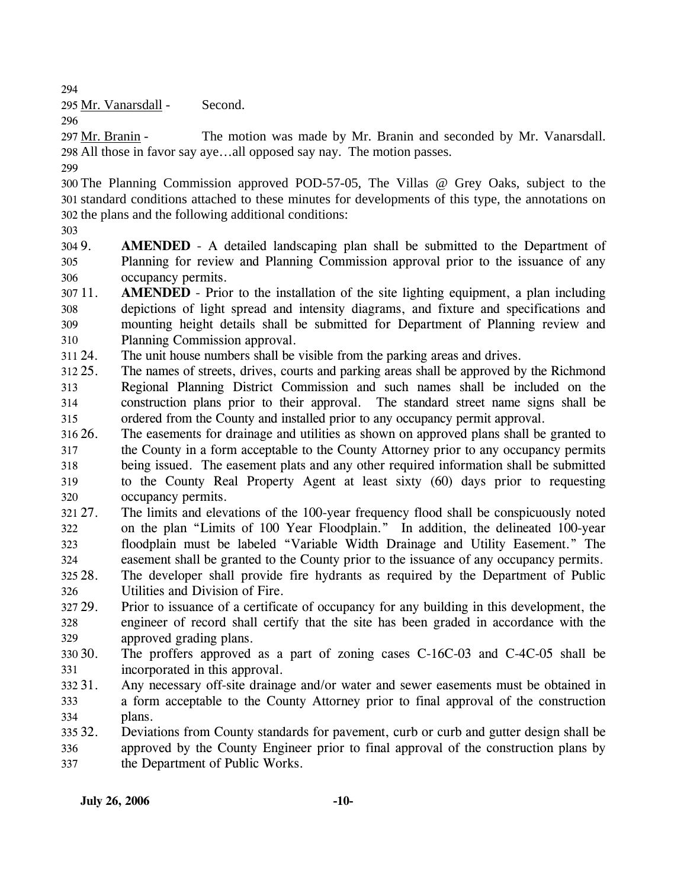Mr. Vanarsdall - Second.

Mr. Branin - The motion was made by Mr. Branin and seconded by Mr. Vanarsdall. All those in favor say aye…all opposed say nay. The motion passes.

The Planning Commission approved POD-57-05, The Villas @ Grey Oaks, subject to the standard conditions attached to these minutes for developments of this type, the annotations on the plans and the following additional conditions:

9. **AMENDED** - A detailed landscaping plan shall be submitted to the Department of Planning for review and Planning Commission approval prior to the issuance of any occupancy permits.
11. **AMENDED** - Prior to the installation of the site lighting equipment, a plan including depictions of light spread and intensity diagrams, and fixture and specifications and mounting height details shall be submitted for Department of Planning review and Planning Commission approval.
24. The unit house numbers shall be visible from the parking areas and drives.
25. The names of streets, drives, courts and parking areas shall be approved by the Richmond Regional Planning District Commission and such names shall be included on the construction plans prior to their approval. The standard street name signs shall be ordered from the County and installed prior to any occupancy permit approval.
26. The easements for drainage and utilities as shown on approved plans shall be granted to the County in a form acceptable to the County Attorney prior to any occupancy permits being issued. The easement plats and any other required information shall be submitted to the County Real Property Agent at least sixty (60) days prior to requesting occupancy permits.
27. The limits and elevations of the 100-year frequency flood shall be conspicuously noted on the plan "Limits of 100 Year Floodplain." In addition, the delineated 100-year floodplain must be labeled "Variable Width Drainage and Utility Easement." The easement shall be granted to the County prior to the issuance of any occupancy permits.
28. The developer shall provide fire hydrants as required by the Department of Public Utilities and Division of Fire.
29. Prior to issuance of a certificate of occupancy for any building in this development, the engineer of record shall certify that the site has been graded in accordance with the approved grading plans.
30. The proffers approved as a part of zoning cases C-16C-03 and C-4C-05 shall be incorporated in this approval.
31. Any necessary off-site drainage and/or water and sewer easements must be obtained in a form acceptable to the County Attorney prior to final approval of the construction plans.
32. Deviations from County standards for pavement, curb or curb and gutter design shall be approved by the County Engineer prior to final approval of the construction plans by the Department of Public Works.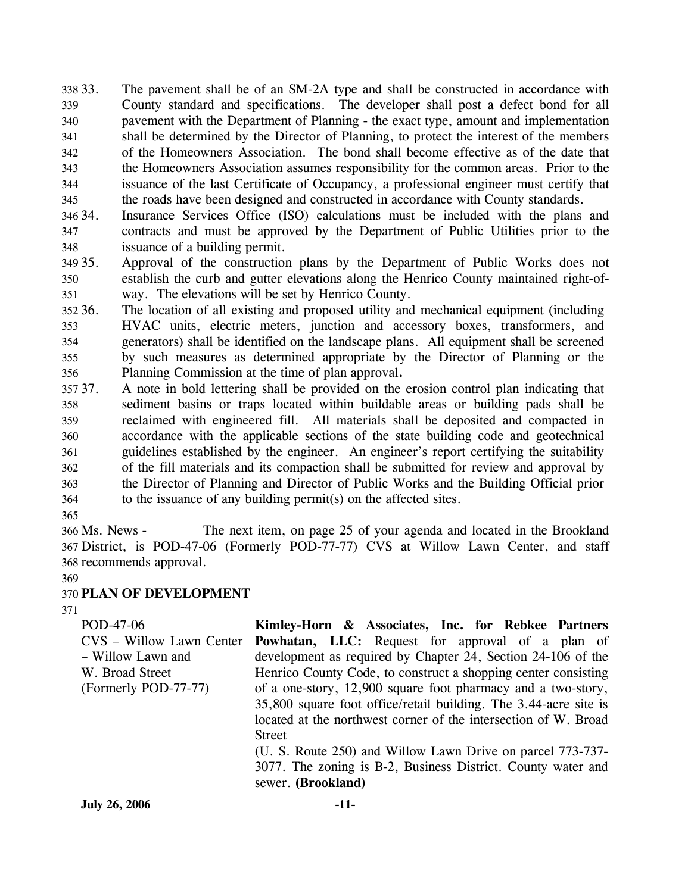33. The pavement shall be of an SM-2A type and shall be constructed in accordance with County standard and specifications. The developer shall post a defect bond for all pavement with the Department of Planning - the exact type, amount and implementation shall be determined by the Director of Planning, to protect the interest of the members of the Homeowners Association. The bond shall become effective as of the date that the Homeowners Association assumes responsibility for the common areas. Prior to the issuance of the last Certificate of Occupancy, a professional engineer must certify that the roads have been designed and constructed in accordance with County standards.
34. Insurance Services Office (ISO) calculations must be included with the plans and contracts and must be approved by the Department of Public Utilities prior to the issuance of a building permit.
35. Approval of the construction plans by the Department of Public Works does not establish the curb and gutter elevations along the Henrico County maintained right-of-way. The elevations will be set by Henrico County.
36. The location of all existing and proposed utility and mechanical equipment (including HVAC units, electric meters, junction and accessory boxes, transformers, and generators) shall be identified on the landscape plans. All equipment shall be screened by such measures as determined appropriate by the Director of Planning or the Planning Commission at the time of plan approval**.**
37. A note in bold lettering shall be provided on the erosion control plan indicating that sediment basins or traps located within buildable areas or building pads shall be reclaimed with engineered fill. All materials shall be deposited and compacted in accordance with the applicable sections of the state building code and geotechnical guidelines established by the engineer. An engineer's report certifying the suitability of the fill materials and its compaction shall be submitted for review and approval by the Director of Planning and Director of Public Works and the Building Official prior to the issuance of any building permit(s) on the affected sites.

Ms. News - The next item, on page 25 of your agenda and located in the Brookland District, is POD-47-06 (Formerly POD-77-77) CVS at Willow Lawn Center, and staff recommends approval.

**PLAN OF DEVELOPMENT**

POD-47-06
CVS – Willow Lawn Center – Willow Lawn and W. Broad Street
(Formerly POD-77-77)

**Kimley-Horn & Associates, Inc. for Rebkee Partners Powhatan, LLC:** Request for approval of a plan of development as required by Chapter 24, Section 24-106 of the Henrico County Code, to construct a shopping center consisting of a one-story, 12,900 square foot pharmacy and a two-story, 35,800 square foot office/retail building. The 3.44-acre site is located at the northwest corner of the intersection of W. Broad Street (U. S. Route 250) and Willow Lawn Drive on parcel 773-737-3077. The zoning is B-2, Business District. County water and sewer. **(Brookland)**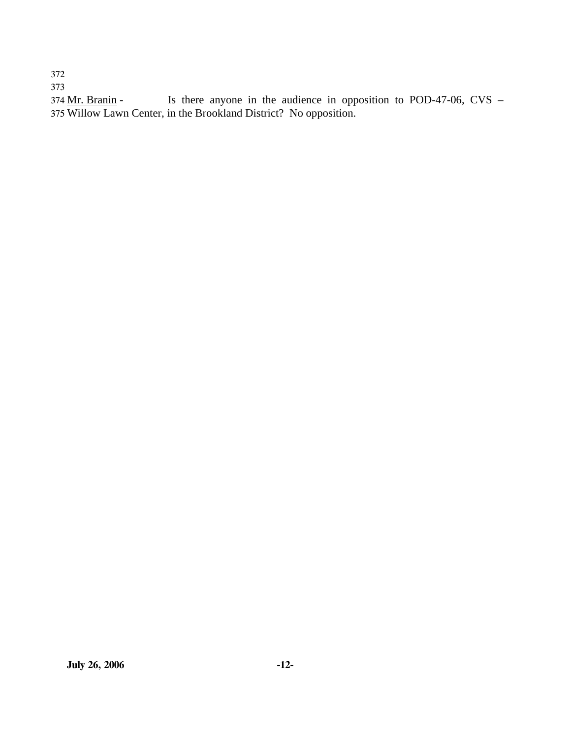Mr. Branin - Is there anyone in the audience in opposition to POD-47-06, CVS – Willow Lawn Center, in the Brookland District? No opposition.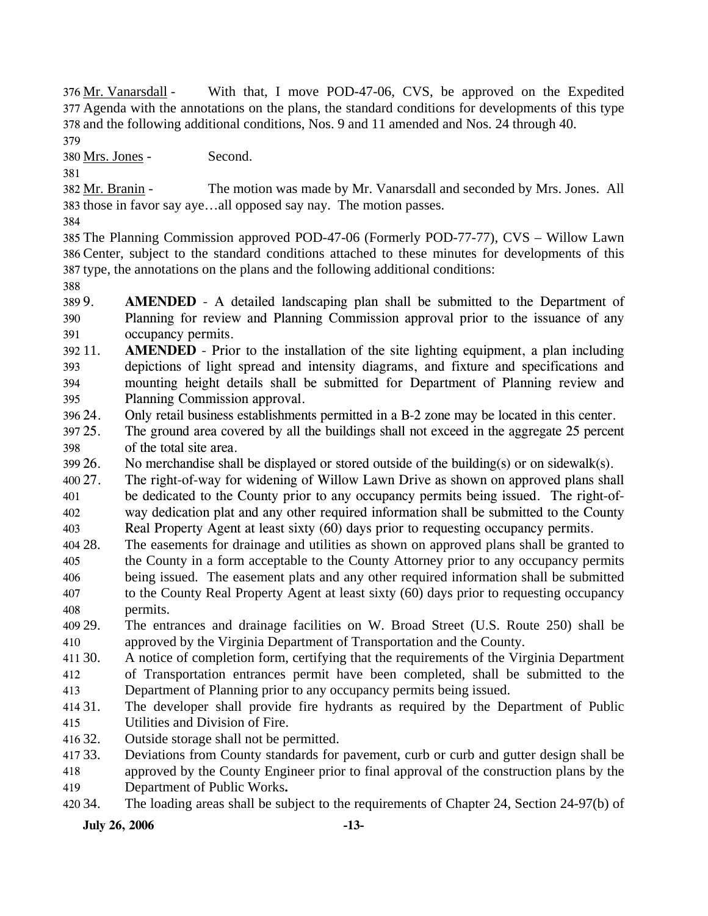Mr. Vanarsdall - With that, I move POD-47-06, CVS, be approved on the Expedited Agenda with the annotations on the plans, the standard conditions for developments of this type and the following additional conditions, Nos. 9 and 11 amended and Nos. 24 through 40.

Mrs. Jones - Second.

Mr. Branin - The motion was made by Mr. Vanarsdall and seconded by Mrs. Jones. All those in favor say aye…all opposed say nay. The motion passes.

The Planning Commission approved POD-47-06 (Formerly POD-77-77), CVS – Willow Lawn Center, subject to the standard conditions attached to these minutes for developments of this type, the annotations on the plans and the following additional conditions:

9. **AMENDED** - A detailed landscaping plan shall be submitted to the Department of Planning for review and Planning Commission approval prior to the issuance of any occupancy permits.
11. **AMENDED** - Prior to the installation of the site lighting equipment, a plan including depictions of light spread and intensity diagrams, and fixture and specifications and mounting height details shall be submitted for Department of Planning review and Planning Commission approval.
24. Only retail business establishments permitted in a B-2 zone may be located in this center.
25. The ground area covered by all the buildings shall not exceed in the aggregate 25 percent of the total site area.
26. No merchandise shall be displayed or stored outside of the building(s) or on sidewalk(s).
27. The right-of-way for widening of Willow Lawn Drive as shown on approved plans shall be dedicated to the County prior to any occupancy permits being issued. The right-of-way dedication plat and any other required information shall be submitted to the County Real Property Agent at least sixty (60) days prior to requesting occupancy permits.
28. The easements for drainage and utilities as shown on approved plans shall be granted to the County in a form acceptable to the County Attorney prior to any occupancy permits being issued. The easement plats and any other required information shall be submitted to the County Real Property Agent at least sixty (60) days prior to requesting occupancy permits.
29. The entrances and drainage facilities on W. Broad Street (U.S. Route 250) shall be approved by the Virginia Department of Transportation and the County.
30. A notice of completion form, certifying that the requirements of the Virginia Department of Transportation entrances permit have been completed, shall be submitted to the Department of Planning prior to any occupancy permits being issued.
31. The developer shall provide fire hydrants as required by the Department of Public Utilities and Division of Fire.
32. Outside storage shall not be permitted.
33. Deviations from County standards for pavement, curb or curb and gutter design shall be approved by the County Engineer prior to final approval of the construction plans by the Department of Public Works.
34. The loading areas shall be subject to the requirements of Chapter 24, Section 24-97(b) of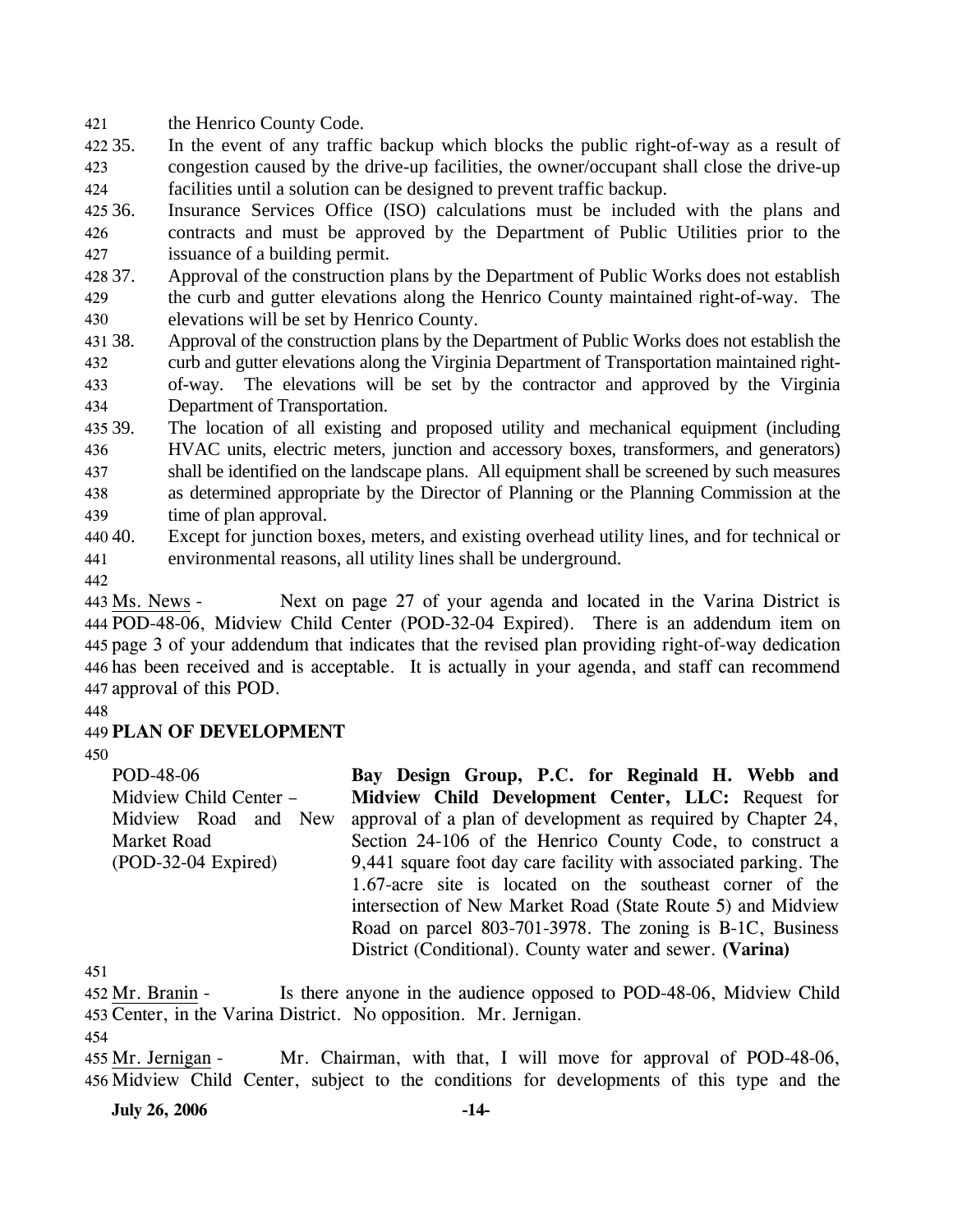the Henrico County Code.

35. In the event of any traffic backup which blocks the public right-of-way as a result of congestion caused by the drive-up facilities, the owner/occupant shall close the drive-up facilities until a solution can be designed to prevent traffic backup.

36. Insurance Services Office (ISO) calculations must be included with the plans and contracts and must be approved by the Department of Public Utilities prior to the issuance of a building permit.

37. Approval of the construction plans by the Department of Public Works does not establish the curb and gutter elevations along the Henrico County maintained right-of-way. The elevations will be set by Henrico County.

38. Approval of the construction plans by the Department of Public Works does not establish the curb and gutter elevations along the Virginia Department of Transportation maintained right-of-way. The elevations will be set by the contractor and approved by the Virginia Department of Transportation.

39. The location of all existing and proposed utility and mechanical equipment (including HVAC units, electric meters, junction and accessory boxes, transformers, and generators) shall be identified on the landscape plans. All equipment shall be screened by such measures as determined appropriate by the Director of Planning or the Planning Commission at the time of plan approval.

40. Except for junction boxes, meters, and existing overhead utility lines, and for technical or environmental reasons, all utility lines shall be underground.

Ms. News - Next on page 27 of your agenda and located in the Varina District is POD-48-06, Midview Child Center (POD-32-04 Expired). There is an addendum item on page 3 of your addendum that indicates that the revised plan providing right-of-way dedication has been received and is acceptable. It is actually in your agenda, and staff can recommend approval of this POD.

**PLAN OF DEVELOPMENT**

| | |
|---|---|
| POD-48-06<br>Midview Child Center – Midview Road and New Market Road<br>(POD-32-04 Expired) | **Bay Design Group, P.C. for Reginald H. Webb and Midview Child Development Center, LLC:** Request for approval of a plan of development as required by Chapter 24, Section 24-106 of the Henrico County Code, to construct a 9,441 square foot day care facility with associated parking. The 1.67-acre site is located on the southeast corner of the intersection of New Market Road (State Route 5) and Midview Road on parcel 803-701-3978. The zoning is B-1C, Business District (Conditional). County water and sewer. **(Varina)** |

Mr. Branin - Is there anyone in the audience opposed to POD-48-06, Midview Child Center, in the Varina District. No opposition. Mr. Jernigan.

Mr. Jernigan - Mr. Chairman, with that, I will move for approval of POD-48-06, Midview Child Center, subject to the conditions for developments of this type and the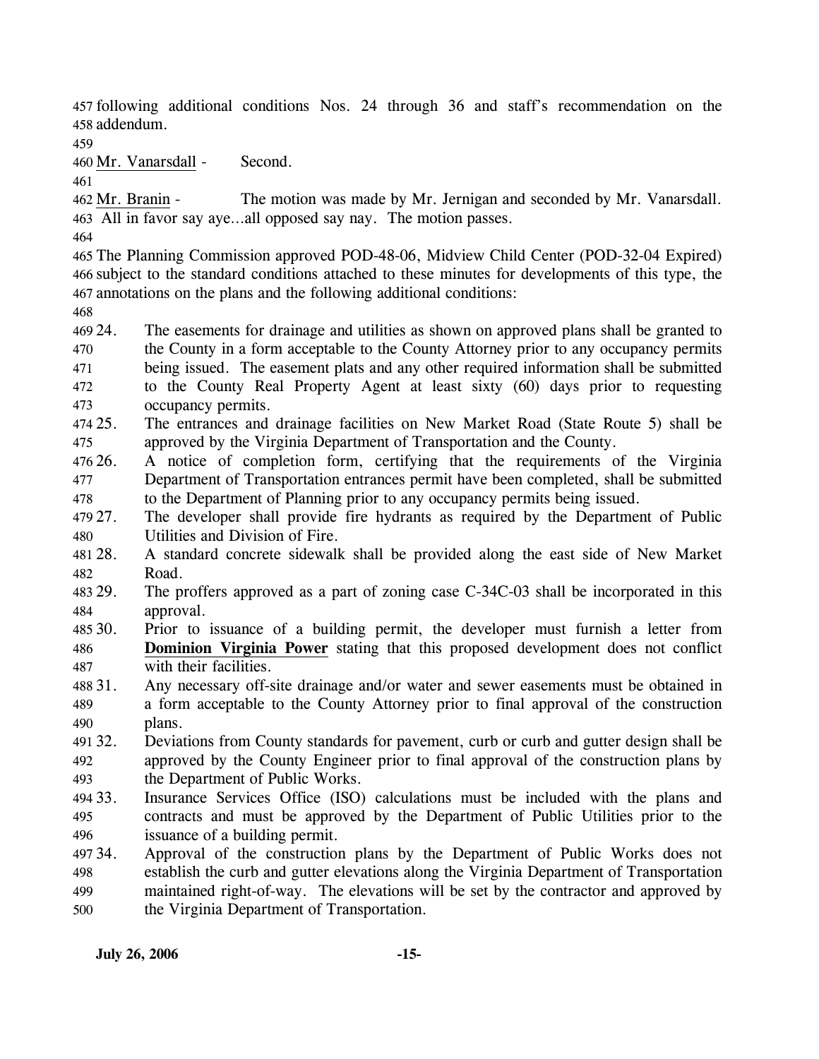following additional conditions Nos. 24 through 36 and staff's recommendation on the addendum.

Mr. Vanarsdall - Second.

Mr. Branin - The motion was made by Mr. Jernigan and seconded by Mr. Vanarsdall. All in favor say aye…all opposed say nay. The motion passes.

The Planning Commission approved POD-48-06, Midview Child Center (POD-32-04 Expired) subject to the standard conditions attached to these minutes for developments of this type, the annotations on the plans and the following additional conditions:

24. The easements for drainage and utilities as shown on approved plans shall be granted to the County in a form acceptable to the County Attorney prior to any occupancy permits being issued. The easement plats and any other required information shall be submitted to the County Real Property Agent at least sixty (60) days prior to requesting occupancy permits.
25. The entrances and drainage facilities on New Market Road (State Route 5) shall be approved by the Virginia Department of Transportation and the County.
26. A notice of completion form, certifying that the requirements of the Virginia Department of Transportation entrances permit have been completed, shall be submitted to the Department of Planning prior to any occupancy permits being issued.
27. The developer shall provide fire hydrants as required by the Department of Public Utilities and Division of Fire.
28. A standard concrete sidewalk shall be provided along the east side of New Market Road.
29. The proffers approved as a part of zoning case C-34C-03 shall be incorporated in this approval.
30. Prior to issuance of a building permit, the developer must furnish a letter from **Dominion Virginia Power** stating that this proposed development does not conflict with their facilities.
31. Any necessary off-site drainage and/or water and sewer easements must be obtained in a form acceptable to the County Attorney prior to final approval of the construction plans.
32. Deviations from County standards for pavement, curb or curb and gutter design shall be approved by the County Engineer prior to final approval of the construction plans by the Department of Public Works.
33. Insurance Services Office (ISO) calculations must be included with the plans and contracts and must be approved by the Department of Public Utilities prior to the issuance of a building permit.
34. Approval of the construction plans by the Department of Public Works does not establish the curb and gutter elevations along the Virginia Department of Transportation maintained right-of-way. The elevations will be set by the contractor and approved by the Virginia Department of Transportation.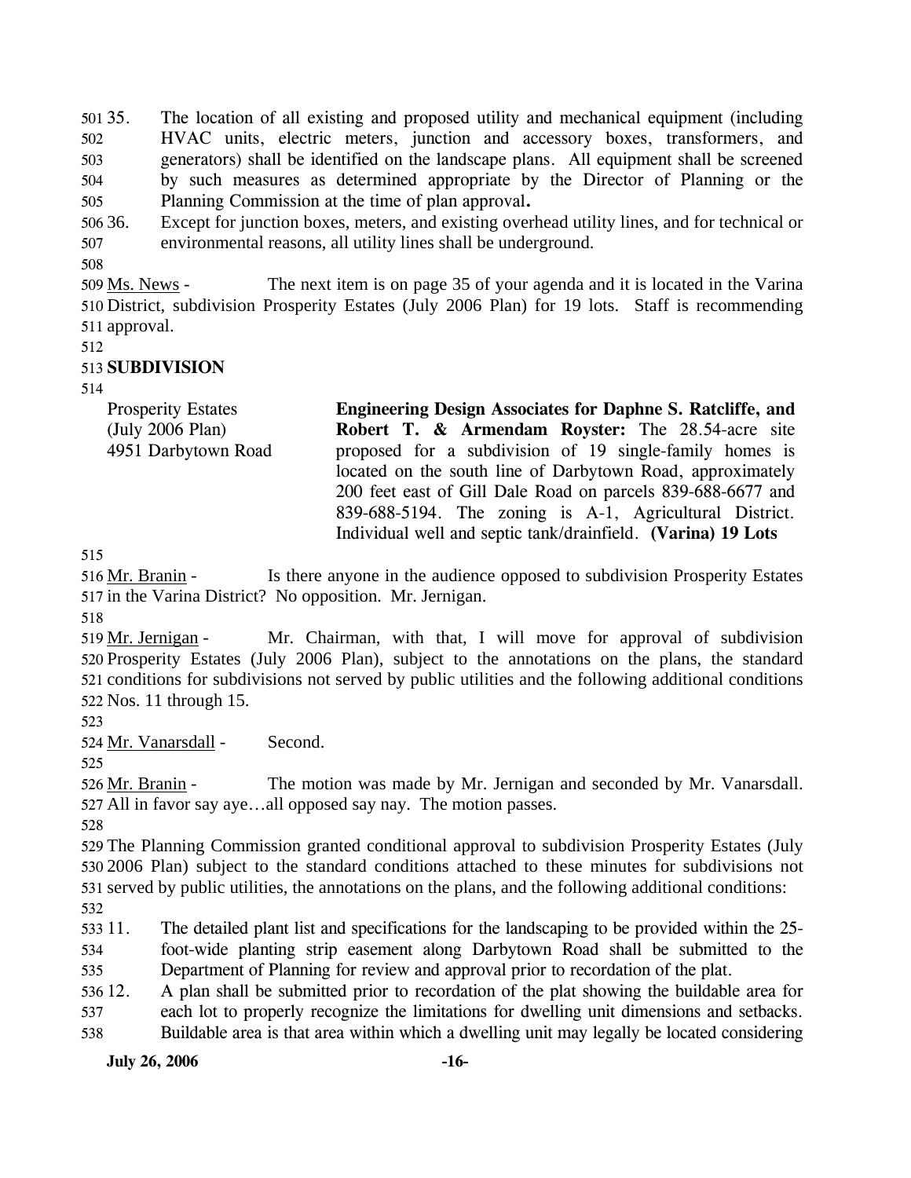35. The location of all existing and proposed utility and mechanical equipment (including HVAC units, electric meters, junction and accessory boxes, transformers, and generators) shall be identified on the landscape plans. All equipment shall be screened by such measures as determined appropriate by the Director of Planning or the Planning Commission at the time of plan approval**.**

36. Except for junction boxes, meters, and existing overhead utility lines, and for technical or environmental reasons, all utility lines shall be underground.

Ms. News - The next item is on page 35 of your agenda and it is located in the Varina District, subdivision Prosperity Estates (July 2006 Plan) for 19 lots. Staff is recommending approval.

**SUBDIVISION**

| | |
|---|---|
| Prosperity Estates (July 2006 Plan) 4951 Darbytown Road | **Engineering Design Associates for Daphne S. Ratcliffe, and Robert T. & Armendam Royster:** The 28.54-acre site proposed for a subdivision of 19 single-family homes is located on the south line of Darbytown Road, approximately 200 feet east of Gill Dale Road on parcels 839-688-6677 and 839-688-5194. The zoning is A-1, Agricultural District. Individual well and septic tank/drainfield. **(Varina) 19 Lots** |

Mr. Branin - Is there anyone in the audience opposed to subdivision Prosperity Estates in the Varina District? No opposition. Mr. Jernigan.

Mr. Jernigan - Mr. Chairman, with that, I will move for approval of subdivision Prosperity Estates (July 2006 Plan), subject to the annotations on the plans, the standard conditions for subdivisions not served by public utilities and the following additional conditions Nos. 11 through 15.

Mr. Vanarsdall - Second.

Mr. Branin - The motion was made by Mr. Jernigan and seconded by Mr. Vanarsdall. All in favor say aye…all opposed say nay. The motion passes.

The Planning Commission granted conditional approval to subdivision Prosperity Estates (July 2006 Plan) subject to the standard conditions attached to these minutes for subdivisions not served by public utilities, the annotations on the plans, and the following additional conditions:

11. The detailed plant list and specifications for the landscaping to be provided within the 25-foot-wide planting strip easement along Darbytown Road shall be submitted to the Department of Planning for review and approval prior to recordation of the plat.

12. A plan shall be submitted prior to recordation of the plat showing the buildable area for each lot to properly recognize the limitations for dwelling unit dimensions and setbacks. Buildable area is that area within which a dwelling unit may legally be located considering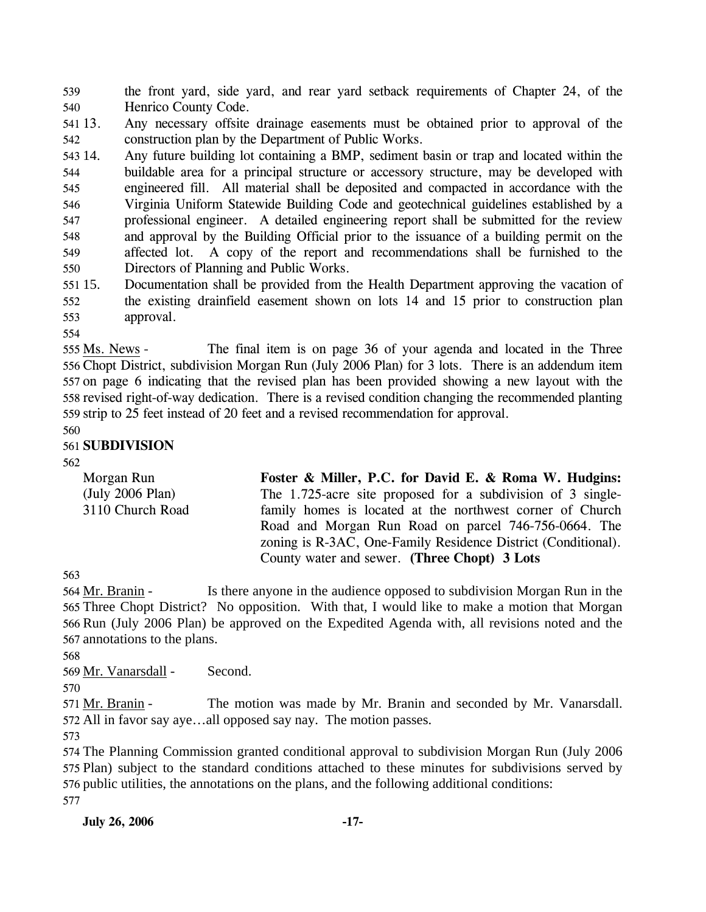the front yard, side yard, and rear yard setback requirements of Chapter 24, of the Henrico County Code.

13. Any necessary offsite drainage easements must be obtained prior to approval of the construction plan by the Department of Public Works.
14. Any future building lot containing a BMP, sediment basin or trap and located within the buildable area for a principal structure or accessory structure, may be developed with engineered fill. All material shall be deposited and compacted in accordance with the Virginia Uniform Statewide Building Code and geotechnical guidelines established by a professional engineer. A detailed engineering report shall be submitted for the review and approval by the Building Official prior to the issuance of a building permit on the affected lot. A copy of the report and recommendations shall be furnished to the Directors of Planning and Public Works.
15. Documentation shall be provided from the Health Department approving the vacation of the existing drainfield easement shown on lots 14 and 15 prior to construction plan approval.

Ms. News - The final item is on page 36 of your agenda and located in the Three Chopt District, subdivision Morgan Run (July 2006 Plan) for 3 lots. There is an addendum item on page 6 indicating that the revised plan has been provided showing a new layout with the revised right-of-way dedication. There is a revised condition changing the recommended planting strip to 25 feet instead of 20 feet and a revised recommendation for approval.

**SUBDIVISION**

Morgan Run
(July 2006 Plan)
3110 Church Road

**Foster & Miller, P.C. for David E. & Roma W. Hudgins:** The 1.725-acre site proposed for a subdivision of 3 single-family homes is located at the northwest corner of Church Road and Morgan Run Road on parcel 746-756-0664. The zoning is R-3AC, One-Family Residence District (Conditional). County water and sewer. **(Three Chopt) 3 Lots**

Mr. Branin - Is there anyone in the audience opposed to subdivision Morgan Run in the Three Chopt District? No opposition. With that, I would like to make a motion that Morgan Run (July 2006 Plan) be approved on the Expedited Agenda with, all revisions noted and the annotations to the plans.

Mr. Vanarsdall - Second.

Mr. Branin - The motion was made by Mr. Branin and seconded by Mr. Vanarsdall. All in favor say aye…all opposed say nay. The motion passes.

The Planning Commission granted conditional approval to subdivision Morgan Run (July 2006 Plan) subject to the standard conditions attached to these minutes for subdivisions served by public utilities, the annotations on the plans, and the following additional conditions: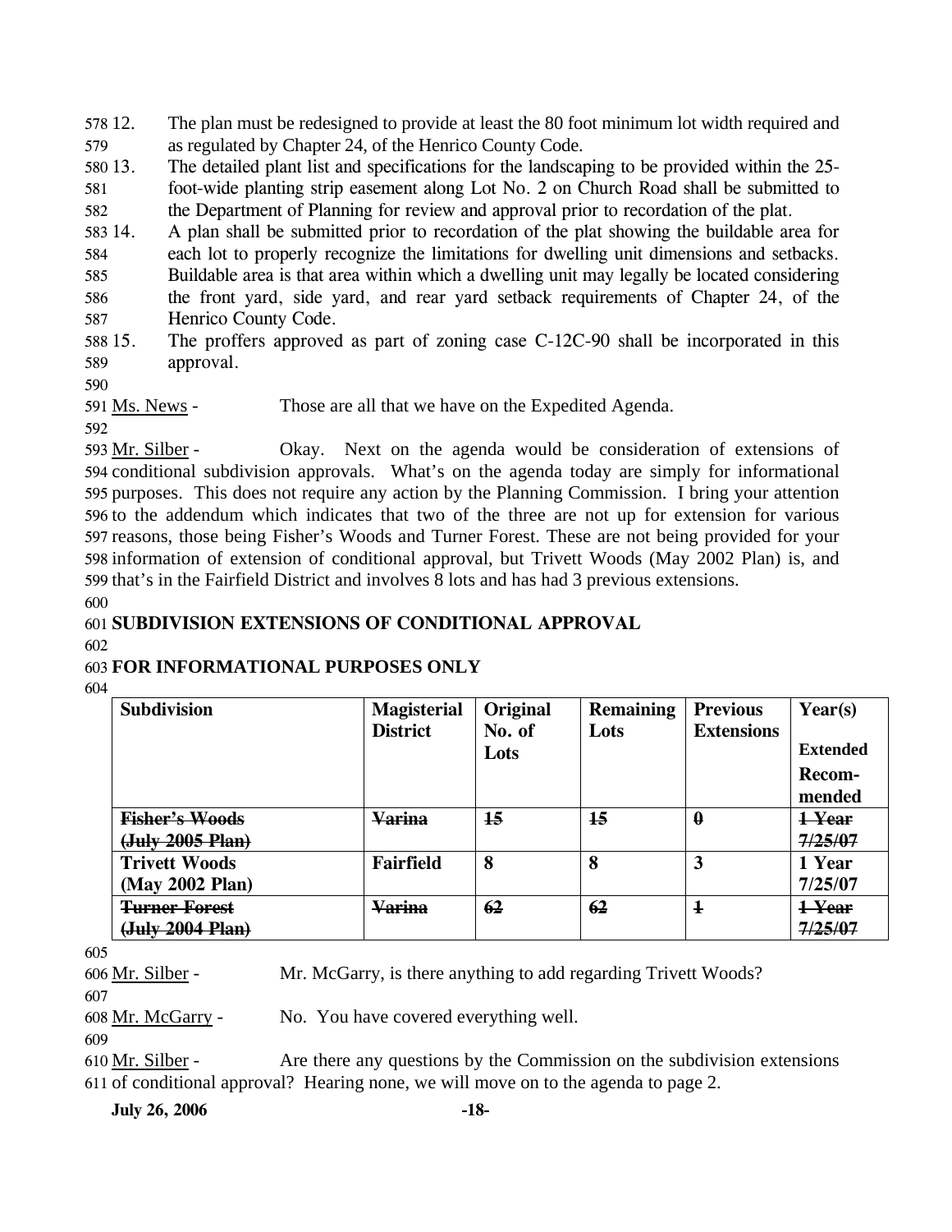12. The plan must be redesigned to provide at least the 80 foot minimum lot width required and as regulated by Chapter 24, of the Henrico County Code.
13. The detailed plant list and specifications for the landscaping to be provided within the 25-foot-wide planting strip easement along Lot No. 2 on Church Road shall be submitted to the Department of Planning for review and approval prior to recordation of the plat.
14. A plan shall be submitted prior to recordation of the plat showing the buildable area for each lot to properly recognize the limitations for dwelling unit dimensions and setbacks. Buildable area is that area within which a dwelling unit may legally be located considering the front yard, side yard, and rear yard setback requirements of Chapter 24, of the Henrico County Code.
15. The proffers approved as part of zoning case C-12C-90 shall be incorporated in this approval.

Ms. News - Those are all that we have on the Expedited Agenda.

Mr. Silber - Okay. Next on the agenda would be consideration of extensions of conditional subdivision approvals. What's on the agenda today are simply for informational purposes. This does not require any action by the Planning Commission. I bring your attention to the addendum which indicates that two of the three are not up for extension for various reasons, those being Fisher's Woods and Turner Forest. These are not being provided for your information of extension of conditional approval, but Trivett Woods (May 2002 Plan) is, and that's in the Fairfield District and involves 8 lots and has had 3 previous extensions.

**SUBDIVISION EXTENSIONS OF CONDITIONAL APPROVAL**

**FOR INFORMATIONAL PURPOSES ONLY**

| Subdivision | Magisterial District | Original No. of Lots | Remaining Lots | Previous Extensions | Year(s) Extended Recom-mended |
|---|---|---|---|---|---|
| ~~Fisher's Woods (July 2005 Plan)~~ | ~~Varina~~ | ~~15~~ | ~~15~~ | ~~0~~ | ~~1 Year 7/25/07~~ |
| **Trivett Woods (May 2002 Plan)** | **Fairfield** | **8** | **8** | **3** | **1 Year 7/25/07** |
| ~~Turner Forest (July 2004 Plan)~~ | ~~Varina~~ | ~~62~~ | ~~62~~ | ~~1~~ | ~~1 Year 7/25/07~~ |

Mr. Silber - Mr. McGarry, is there anything to add regarding Trivett Woods?

Mr. McGarry - No. You have covered everything well.

Mr. Silber - Are there any questions by the Commission on the subdivision extensions of conditional approval? Hearing none, we will move on to the agenda to page 2.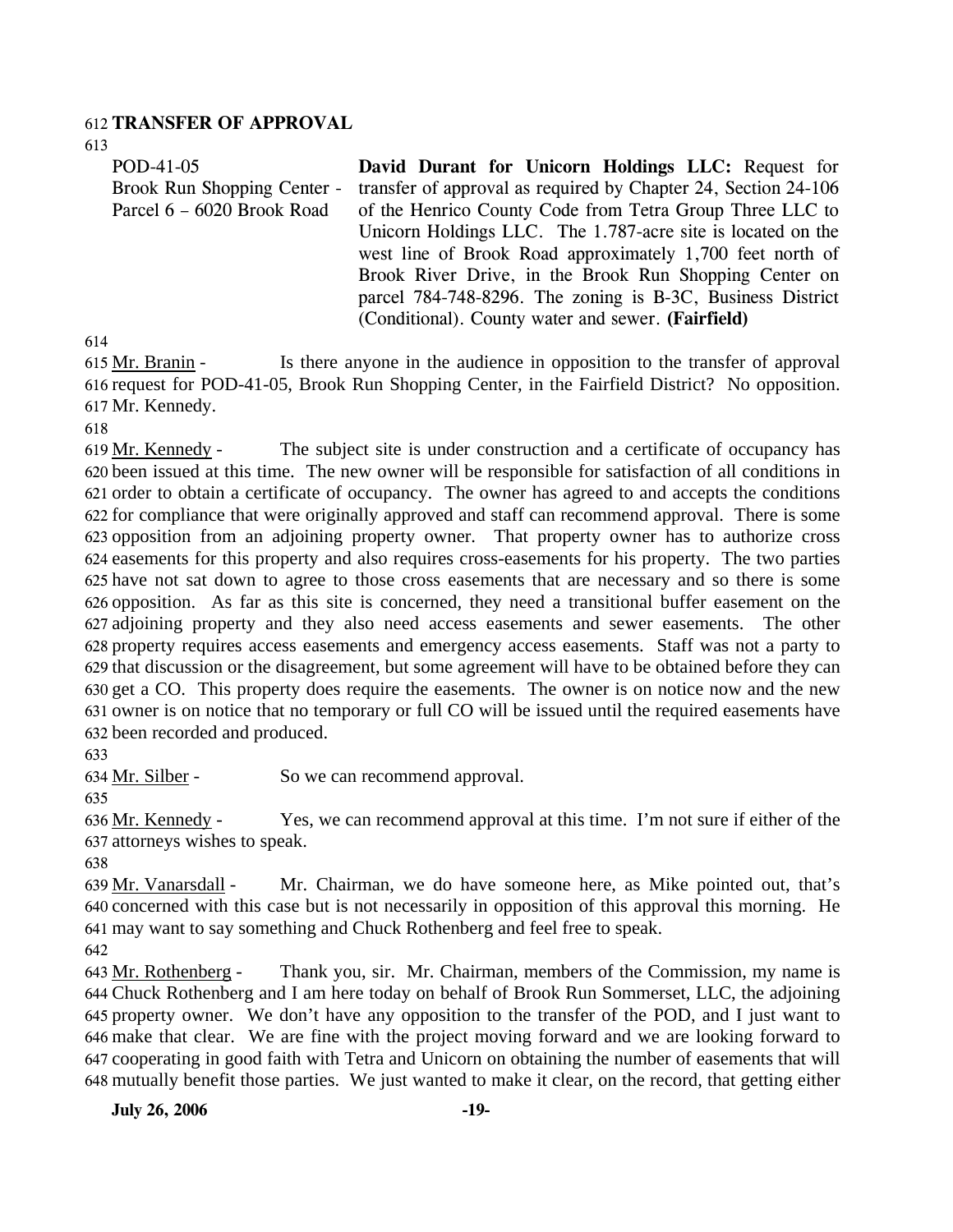**TRANSFER OF APPROVAL**

| | |
|---|---|
| POD-41-05<br>Brook Run Shopping Center - Parcel 6 – 6020 Brook Road | **David Durant for Unicorn Holdings LLC:** Request for transfer of approval as required by Chapter 24, Section 24-106 of the Henrico County Code from Tetra Group Three LLC to Unicorn Holdings LLC. The 1.787-acre site is located on the west line of Brook Road approximately 1,700 feet north of Brook River Drive, in the Brook Run Shopping Center on parcel 784-748-8296. The zoning is B-3C, Business District (Conditional). County water and sewer. **(Fairfield)** |

Mr. Branin - Is there anyone in the audience in opposition to the transfer of approval request for POD-41-05, Brook Run Shopping Center, in the Fairfield District? No opposition. Mr. Kennedy.

Mr. Kennedy - The subject site is under construction and a certificate of occupancy has been issued at this time. The new owner will be responsible for satisfaction of all conditions in order to obtain a certificate of occupancy. The owner has agreed to and accepts the conditions for compliance that were originally approved and staff can recommend approval. There is some opposition from an adjoining property owner. That property owner has to authorize cross easements for this property and also requires cross-easements for his property. The two parties have not sat down to agree to those cross easements that are necessary and so there is some opposition. As far as this site is concerned, they need a transitional buffer easement on the adjoining property and they also need access easements and sewer easements. The other property requires access easements and emergency access easements. Staff was not a party to that discussion or the disagreement, but some agreement will have to be obtained before they can get a CO. This property does require the easements. The owner is on notice now and the new owner is on notice that no temporary or full CO will be issued until the required easements have been recorded and produced.

Mr. Silber - So we can recommend approval.

Mr. Kennedy - Yes, we can recommend approval at this time. I'm not sure if either of the attorneys wishes to speak.

Mr. Vanarsdall - Mr. Chairman, we do have someone here, as Mike pointed out, that's concerned with this case but is not necessarily in opposition of this approval this morning. He may want to say something and Chuck Rothenberg and feel free to speak.

Mr. Rothenberg - Thank you, sir. Mr. Chairman, members of the Commission, my name is Chuck Rothenberg and I am here today on behalf of Brook Run Sommerset, LLC, the adjoining property owner. We don't have any opposition to the transfer of the POD, and I just want to make that clear. We are fine with the project moving forward and we are looking forward to cooperating in good faith with Tetra and Unicorn on obtaining the number of easements that will mutually benefit those parties. We just wanted to make it clear, on the record, that getting either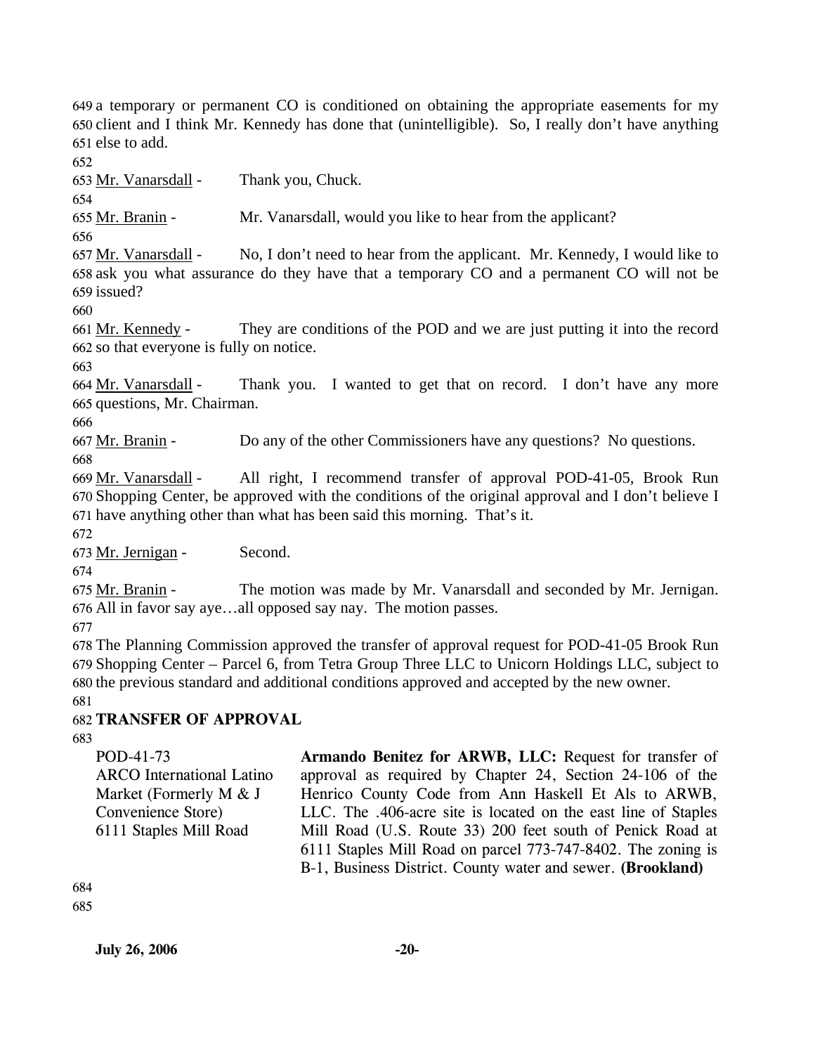a temporary or permanent CO is conditioned on obtaining the appropriate easements for my client and I think Mr. Kennedy has done that (unintelligible). So, I really don't have anything else to add.

Mr. Vanarsdall - Thank you, Chuck.

Mr. Branin - Mr. Vanarsdall, would you like to hear from the applicant?

Mr. Vanarsdall - No, I don't need to hear from the applicant. Mr. Kennedy, I would like to ask you what assurance do they have that a temporary CO and a permanent CO will not be issued?

Mr. Kennedy - They are conditions of the POD and we are just putting it into the record so that everyone is fully on notice.

Mr. Vanarsdall - Thank you. I wanted to get that on record. I don't have any more questions, Mr. Chairman.

Mr. Branin - Do any of the other Commissioners have any questions? No questions.

Mr. Vanarsdall - All right, I recommend transfer of approval POD-41-05, Brook Run Shopping Center, be approved with the conditions of the original approval and I don't believe I have anything other than what has been said this morning. That's it.

Mr. Jernigan - Second.

Mr. Branin - The motion was made by Mr. Vanarsdall and seconded by Mr. Jernigan. All in favor say aye…all opposed say nay. The motion passes.

The Planning Commission approved the transfer of approval request for POD-41-05 Brook Run Shopping Center – Parcel 6, from Tetra Group Three LLC to Unicorn Holdings LLC, subject to the previous standard and additional conditions approved and accepted by the new owner.

## TRANSFER OF APPROVAL

POD-41-73
ARCO International Latino Market (Formerly M & J Convenience Store)
6111 Staples Mill Road

**Armando Benitez for ARWB, LLC:** Request for transfer of approval as required by Chapter 24, Section 24-106 of the Henrico County Code from Ann Haskell Et Als to ARWB, LLC. The .406-acre site is located on the east line of Staples Mill Road (U.S. Route 33) 200 feet south of Penick Road at 6111 Staples Mill Road on parcel 773-747-8402. The zoning is B-1, Business District. County water and sewer. **(Brookland)**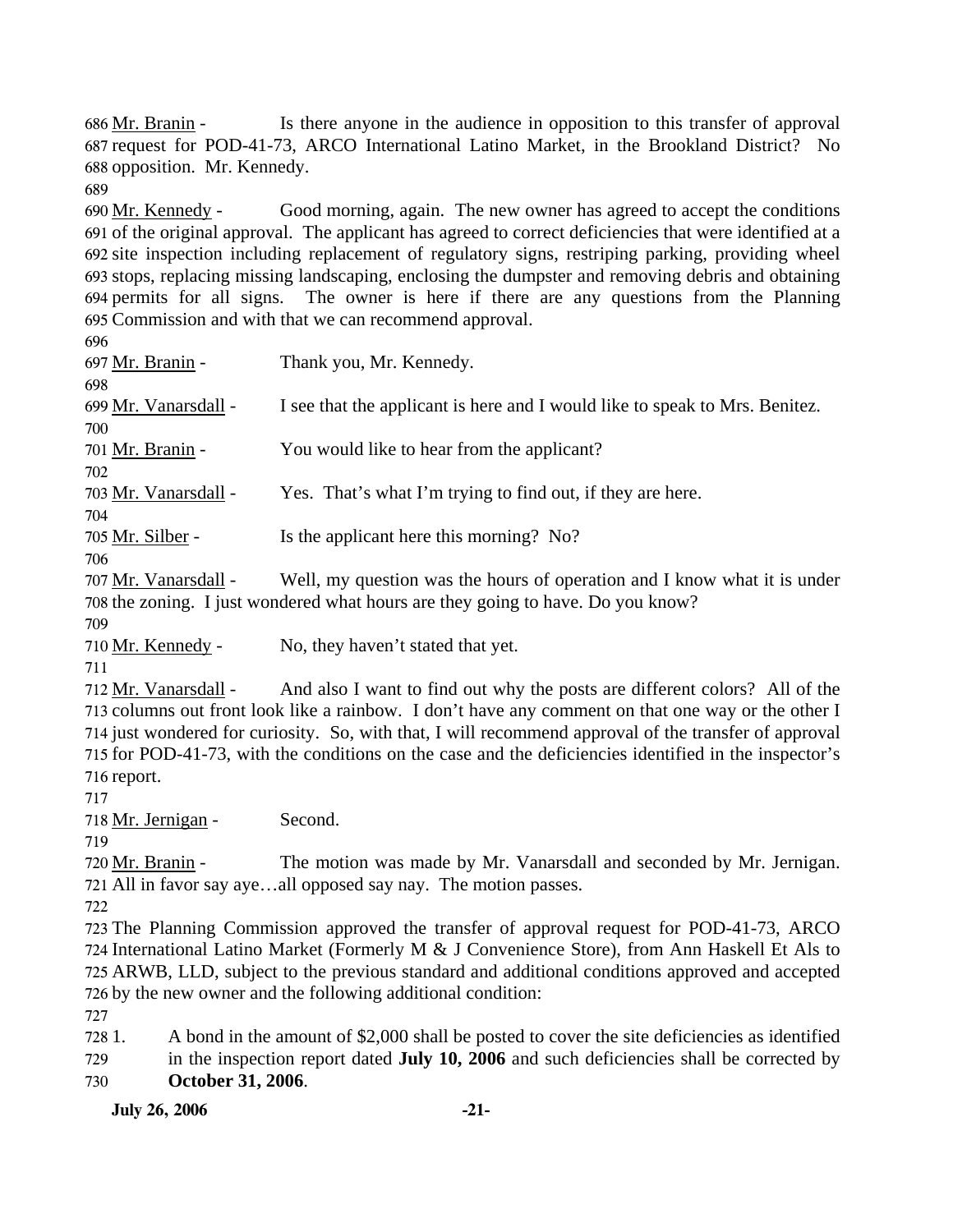Mr. Branin - Is there anyone in the audience in opposition to this transfer of approval request for POD-41-73, ARCO International Latino Market, in the Brookland District? No opposition. Mr. Kennedy.

Mr. Kennedy - Good morning, again. The new owner has agreed to accept the conditions of the original approval. The applicant has agreed to correct deficiencies that were identified at a site inspection including replacement of regulatory signs, restriping parking, providing wheel stops, replacing missing landscaping, enclosing the dumpster and removing debris and obtaining permits for all signs. The owner is here if there are any questions from the Planning Commission and with that we can recommend approval.

Mr. Branin - Thank you, Mr. Kennedy.

Mr. Vanarsdall - I see that the applicant is here and I would like to speak to Mrs. Benitez.

Mr. Branin - You would like to hear from the applicant?

Mr. Vanarsdall - Yes. That's what I'm trying to find out, if they are here.

Mr. Silber - Is the applicant here this morning? No?

Mr. Vanarsdall - Well, my question was the hours of operation and I know what it is under the zoning. I just wondered what hours are they going to have. Do you know?

Mr. Kennedy - No, they haven't stated that yet.

Mr. Vanarsdall - And also I want to find out why the posts are different colors? All of the columns out front look like a rainbow. I don't have any comment on that one way or the other I just wondered for curiosity. So, with that, I will recommend approval of the transfer of approval for POD-41-73, with the conditions on the case and the deficiencies identified in the inspector's report.

Mr. Jernigan - Second.

Mr. Branin - The motion was made by Mr. Vanarsdall and seconded by Mr. Jernigan. All in favor say aye…all opposed say nay. The motion passes.

The Planning Commission approved the transfer of approval request for POD-41-73, ARCO International Latino Market (Formerly M & J Convenience Store), from Ann Haskell Et Als to ARWB, LLD, subject to the previous standard and additional conditions approved and accepted by the new owner and the following additional condition:

1. A bond in the amount of $2,000 shall be posted to cover the site deficiencies as identified in the inspection report dated **July 10, 2006** and such deficiencies shall be corrected by **October 31, 2006**.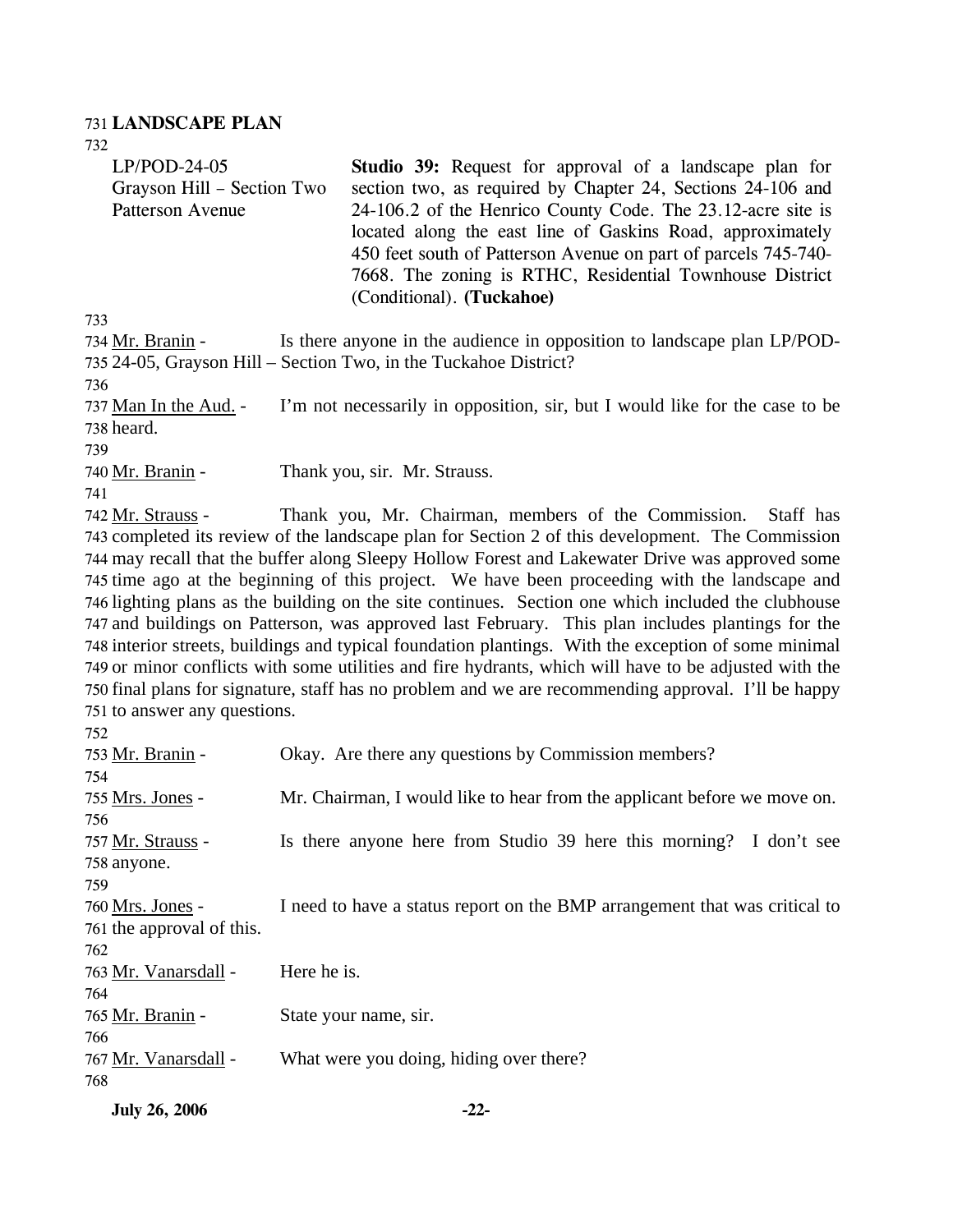**LANDSCAPE PLAN**

LP/POD-24-05
Grayson Hill – Section Two
Patterson Avenue

**Studio 39:** Request for approval of a landscape plan for section two, as required by Chapter 24, Sections 24-106 and 24-106.2 of the Henrico County Code. The 23.12-acre site is located along the east line of Gaskins Road, approximately 450 feet south of Patterson Avenue on part of parcels 745-740-7668. The zoning is RTHC, Residential Townhouse District (Conditional). **(Tuckahoe)**

Mr. Branin - Is there anyone in the audience in opposition to landscape plan LP/POD-24-05, Grayson Hill – Section Two, in the Tuckahoe District?

Man In the Aud. - I'm not necessarily in opposition, sir, but I would like for the case to be heard.

Mr. Branin - Thank you, sir. Mr. Strauss.

Mr. Strauss - Thank you, Mr. Chairman, members of the Commission. Staff has completed its review of the landscape plan for Section 2 of this development. The Commission may recall that the buffer along Sleepy Hollow Forest and Lakewater Drive was approved some time ago at the beginning of this project. We have been proceeding with the landscape and lighting plans as the building on the site continues. Section one which included the clubhouse and buildings on Patterson, was approved last February. This plan includes plantings for the interior streets, buildings and typical foundation plantings. With the exception of some minimal or minor conflicts with some utilities and fire hydrants, which will have to be adjusted with the final plans for signature, staff has no problem and we are recommending approval. I'll be happy to answer any questions.

Mr. Branin - Okay. Are there any questions by Commission members?

Mrs. Jones - Mr. Chairman, I would like to hear from the applicant before we move on.

Mr. Strauss - Is there anyone here from Studio 39 here this morning? I don't see anyone.

Mrs. Jones - I need to have a status report on the BMP arrangement that was critical to the approval of this.

Mr. Vanarsdall - Here he is.

Mr. Branin - State your name, sir.

Mr. Vanarsdall - What were you doing, hiding over there?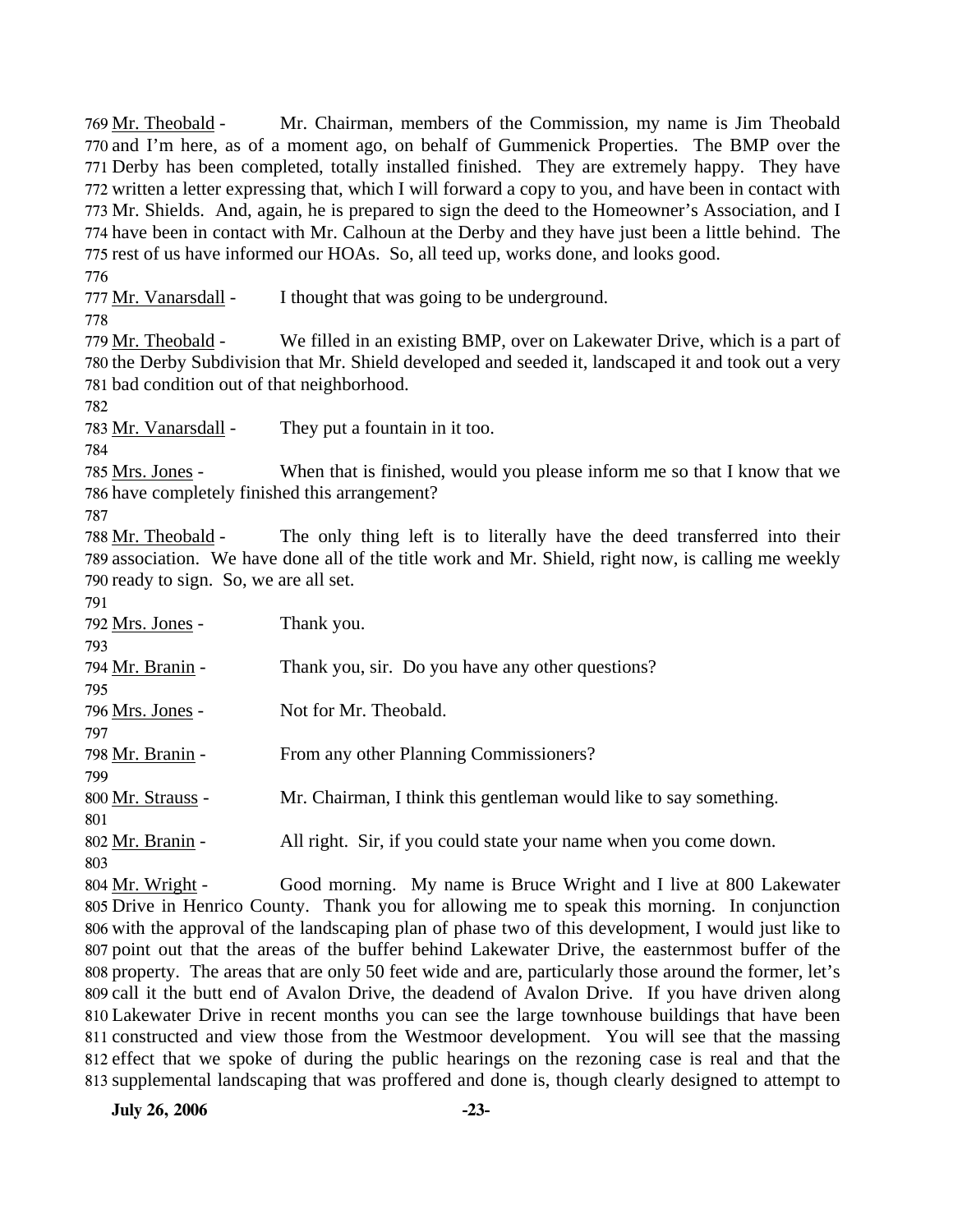769 Mr. Theobald - Mr. Chairman, members of the Commission, my name is Jim Theobald
770 and I'm here, as of a moment ago, on behalf of Gummenick Properties. The BMP over the
771 Derby has been completed, totally installed finished. They are extremely happy. They have
772 written a letter expressing that, which I will forward a copy to you, and have been in contact with
773 Mr. Shields. And, again, he is prepared to sign the deed to the Homeowner's Association, and I
774 have been in contact with Mr. Calhoun at the Derby and they have just been a little behind. The
775 rest of us have informed our HOAs. So, all teed up, works done, and looks good.
776
777 Mr. Vanarsdall - I thought that was going to be underground.
778
779 Mr. Theobald - We filled in an existing BMP, over on Lakewater Drive, which is a part of
780 the Derby Subdivision that Mr. Shield developed and seeded it, landscaped it and took out a very
781 bad condition out of that neighborhood.
782
783 Mr. Vanarsdall - They put a fountain in it too.
784
785 Mrs. Jones - When that is finished, would you please inform me so that I know that we
786 have completely finished this arrangement?
787
788 Mr. Theobald - The only thing left is to literally have the deed transferred into their
789 association. We have done all of the title work and Mr. Shield, right now, is calling me weekly
790 ready to sign. So, we are all set.
791
792 Mrs. Jones - Thank you.
793
794 Mr. Branin - Thank you, sir. Do you have any other questions?
795
796 Mrs. Jones - Not for Mr. Theobald.
797
798 Mr. Branin - From any other Planning Commissioners?
799
800 Mr. Strauss - Mr. Chairman, I think this gentleman would like to say something.
801
802 Mr. Branin - All right. Sir, if you could state your name when you come down.
803
804 Mr. Wright - Good morning. My name is Bruce Wright and I live at 800 Lakewater
805 Drive in Henrico County. Thank you for allowing me to speak this morning. In conjunction
806 with the approval of the landscaping plan of phase two of this development, I would just like to
807 point out that the areas of the buffer behind Lakewater Drive, the easternmost buffer of the
808 property. The areas that are only 50 feet wide and are, particularly those around the former, let's
809 call it the butt end of Avalon Drive, the deadend of Avalon Drive. If you have driven along
810 Lakewater Drive in recent months you can see the large townhouse buildings that have been
811 constructed and view those from the Westmoor development. You will see that the massing
812 effect that we spoke of during the public hearings on the rezoning case is real and that the
813 supplemental landscaping that was proffered and done is, though clearly designed to attempt to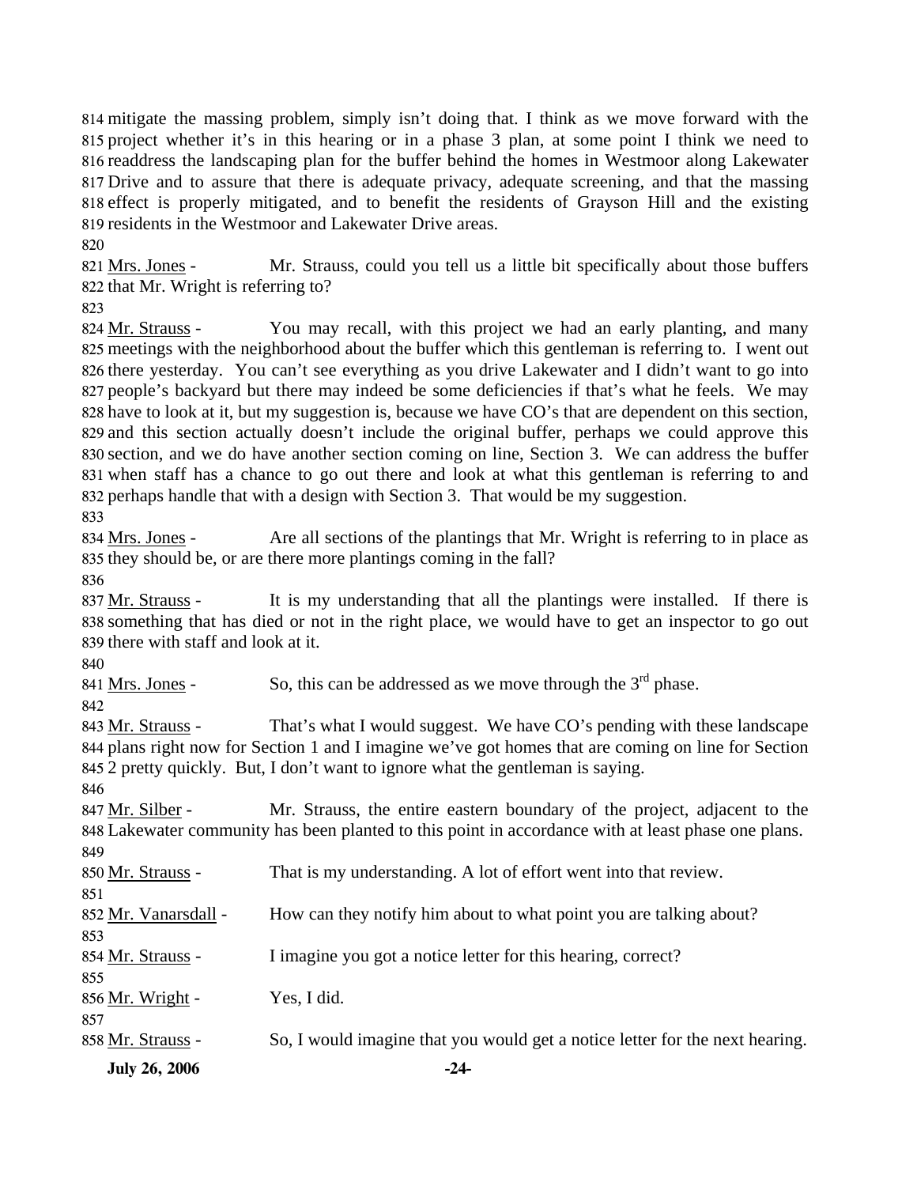814 mitigate the massing problem, simply isn't doing that. I think as we move forward with the 815 project whether it's in this hearing or in a phase 3 plan, at some point I think we need to 816 readdress the landscaping plan for the buffer behind the homes in Westmoor along Lakewater 817 Drive and to assure that there is adequate privacy, adequate screening, and that the massing 818 effect is properly mitigated, and to benefit the residents of Grayson Hill and the existing 819 residents in the Westmoor and Lakewater Drive areas.

820

821 Mrs. Jones - Mr. Strauss, could you tell us a little bit specifically about those buffers 822 that Mr. Wright is referring to?

823

824 Mr. Strauss - You may recall, with this project we had an early planting, and many 825 meetings with the neighborhood about the buffer which this gentleman is referring to. I went out 826 there yesterday. You can't see everything as you drive Lakewater and I didn't want to go into 827 people's backyard but there may indeed be some deficiencies if that's what he feels. We may 828 have to look at it, but my suggestion is, because we have CO's that are dependent on this section, 829 and this section actually doesn't include the original buffer, perhaps we could approve this 830 section, and we do have another section coming on line, Section 3. We can address the buffer 831 when staff has a chance to go out there and look at what this gentleman is referring to and 832 perhaps handle that with a design with Section 3. That would be my suggestion.

833

834 Mrs. Jones - Are all sections of the plantings that Mr. Wright is referring to in place as 835 they should be, or are there more plantings coming in the fall?

836

837 Mr. Strauss - It is my understanding that all the plantings were installed. If there is 838 something that has died or not in the right place, we would have to get an inspector to go out 839 there with staff and look at it.

840

841 Mrs. Jones - So, this can be addressed as we move through the 3rd phase.

842

843 Mr. Strauss - That's what I would suggest. We have CO's pending with these landscape 844 plans right now for Section 1 and I imagine we've got homes that are coming on line for Section 845 2 pretty quickly. But, I don't want to ignore what the gentleman is saying.

846

847 Mr. Silber - Mr. Strauss, the entire eastern boundary of the project, adjacent to the 848 Lakewater community has been planted to this point in accordance with at least phase one plans.

849

850 Mr. Strauss - That is my understanding. A lot of effort went into that review.

851

852 Mr. Vanarsdall - How can they notify him about to what point you are talking about?

853

854 Mr. Strauss - I imagine you got a notice letter for this hearing, correct?

855

856 Mr. Wright - Yes, I did.

857

858 Mr. Strauss - So, I would imagine that you would get a notice letter for the next hearing.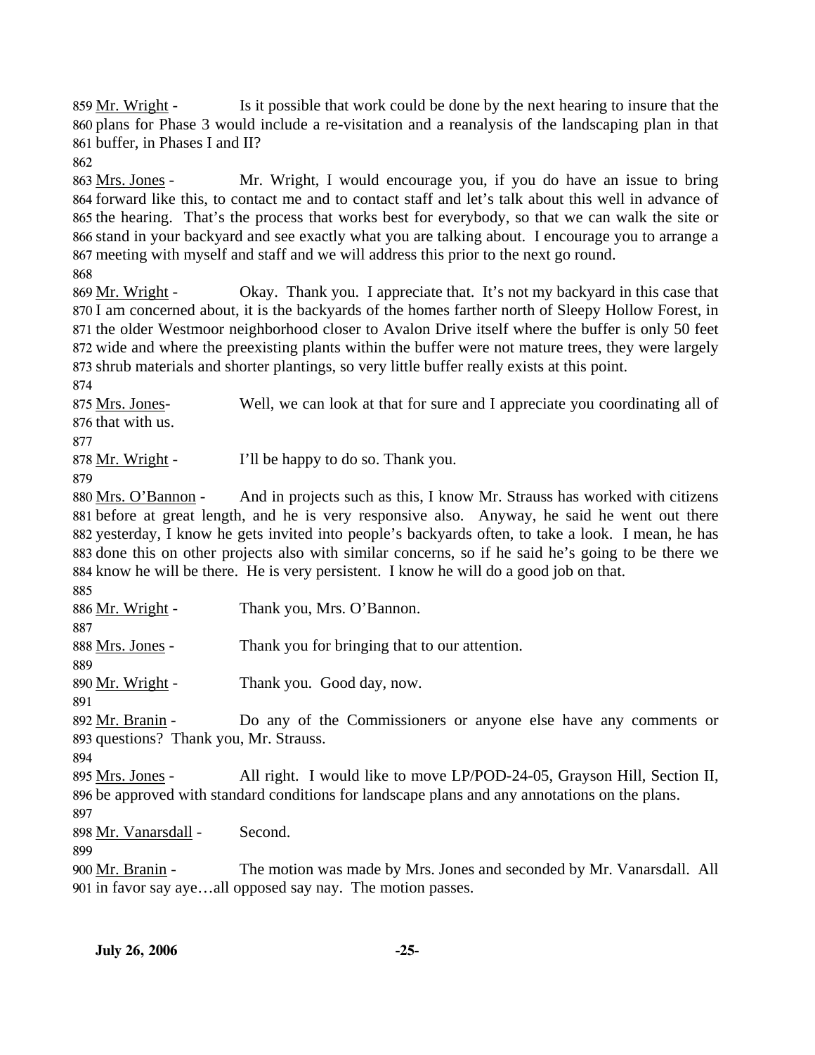859 <u>Mr. Wright</u> - Is it possible that work could be done by the next hearing to insure that the 860 plans for Phase 3 would include a re-visitation and a reanalysis of the landscaping plan in that 861 buffer, in Phases I and II?

862

863 <u>Mrs. Jones</u> - Mr. Wright, I would encourage you, if you do have an issue to bring 864 forward like this, to contact me and to contact staff and let's talk about this well in advance of 865 the hearing. That's the process that works best for everybody, so that we can walk the site or 866 stand in your backyard and see exactly what you are talking about. I encourage you to arrange a 867 meeting with myself and staff and we will address this prior to the next go round.

868

869 <u>Mr. Wright</u> - Okay. Thank you. I appreciate that. It's not my backyard in this case that 870 I am concerned about, it is the backyards of the homes farther north of Sleepy Hollow Forest, in 871 the older Westmoor neighborhood closer to Avalon Drive itself where the buffer is only 50 feet 872 wide and where the preexisting plants within the buffer were not mature trees, they were largely 873 shrub materials and shorter plantings, so very little buffer really exists at this point.

874

875 <u>Mrs. Jones</u>- Well, we can look at that for sure and I appreciate you coordinating all of 876 that with us.

877

878 <u>Mr. Wright</u> - I'll be happy to do so. Thank you.

879

880 <u>Mrs. O'Bannon</u> - And in projects such as this, I know Mr. Strauss has worked with citizens 881 before at great length, and he is very responsive also. Anyway, he said he went out there 882 yesterday, I know he gets invited into people's backyards often, to take a look. I mean, he has 883 done this on other projects also with similar concerns, so if he said he's going to be there we 884 know he will be there. He is very persistent. I know he will do a good job on that.

885

886 <u>Mr. Wright</u> - Thank you, Mrs. O'Bannon.

887

888 <u>Mrs. Jones</u> - Thank you for bringing that to our attention.

889

890 <u>Mr. Wright</u> - Thank you. Good day, now.

891

892 <u>Mr. Branin</u> - Do any of the Commissioners or anyone else have any comments or 893 questions? Thank you, Mr. Strauss.

894

895 <u>Mrs. Jones</u> - All right. I would like to move LP/POD-24-05, Grayson Hill, Section II, 896 be approved with standard conditions for landscape plans and any annotations on the plans.

897

898 <u>Mr. Vanarsdall</u> - Second.

899

900 <u>Mr. Branin</u> - The motion was made by Mrs. Jones and seconded by Mr. Vanarsdall. All 901 in favor say aye…all opposed say nay. The motion passes.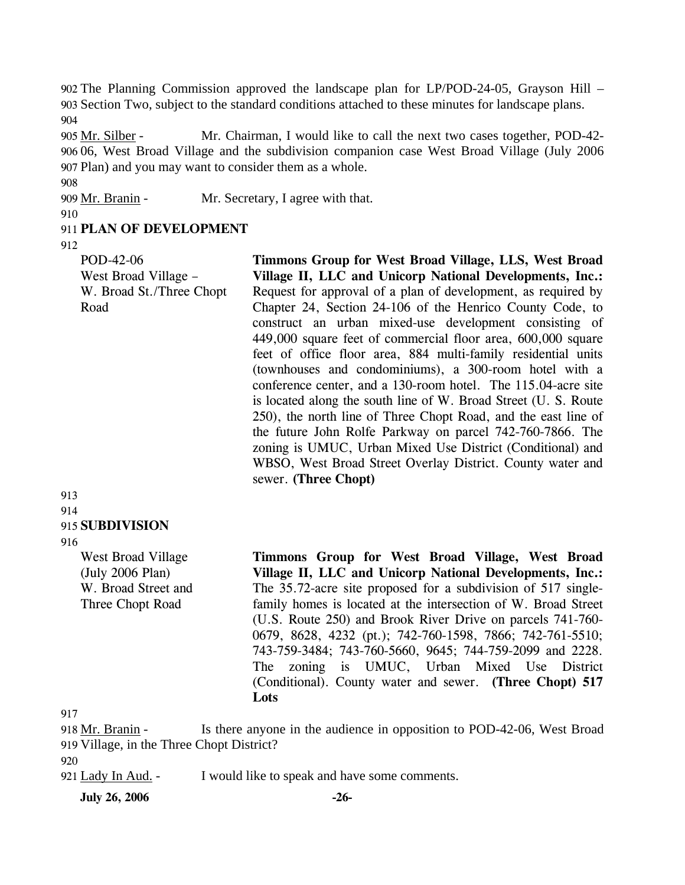902 The Planning Commission approved the landscape plan for LP/POD-24-05, Grayson Hill – 903 Section Two, subject to the standard conditions attached to these minutes for landscape plans.

904

905 Mr. Silber - Mr. Chairman, I would like to call the next two cases together, POD-42-906 06, West Broad Village and the subdivision companion case West Broad Village (July 2006 907 Plan) and you may want to consider them as a whole.

908

909 Mr. Branin - Mr. Secretary, I agree with that.

910

911 **PLAN OF DEVELOPMENT**

912

POD-42-06
West Broad Village –
W. Broad St./Three Chopt Road

**Timmons Group for West Broad Village, LLS, West Broad Village II, LLC and Unicorp National Developments, Inc.:** Request for approval of a plan of development, as required by Chapter 24, Section 24-106 of the Henrico County Code, to construct an urban mixed-use development consisting of 449,000 square feet of commercial floor area, 600,000 square feet of office floor area, 884 multi-family residential units (townhouses and condominiums), a 300-room hotel with a conference center, and a 130-room hotel. The 115.04-acre site is located along the south line of W. Broad Street (U. S. Route 250), the north line of Three Chopt Road, and the east line of the future John Rolfe Parkway on parcel 742-760-7866. The zoning is UMUC, Urban Mixed Use District (Conditional) and WBSO, West Broad Street Overlay District. County water and sewer. **(Three Chopt)**

913

914

915 **SUBDIVISION**

916

West Broad Village
(July 2006 Plan)
W. Broad Street and Three Chopt Road

**Timmons Group for West Broad Village, West Broad Village II, LLC and Unicorp National Developments, Inc.:** The 35.72-acre site proposed for a subdivision of 517 single-family homes is located at the intersection of W. Broad Street (U.S. Route 250) and Brook River Drive on parcels 741-760-0679, 8628, 4232 (pt.); 742-760-1598, 7866; 742-761-5510; 743-759-3484; 743-760-5660, 9645; 744-759-2099 and 2228. The zoning is UMUC, Urban Mixed Use District (Conditional). County water and sewer. **(Three Chopt) 517 Lots**

917

918 Mr. Branin - Is there anyone in the audience in opposition to POD-42-06, West Broad 919 Village, in the Three Chopt District?

920

921 Lady In Aud. - I would like to speak and have some comments.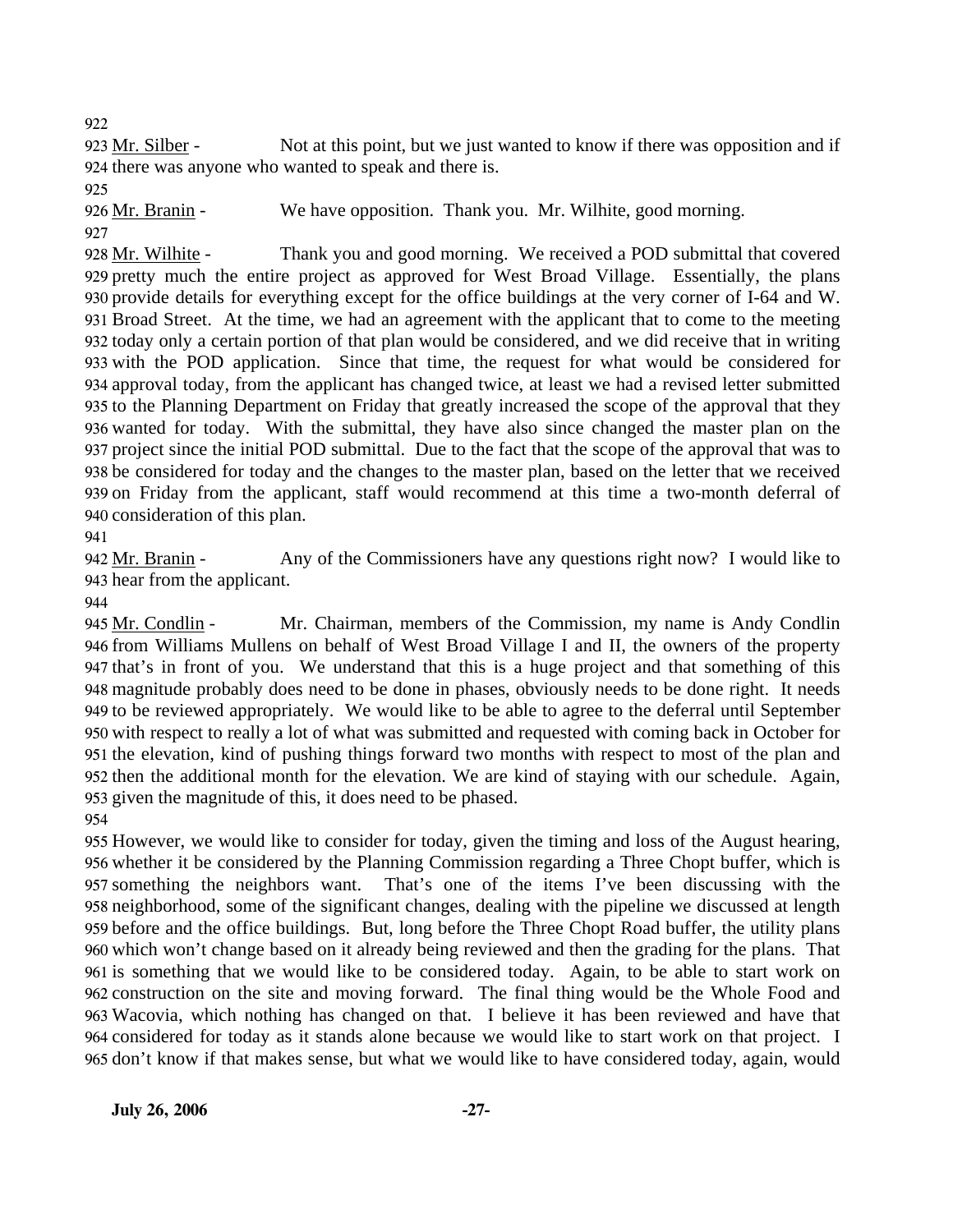922

923 Mr. Silber - Not at this point, but we just wanted to know if there was opposition and if 924 there was anyone who wanted to speak and there is.

925

926 Mr. Branin - We have opposition. Thank you. Mr. Wilhite, good morning.

927

928 Mr. Wilhite - Thank you and good morning. We received a POD submittal that covered 929 pretty much the entire project as approved for West Broad Village. Essentially, the plans 930 provide details for everything except for the office buildings at the very corner of I-64 and W. 931 Broad Street. At the time, we had an agreement with the applicant that to come to the meeting 932 today only a certain portion of that plan would be considered, and we did receive that in writing 933 with the POD application. Since that time, the request for what would be considered for 934 approval today, from the applicant has changed twice, at least we had a revised letter submitted 935 to the Planning Department on Friday that greatly increased the scope of the approval that they 936 wanted for today. With the submittal, they have also since changed the master plan on the 937 project since the initial POD submittal. Due to the fact that the scope of the approval that was to 938 be considered for today and the changes to the master plan, based on the letter that we received 939 on Friday from the applicant, staff would recommend at this time a two-month deferral of 940 consideration of this plan.

941

942 Mr. Branin - Any of the Commissioners have any questions right now? I would like to 943 hear from the applicant.

944

945 Mr. Condlin - Mr. Chairman, members of the Commission, my name is Andy Condlin 946 from Williams Mullens on behalf of West Broad Village I and II, the owners of the property 947 that's in front of you. We understand that this is a huge project and that something of this 948 magnitude probably does need to be done in phases, obviously needs to be done right. It needs 949 to be reviewed appropriately. We would like to be able to agree to the deferral until September 950 with respect to really a lot of what was submitted and requested with coming back in October for 951 the elevation, kind of pushing things forward two months with respect to most of the plan and 952 then the additional month for the elevation. We are kind of staying with our schedule. Again, 953 given the magnitude of this, it does need to be phased.

954

955 However, we would like to consider for today, given the timing and loss of the August hearing, 956 whether it be considered by the Planning Commission regarding a Three Chopt buffer, which is 957 something the neighbors want. That's one of the items I've been discussing with the 958 neighborhood, some of the significant changes, dealing with the pipeline we discussed at length 959 before and the office buildings. But, long before the Three Chopt Road buffer, the utility plans 960 which won't change based on it already being reviewed and then the grading for the plans. That 961 is something that we would like to be considered today. Again, to be able to start work on 962 construction on the site and moving forward. The final thing would be the Whole Food and 963 Wacovia, which nothing has changed on that. I believe it has been reviewed and have that 964 considered for today as it stands alone because we would like to start work on that project. I 965 don't know if that makes sense, but what we would like to have considered today, again, would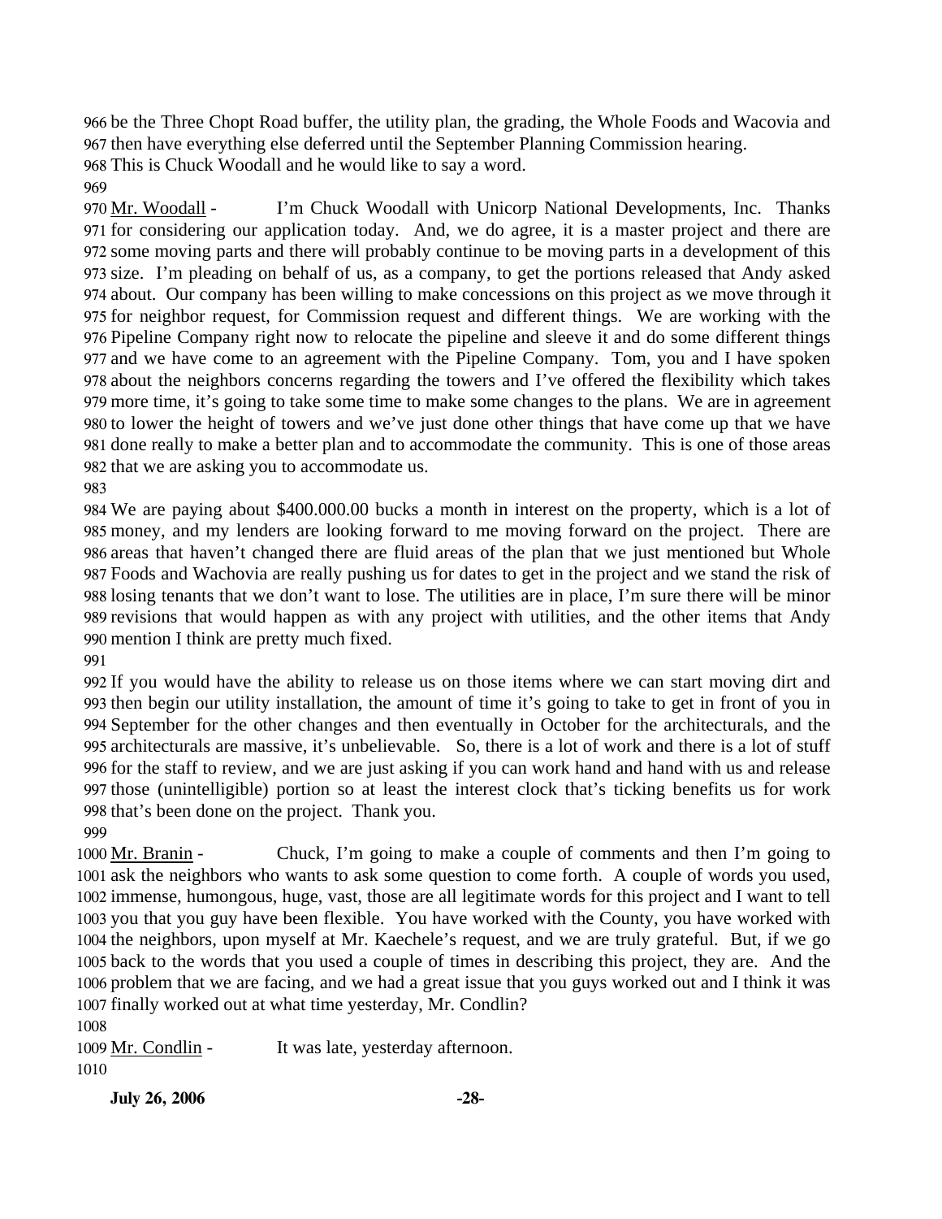be the Three Chopt Road buffer, the utility plan, the grading, the Whole Foods and Wacovia and then have everything else deferred until the September Planning Commission hearing. This is Chuck Woodall and he would like to say a word.

Mr. Woodall - I'm Chuck Woodall with Unicorp National Developments, Inc. Thanks for considering our application today. And, we do agree, it is a master project and there are some moving parts and there will probably continue to be moving parts in a development of this size. I'm pleading on behalf of us, as a company, to get the portions released that Andy asked about. Our company has been willing to make concessions on this project as we move through it for neighbor request, for Commission request and different things. We are working with the Pipeline Company right now to relocate the pipeline and sleeve it and do some different things and we have come to an agreement with the Pipeline Company. Tom, you and I have spoken about the neighbors concerns regarding the towers and I've offered the flexibility which takes more time, it's going to take some time to make some changes to the plans. We are in agreement to lower the height of towers and we've just done other things that have come up that we have done really to make a better plan and to accommodate the community. This is one of those areas that we are asking you to accommodate us.

We are paying about $400.000.00 bucks a month in interest on the property, which is a lot of money, and my lenders are looking forward to me moving forward on the project. There are areas that haven't changed there are fluid areas of the plan that we just mentioned but Whole Foods and Wachovia are really pushing us for dates to get in the project and we stand the risk of losing tenants that we don't want to lose. The utilities are in place, I'm sure there will be minor revisions that would happen as with any project with utilities, and the other items that Andy mention I think are pretty much fixed.

If you would have the ability to release us on those items where we can start moving dirt and then begin our utility installation, the amount of time it's going to take to get in front of you in September for the other changes and then eventually in October for the architecturals, and the architecturals are massive, it's unbelievable. So, there is a lot of work and there is a lot of stuff for the staff to review, and we are just asking if you can work hand and hand with us and release those (unintelligible) portion so at least the interest clock that's ticking benefits us for work that's been done on the project. Thank you.

Mr. Branin - Chuck, I'm going to make a couple of comments and then I'm going to ask the neighbors who wants to ask some question to come forth. A couple of words you used, immense, humongous, huge, vast, those are all legitimate words for this project and I want to tell you that you guy have been flexible. You have worked with the County, you have worked with the neighbors, upon myself at Mr. Kaechele's request, and we are truly grateful. But, if we go back to the words that you used a couple of times in describing this project, they are. And the problem that we are facing, and we had a great issue that you guys worked out and I think it was finally worked out at what time yesterday, Mr. Condlin?

Mr. Condlin - It was late, yesterday afternoon.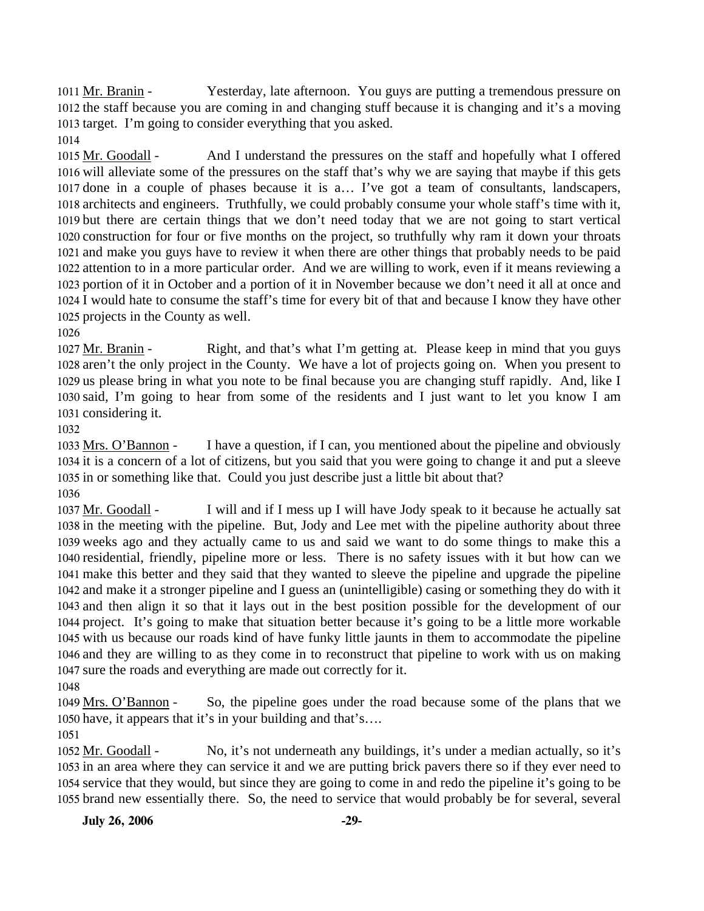1011 Mr. Branin - Yesterday, late afternoon. You guys are putting a tremendous pressure on 1012 the staff because you are coming in and changing stuff because it is changing and it's a moving 1013 target. I'm going to consider everything that you asked.

1014

1015 Mr. Goodall - And I understand the pressures on the staff and hopefully what I offered 1016 will alleviate some of the pressures on the staff that's why we are saying that maybe if this gets 1017 done in a couple of phases because it is a… I've got a team of consultants, landscapers, 1018 architects and engineers. Truthfully, we could probably consume your whole staff's time with it, 1019 but there are certain things that we don't need today that we are not going to start vertical 1020 construction for four or five months on the project, so truthfully why ram it down your throats 1021 and make you guys have to review it when there are other things that probably needs to be paid 1022 attention to in a more particular order. And we are willing to work, even if it means reviewing a 1023 portion of it in October and a portion of it in November because we don't need it all at once and 1024 I would hate to consume the staff's time for every bit of that and because I know they have other 1025 projects in the County as well.

1026

1027 Mr. Branin - Right, and that's what I'm getting at. Please keep in mind that you guys 1028 aren't the only project in the County. We have a lot of projects going on. When you present to 1029 us please bring in what you note to be final because you are changing stuff rapidly. And, like I 1030 said, I'm going to hear from some of the residents and I just want to let you know I am 1031 considering it.

1032

1033 Mrs. O'Bannon - I have a question, if I can, you mentioned about the pipeline and obviously 1034 it is a concern of a lot of citizens, but you said that you were going to change it and put a sleeve 1035 in or something like that. Could you just describe just a little bit about that?

1036

1037 Mr. Goodall - I will and if I mess up I will have Jody speak to it because he actually sat 1038 in the meeting with the pipeline. But, Jody and Lee met with the pipeline authority about three 1039 weeks ago and they actually came to us and said we want to do some things to make this a 1040 residential, friendly, pipeline more or less. There is no safety issues with it but how can we 1041 make this better and they said that they wanted to sleeve the pipeline and upgrade the pipeline 1042 and make it a stronger pipeline and I guess an (unintelligible) casing or something they do with it 1043 and then align it so that it lays out in the best position possible for the development of our 1044 project. It's going to make that situation better because it's going to be a little more workable 1045 with us because our roads kind of have funky little jaunts in them to accommodate the pipeline 1046 and they are willing to as they come in to reconstruct that pipeline to work with us on making 1047 sure the roads and everything are made out correctly for it.

1048

1049 Mrs. O'Bannon - So, the pipeline goes under the road because some of the plans that we 1050 have, it appears that it's in your building and that's….

1051

1052 Mr. Goodall - No, it's not underneath any buildings, it's under a median actually, so it's 1053 in an area where they can service it and we are putting brick pavers there so if they ever need to 1054 service that they would, but since they are going to come in and redo the pipeline it's going to be 1055 brand new essentially there. So, the need to service that would probably be for several, several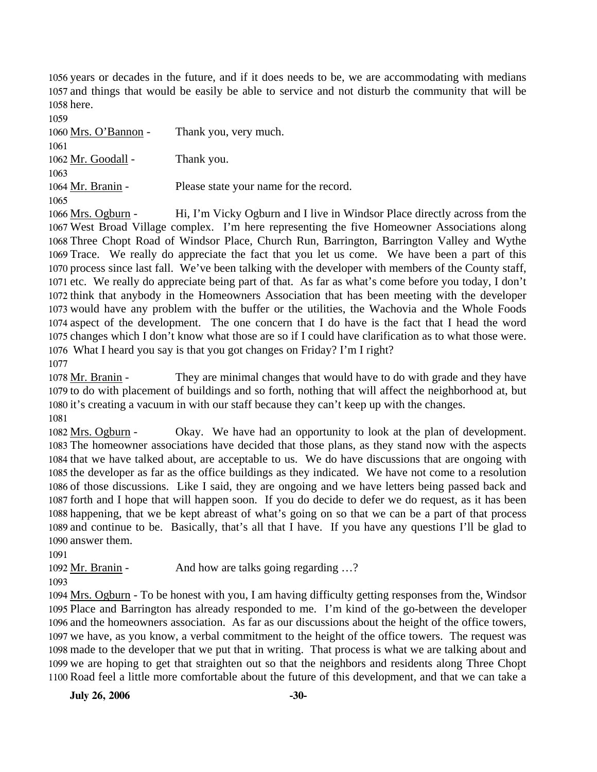1056 years or decades in the future, and if it does needs to be, we are accommodating with medians
1057 and things that would be easily be able to service and not disturb the community that will be
1058 here.
1059
1060 Mrs. O'Bannon - Thank you, very much.
1061
1062 Mr. Goodall - Thank you.
1063
1064 Mr. Branin - Please state your name for the record.
1065
1066 Mrs. Ogburn - Hi, I'm Vicky Ogburn and I live in Windsor Place directly across from the
1067 West Broad Village complex. I'm here representing the five Homeowner Associations along
1068 Three Chopt Road of Windsor Place, Church Run, Barrington, Barrington Valley and Wythe
1069 Trace. We really do appreciate the fact that you let us come. We have been a part of this
1070 process since last fall. We've been talking with the developer with members of the County staff,
1071 etc. We really do appreciate being part of that. As far as what's come before you today, I don't
1072 think that anybody in the Homeowners Association that has been meeting with the developer
1073 would have any problem with the buffer or the utilities, the Wachovia and the Whole Foods
1074 aspect of the development. The one concern that I do have is the fact that I head the word
1075 changes which I don't know what those are so if I could have clarification as to what those were.
1076 What I heard you say is that you got changes on Friday? I'm I right?
1077
1078 Mr. Branin - They are minimal changes that would have to do with grade and they have
1079 to do with placement of buildings and so forth, nothing that will affect the neighborhood at, but
1080 it's creating a vacuum in with our staff because they can't keep up with the changes.
1081
1082 Mrs. Ogburn - Okay. We have had an opportunity to look at the plan of development.
1083 The homeowner associations have decided that those plans, as they stand now with the aspects
1084 that we have talked about, are acceptable to us. We do have discussions that are ongoing with
1085 the developer as far as the office buildings as they indicated. We have not come to a resolution
1086 of those discussions. Like I said, they are ongoing and we have letters being passed back and
1087 forth and I hope that will happen soon. If you do decide to defer we do request, as it has been
1088 happening, that we be kept abreast of what's going on so that we can be a part of that process
1089 and continue to be. Basically, that's all that I have. If you have any questions I'll be glad to
1090 answer them.
1091
1092 Mr. Branin - And how are talks going regarding …?
1093
1094 Mrs. Ogburn - To be honest with you, I am having difficulty getting responses from the, Windsor
1095 Place and Barrington has already responded to me. I'm kind of the go-between the developer
1096 and the homeowners association. As far as our discussions about the height of the office towers,
1097 we have, as you know, a verbal commitment to the height of the office towers. The request was
1098 made to the developer that we put that in writing. That process is what we are talking about and
1099 we are hoping to get that straighten out so that the neighbors and residents along Three Chopt
1100 Road feel a little more comfortable about the future of this development, and that we can take a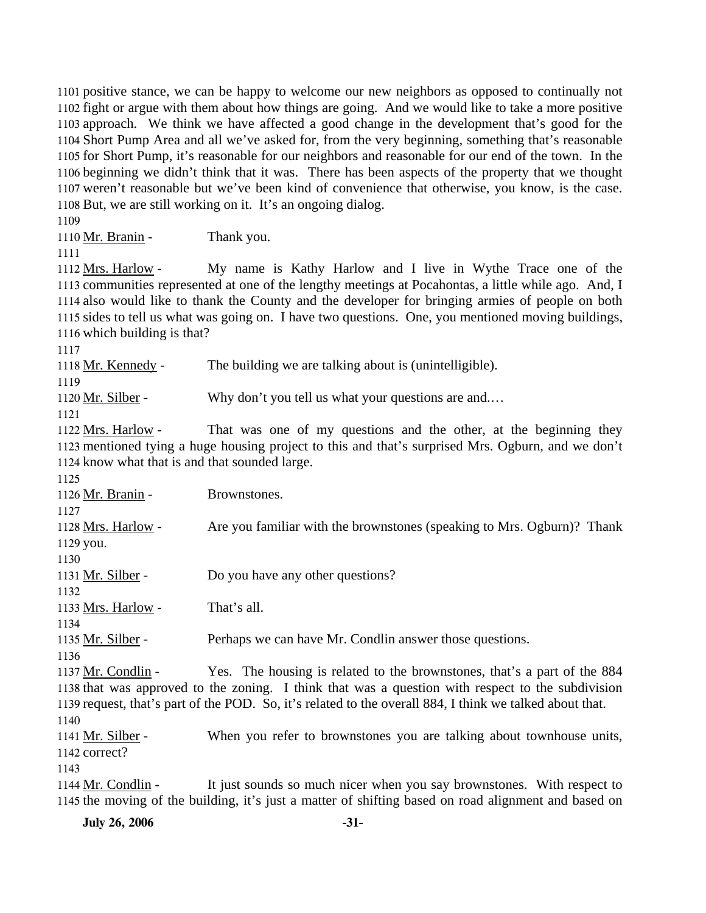1101 positive stance, we can be happy to welcome our new neighbors as opposed to continually not 1102 fight or argue with them about how things are going. And we would like to take a more positive 1103 approach. We think we have affected a good change in the development that's good for the 1104 Short Pump Area and all we've asked for, from the very beginning, something that's reasonable 1105 for Short Pump, it's reasonable for our neighbors and reasonable for our end of the town. In the 1106 beginning we didn't think that it was. There has been aspects of the property that we thought 1107 weren't reasonable but we've been kind of convenience that otherwise, you know, is the case. 1108 But, we are still working on it. It's an ongoing dialog.

1109

1110 Mr. Branin - Thank you.

1111

1112 Mrs. Harlow - My name is Kathy Harlow and I live in Wythe Trace one of the 1113 communities represented at one of the lengthy meetings at Pocahontas, a little while ago. And, I 1114 also would like to thank the County and the developer for bringing armies of people on both 1115 sides to tell us what was going on. I have two questions. One, you mentioned moving buildings, 1116 which building is that?

1117

1118 Mr. Kennedy - The building we are talking about is (unintelligible).

1119

1120 Mr. Silber - Why don't you tell us what your questions are and.…

1121

1122 Mrs. Harlow - That was one of my questions and the other, at the beginning they 1123 mentioned tying a huge housing project to this and that's surprised Mrs. Ogburn, and we don't 1124 know what that is and that sounded large.

1125

1126 Mr. Branin - Brownstones.

1127

1128 Mrs. Harlow - Are you familiar with the brownstones (speaking to Mrs. Ogburn)? Thank 1129 you.

1130

1131 Mr. Silber - Do you have any other questions?

1132

1133 Mrs. Harlow - That's all.

1134

1135 Mr. Silber - Perhaps we can have Mr. Condlin answer those questions.

1136

1137 Mr. Condlin - Yes. The housing is related to the brownstones, that's a part of the 884 1138 that was approved to the zoning. I think that was a question with respect to the subdivision 1139 request, that's part of the POD. So, it's related to the overall 884, I think we talked about that.

1140

1141 Mr. Silber - When you refer to brownstones you are talking about townhouse units, 1142 correct?

1143

1144 Mr. Condlin - It just sounds so much nicer when you say brownstones. With respect to 1145 the moving of the building, it's just a matter of shifting based on road alignment and based on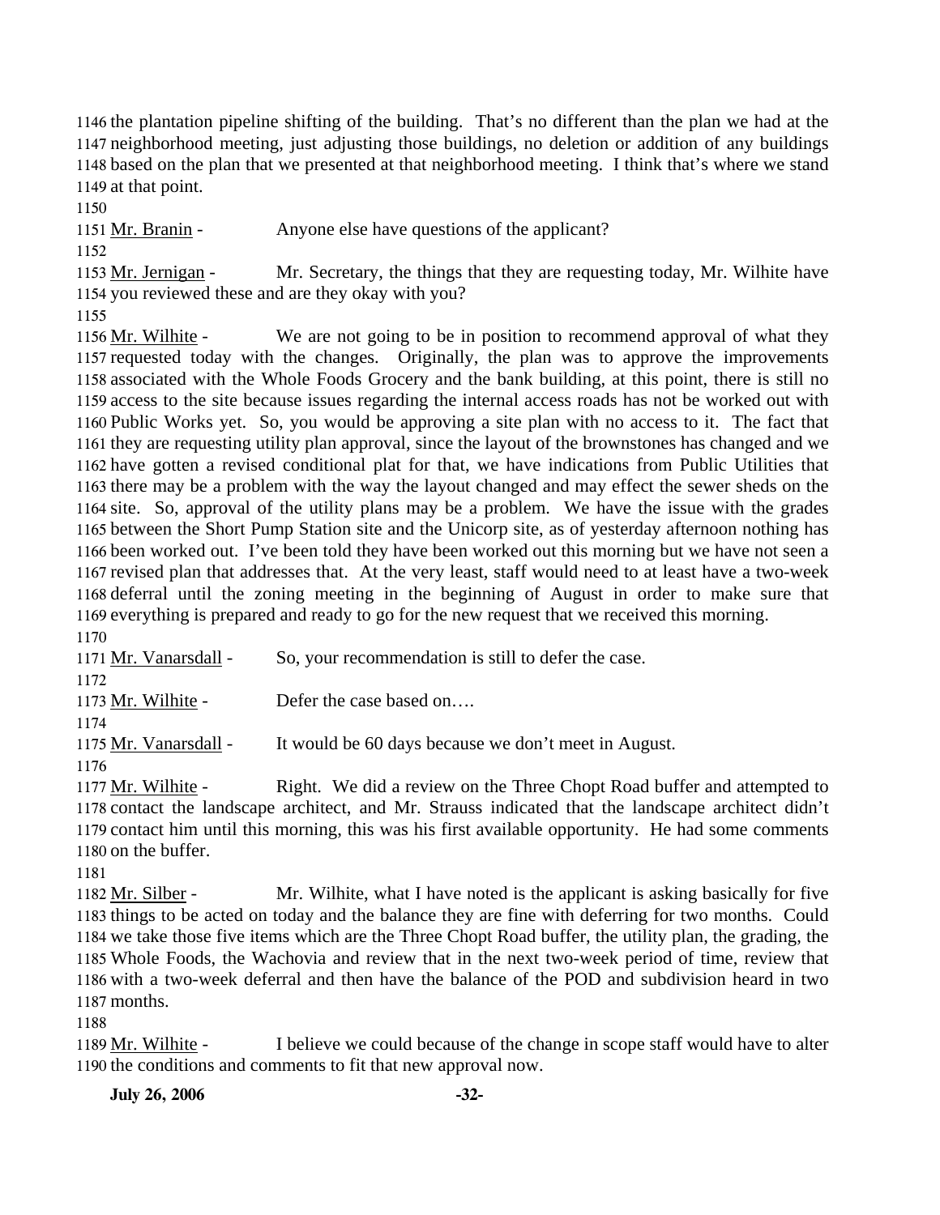the plantation pipeline shifting of the building. That's no different than the plan we had at the neighborhood meeting, just adjusting those buildings, no deletion or addition of any buildings based on the plan that we presented at that neighborhood meeting. I think that's where we stand at that point.

Mr. Branin - Anyone else have questions of the applicant?

Mr. Jernigan - Mr. Secretary, the things that they are requesting today, Mr. Wilhite have you reviewed these and are they okay with you?

Mr. Wilhite - We are not going to be in position to recommend approval of what they requested today with the changes. Originally, the plan was to approve the improvements associated with the Whole Foods Grocery and the bank building, at this point, there is still no access to the site because issues regarding the internal access roads has not be worked out with Public Works yet. So, you would be approving a site plan with no access to it. The fact that they are requesting utility plan approval, since the layout of the brownstones has changed and we have gotten a revised conditional plat for that, we have indications from Public Utilities that there may be a problem with the way the layout changed and may effect the sewer sheds on the site. So, approval of the utility plans may be a problem. We have the issue with the grades between the Short Pump Station site and the Unicorp site, as of yesterday afternoon nothing has been worked out. I've been told they have been worked out this morning but we have not seen a revised plan that addresses that. At the very least, staff would need to at least have a two-week deferral until the zoning meeting in the beginning of August in order to make sure that everything is prepared and ready to go for the new request that we received this morning.

Mr. Vanarsdall - So, your recommendation is still to defer the case.

Mr. Wilhite - Defer the case based on….

Mr. Vanarsdall - It would be 60 days because we don't meet in August.

Mr. Wilhite - Right. We did a review on the Three Chopt Road buffer and attempted to contact the landscape architect, and Mr. Strauss indicated that the landscape architect didn't contact him until this morning, this was his first available opportunity. He had some comments on the buffer.

Mr. Silber - Mr. Wilhite, what I have noted is the applicant is asking basically for five things to be acted on today and the balance they are fine with deferring for two months. Could we take those five items which are the Three Chopt Road buffer, the utility plan, the grading, the Whole Foods, the Wachovia and review that in the next two-week period of time, review that with a two-week deferral and then have the balance of the POD and subdivision heard in two months.

Mr. Wilhite - I believe we could because of the change in scope staff would have to alter the conditions and comments to fit that new approval now.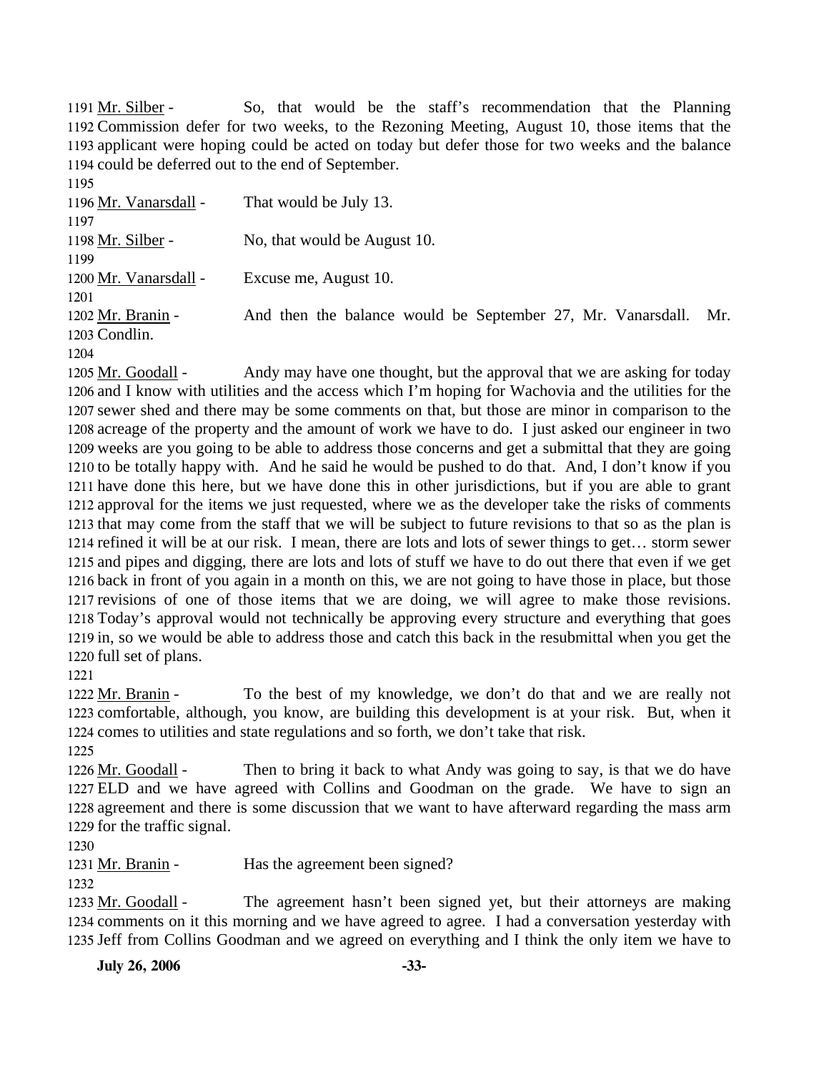1191 Mr. Silber - So, that would be the staff's recommendation that the Planning
1192 Commission defer for two weeks, to the Rezoning Meeting, August 10, those items that the
1193 applicant were hoping could be acted on today but defer those for two weeks and the balance
1194 could be deferred out to the end of September.
1195
1196 Mr. Vanarsdall - That would be July 13.
1197
1198 Mr. Silber - No, that would be August 10.
1199
1200 Mr. Vanarsdall - Excuse me, August 10.
1201
1202 Mr. Branin - And then the balance would be September 27, Mr. Vanarsdall. Mr.
1203 Condlin.
1204
1205 Mr. Goodall - Andy may have one thought, but the approval that we are asking for today
1206 and I know with utilities and the access which I'm hoping for Wachovia and the utilities for the
1207 sewer shed and there may be some comments on that, but those are minor in comparison to the
1208 acreage of the property and the amount of work we have to do. I just asked our engineer in two
1209 weeks are you going to be able to address those concerns and get a submittal that they are going
1210 to be totally happy with. And he said he would be pushed to do that. And, I don't know if you
1211 have done this here, but we have done this in other jurisdictions, but if you are able to grant
1212 approval for the items we just requested, where we as the developer take the risks of comments
1213 that may come from the staff that we will be subject to future revisions to that so as the plan is
1214 refined it will be at our risk. I mean, there are lots and lots of sewer things to get… storm sewer
1215 and pipes and digging, there are lots and lots of stuff we have to do out there that even if we get
1216 back in front of you again in a month on this, we are not going to have those in place, but those
1217 revisions of one of those items that we are doing, we will agree to make those revisions.
1218 Today's approval would not technically be approving every structure and everything that goes
1219 in, so we would be able to address those and catch this back in the resubmittal when you get the
1220 full set of plans.
1221
1222 Mr. Branin - To the best of my knowledge, we don't do that and we are really not
1223 comfortable, although, you know, are building this development is at your risk. But, when it
1224 comes to utilities and state regulations and so forth, we don't take that risk.
1225
1226 Mr. Goodall - Then to bring it back to what Andy was going to say, is that we do have
1227 ELD and we have agreed with Collins and Goodman on the grade. We have to sign an
1228 agreement and there is some discussion that we want to have afterward regarding the mass arm
1229 for the traffic signal.
1230
1231 Mr. Branin - Has the agreement been signed?
1232
1233 Mr. Goodall - The agreement hasn't been signed yet, but their attorneys are making
1234 comments on it this morning and we have agreed to agree. I had a conversation yesterday with
1235 Jeff from Collins Goodman and we agreed on everything and I think the only item we have to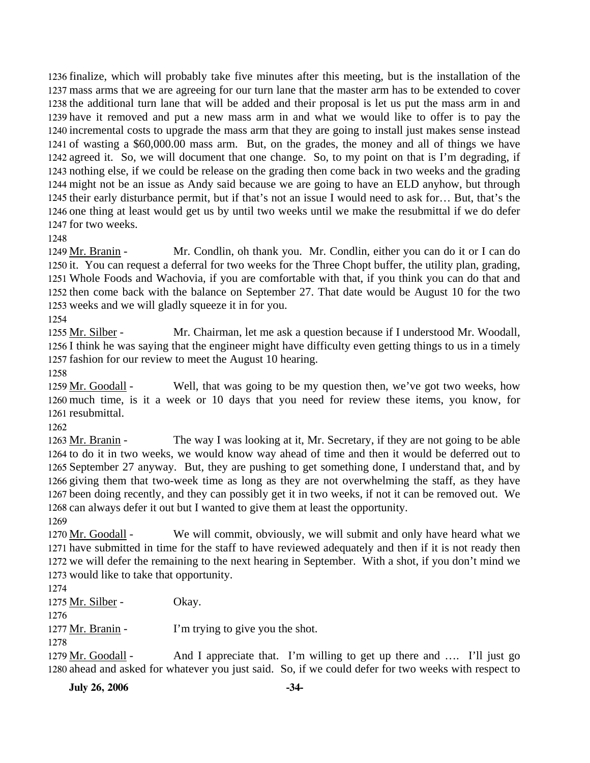1236 finalize, which will probably take five minutes after this meeting, but is the installation of the
1237 mass arms that we are agreeing for our turn lane that the master arm has to be extended to cover
1238 the additional turn lane that will be added and their proposal is let us put the mass arm in and
1239 have it removed and put a new mass arm in and what we would like to offer is to pay the
1240 incremental costs to upgrade the mass arm that they are going to install just makes sense instead
1241 of wasting a $60,000.00 mass arm. But, on the grades, the money and all of things we have
1242 agreed it. So, we will document that one change. So, to my point on that is I'm degrading, if
1243 nothing else, if we could be release on the grading then come back in two weeks and the grading
1244 might not be an issue as Andy said because we are going to have an ELD anyhow, but through
1245 their early disturbance permit, but if that's not an issue I would need to ask for… But, that's the
1246 one thing at least would get us by until two weeks until we make the resubmittal if we do defer
1247 for two weeks.
1248
1249 <u>Mr. Branin</u> - Mr. Condlin, oh thank you. Mr. Condlin, either you can do it or I can do
1250 it. You can request a deferral for two weeks for the Three Chopt buffer, the utility plan, grading,
1251 Whole Foods and Wachovia, if you are comfortable with that, if you think you can do that and
1252 then come back with the balance on September 27. That date would be August 10 for the two
1253 weeks and we will gladly squeeze it in for you.
1254
1255 <u>Mr. Silber</u> - Mr. Chairman, let me ask a question because if I understood Mr. Woodall,
1256 I think he was saying that the engineer might have difficulty even getting things to us in a timely
1257 fashion for our review to meet the August 10 hearing.
1258
1259 <u>Mr. Goodall</u> - Well, that was going to be my question then, we've got two weeks, how
1260 much time, is it a week or 10 days that you need for review these items, you know, for
1261 resubmittal.
1262
1263 <u>Mr. Branin</u> - The way I was looking at it, Mr. Secretary, if they are not going to be able
1264 to do it in two weeks, we would know way ahead of time and then it would be deferred out to
1265 September 27 anyway. But, they are pushing to get something done, I understand that, and by
1266 giving them that two-week time as long as they are not overwhelming the staff, as they have
1267 been doing recently, and they can possibly get it in two weeks, if not it can be removed out. We
1268 can always defer it out but I wanted to give them at least the opportunity.
1269
1270 <u>Mr. Goodall</u> - We will commit, obviously, we will submit and only have heard what we
1271 have submitted in time for the staff to have reviewed adequately and then if it is not ready then
1272 we will defer the remaining to the next hearing in September. With a shot, if you don't mind we
1273 would like to take that opportunity.
1274
1275 <u>Mr. Silber</u> - Okay.
1276
1277 <u>Mr. Branin</u> - I'm trying to give you the shot.
1278
1279 <u>Mr. Goodall</u> - And I appreciate that. I'm willing to get up there and …. I'll just go
1280 ahead and asked for whatever you just said. So, if we could defer for two weeks with respect to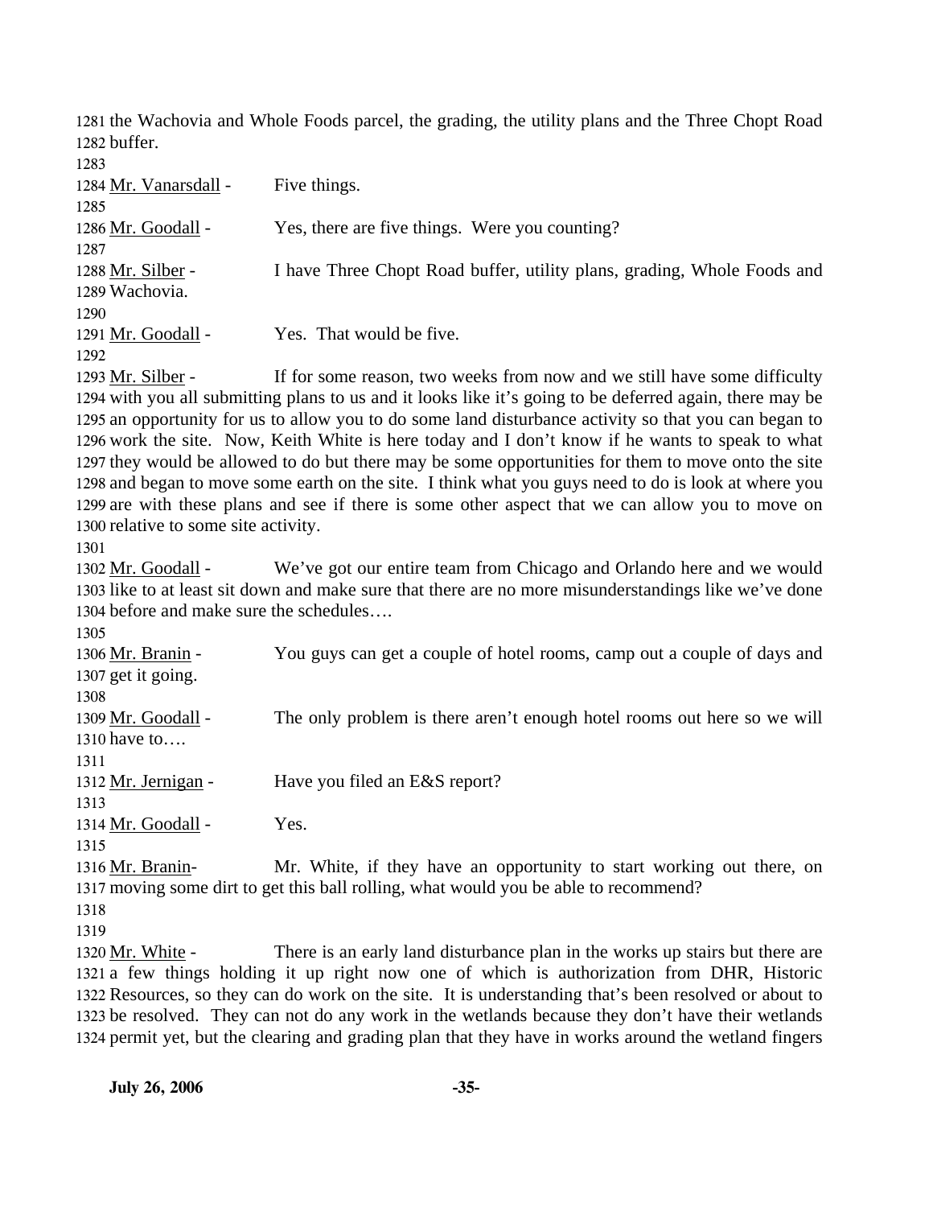1281 the Wachovia and Whole Foods parcel, the grading, the utility plans and the Three Chopt Road
1282 buffer.
1283
1284 Mr. Vanarsdall - Five things.
1285
1286 Mr. Goodall - Yes, there are five things. Were you counting?
1287
1288 Mr. Silber - I have Three Chopt Road buffer, utility plans, grading, Whole Foods and
1289 Wachovia.
1290
1291 Mr. Goodall - Yes. That would be five.
1292
1293 Mr. Silber - If for some reason, two weeks from now and we still have some difficulty
1294 with you all submitting plans to us and it looks like it's going to be deferred again, there may be
1295 an opportunity for us to allow you to do some land disturbance activity so that you can began to
1296 work the site. Now, Keith White is here today and I don't know if he wants to speak to what
1297 they would be allowed to do but there may be some opportunities for them to move onto the site
1298 and began to move some earth on the site. I think what you guys need to do is look at where you
1299 are with these plans and see if there is some other aspect that we can allow you to move on
1300 relative to some site activity.
1301
1302 Mr. Goodall - We've got our entire team from Chicago and Orlando here and we would
1303 like to at least sit down and make sure that there are no more misunderstandings like we've done
1304 before and make sure the schedules….
1305
1306 Mr. Branin - You guys can get a couple of hotel rooms, camp out a couple of days and
1307 get it going.
1308
1309 Mr. Goodall - The only problem is there aren't enough hotel rooms out here so we will
1310 have to….
1311
1312 Mr. Jernigan - Have you filed an E&S report?
1313
1314 Mr. Goodall - Yes.
1315
1316 Mr. Branin- Mr. White, if they have an opportunity to start working out there, on
1317 moving some dirt to get this ball rolling, what would you be able to recommend?
1318
1319
1320 Mr. White - There is an early land disturbance plan in the works up stairs but there are
1321 a few things holding it up right now one of which is authorization from DHR, Historic
1322 Resources, so they can do work on the site. It is understanding that's been resolved or about to
1323 be resolved. They can not do any work in the wetlands because they don't have their wetlands
1324 permit yet, but the clearing and grading plan that they have in works around the wetland fingers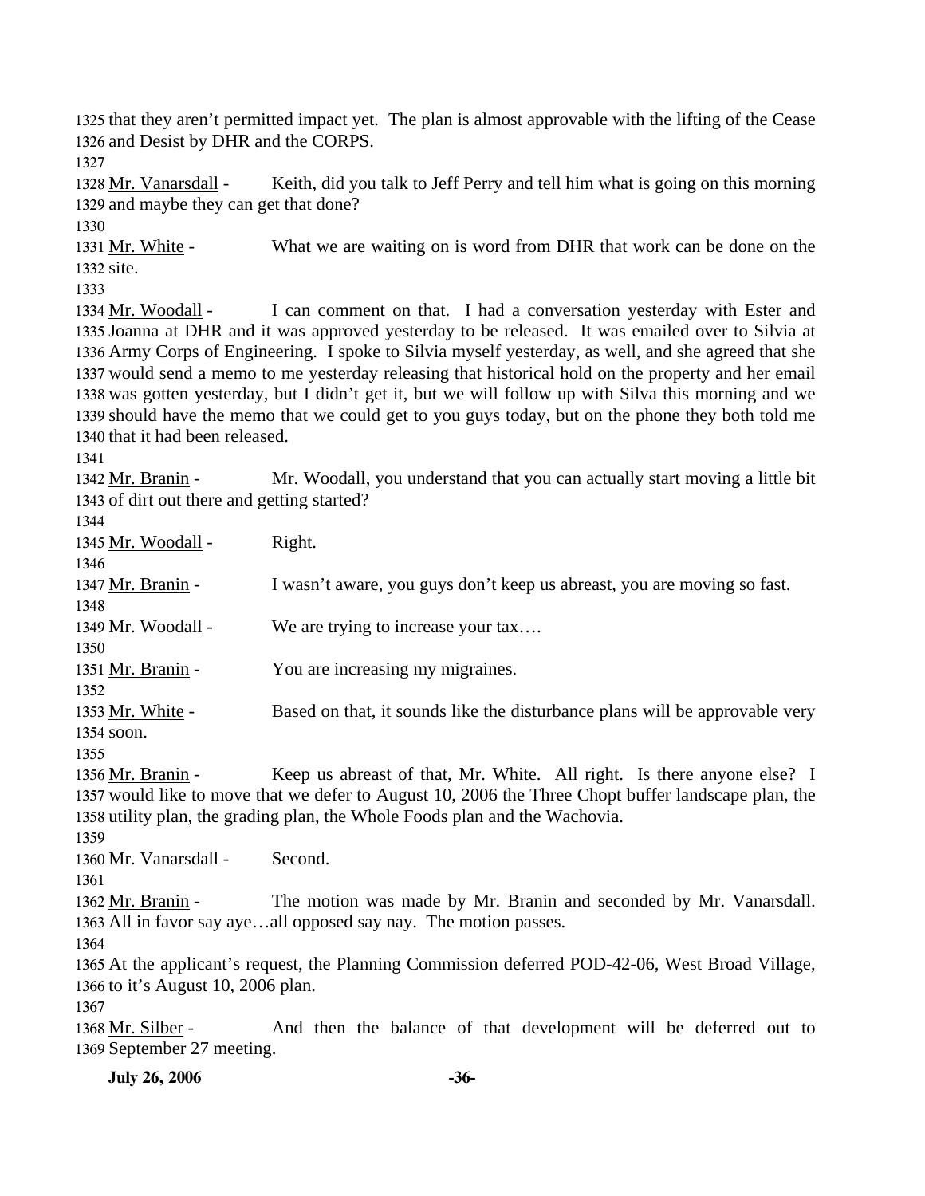1325 that they aren't permitted impact yet. The plan is almost approvable with the lifting of the Cease
1326 and Desist by DHR and the CORPS.
1327
1328 Mr. Vanarsdall - Keith, did you talk to Jeff Perry and tell him what is going on this morning
1329 and maybe they can get that done?
1330
1331 Mr. White - What we are waiting on is word from DHR that work can be done on the
1332 site.
1333
1334 Mr. Woodall - I can comment on that. I had a conversation yesterday with Ester and
1335 Joanna at DHR and it was approved yesterday to be released. It was emailed over to Silvia at
1336 Army Corps of Engineering. I spoke to Silvia myself yesterday, as well, and she agreed that she
1337 would send a memo to me yesterday releasing that historical hold on the property and her email
1338 was gotten yesterday, but I didn't get it, but we will follow up with Silva this morning and we
1339 should have the memo that we could get to you guys today, but on the phone they both told me
1340 that it had been released.
1341
1342 Mr. Branin - Mr. Woodall, you understand that you can actually start moving a little bit
1343 of dirt out there and getting started?
1344
1345 Mr. Woodall - Right.
1346
1347 Mr. Branin - I wasn't aware, you guys don't keep us abreast, you are moving so fast.
1348
1349 Mr. Woodall - We are trying to increase your tax….
1350
1351 Mr. Branin - You are increasing my migraines.
1352
1353 Mr. White - Based on that, it sounds like the disturbance plans will be approvable very
1354 soon.
1355
1356 Mr. Branin - Keep us abreast of that, Mr. White. All right. Is there anyone else? I
1357 would like to move that we defer to August 10, 2006 the Three Chopt buffer landscape plan, the
1358 utility plan, the grading plan, the Whole Foods plan and the Wachovia.
1359
1360 Mr. Vanarsdall - Second.
1361
1362 Mr. Branin - The motion was made by Mr. Branin and seconded by Mr. Vanarsdall.
1363 All in favor say aye…all opposed say nay. The motion passes.
1364
1365 At the applicant's request, the Planning Commission deferred POD-42-06, West Broad Village,
1366 to it's August 10, 2006 plan.
1367
1368 Mr. Silber - And then the balance of that development will be deferred out to
1369 September 27 meeting.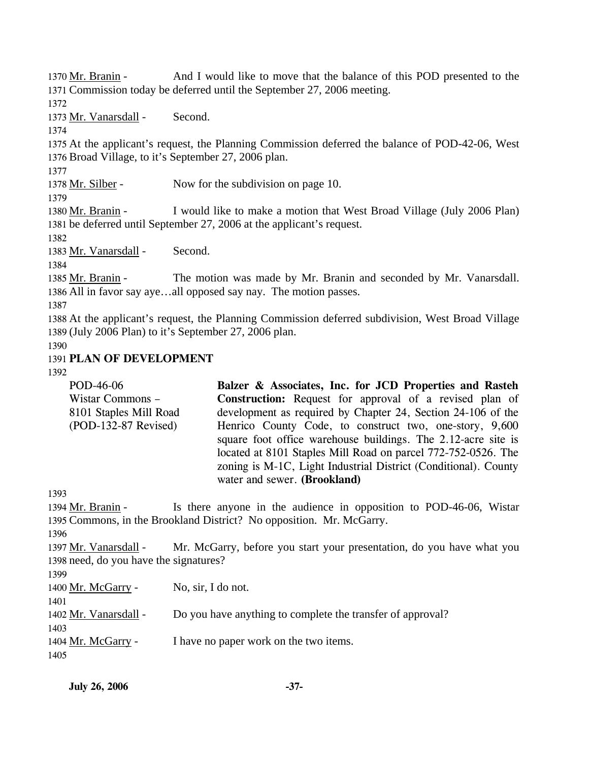1370 Mr. Branin - And I would like to move that the balance of this POD presented to the
1371 Commission today be deferred until the September 27, 2006 meeting.
1372
1373 Mr. Vanarsdall - Second.
1374
1375 At the applicant's request, the Planning Commission deferred the balance of POD-42-06, West
1376 Broad Village, to it's September 27, 2006 plan.
1377
1378 Mr. Silber - Now for the subdivision on page 10.
1379
1380 Mr. Branin - I would like to make a motion that West Broad Village (July 2006 Plan)
1381 be deferred until September 27, 2006 at the applicant's request.
1382
1383 Mr. Vanarsdall - Second.
1384
1385 Mr. Branin - The motion was made by Mr. Branin and seconded by Mr. Vanarsdall.
1386 All in favor say aye…all opposed say nay. The motion passes.
1387
1388 At the applicant's request, the Planning Commission deferred subdivision, West Broad Village
1389 (July 2006 Plan) to it's September 27, 2006 plan.
1390

1391 **PLAN OF DEVELOPMENT**

1392

| POD-46-06 Wistar Commons – 8101 Staples Mill Road (POD-132-87 Revised) | **Balzer & Associates, Inc. for JCD Properties and Rasteh Construction:** Request for approval of a revised plan of development as required by Chapter 24, Section 24-106 of the Henrico County Code, to construct two, one-story, 9,600 square foot office warehouse buildings. The 2.12-acre site is located at 8101 Staples Mill Road on parcel 772-752-0526. The zoning is M-1C, Light Industrial District (Conditional). County water and sewer. **(Brookland)** |
|---|---|

1393
1394 Mr. Branin - Is there anyone in the audience in opposition to POD-46-06, Wistar
1395 Commons, in the Brookland District? No opposition. Mr. McGarry.
1396
1397 Mr. Vanarsdall - Mr. McGarry, before you start your presentation, do you have what you
1398 need, do you have the signatures?
1399
1400 Mr. McGarry - No, sir, I do not.
1401
1402 Mr. Vanarsdall - Do you have anything to complete the transfer of approval?
1403
1404 Mr. McGarry - I have no paper work on the two items.
1405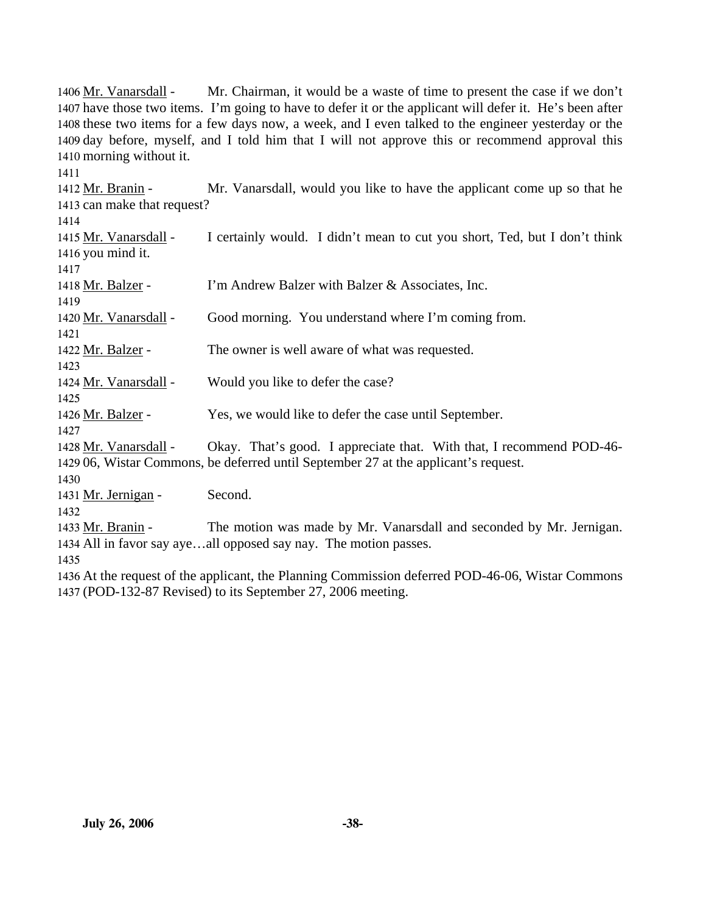1406 Mr. Vanarsdall - Mr. Chairman, it would be a waste of time to present the case if we don't 1407 have those two items. I'm going to have to defer it or the applicant will defer it. He's been after 1408 these two items for a few days now, a week, and I even talked to the engineer yesterday or the 1409 day before, myself, and I told him that I will not approve this or recommend approval this 1410 morning without it.
1411
1412 Mr. Branin - Mr. Vanarsdall, would you like to have the applicant come up so that he 1413 can make that request?
1414
1415 Mr. Vanarsdall - I certainly would. I didn't mean to cut you short, Ted, but I don't think 1416 you mind it.
1417
1418 Mr. Balzer - I'm Andrew Balzer with Balzer & Associates, Inc.
1419
1420 Mr. Vanarsdall - Good morning. You understand where I'm coming from.
1421
1422 Mr. Balzer - The owner is well aware of what was requested.
1423
1424 Mr. Vanarsdall - Would you like to defer the case?
1425
1426 Mr. Balzer - Yes, we would like to defer the case until September.
1427
1428 Mr. Vanarsdall - Okay. That's good. I appreciate that. With that, I recommend POD-46-1429 06, Wistar Commons, be deferred until September 27 at the applicant's request.
1430
1431 Mr. Jernigan - Second.
1432
1433 Mr. Branin - The motion was made by Mr. Vanarsdall and seconded by Mr. Jernigan. 1434 All in favor say aye…all opposed say nay. The motion passes.
1435
1436 At the request of the applicant, the Planning Commission deferred POD-46-06, Wistar Commons 1437 (POD-132-87 Revised) to its September 27, 2006 meeting.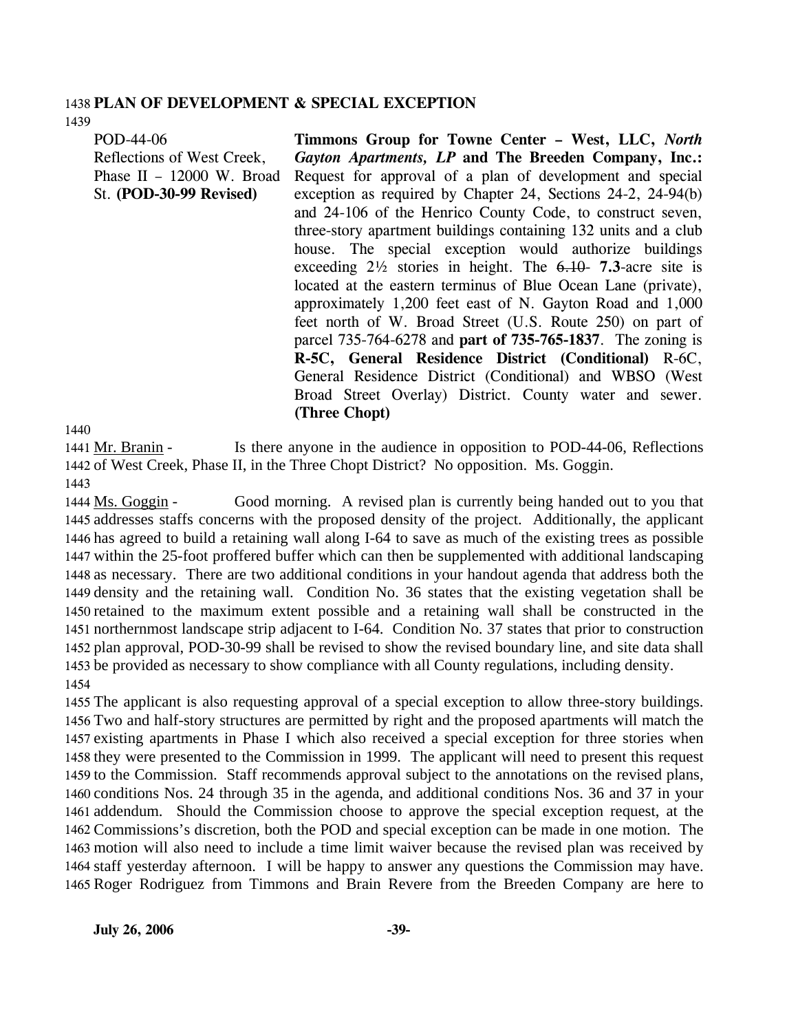**PLAN OF DEVELOPMENT & SPECIAL EXCEPTION**

POD-44-06
Reflections of West Creek, Phase II – 12000 W. Broad St. **(POD-30-99 Revised)**

**Timmons Group for Towne Center – West, LLC,** ***North Gayton Apartments, LP*** **and The Breeden Company, Inc.:** Request for approval of a plan of development and special exception as required by Chapter 24, Sections 24-2, 24-94(b) and 24-106 of the Henrico County Code, to construct seven, three-story apartment buildings containing 132 units and a club house. The special exception would authorize buildings exceeding 2½ stories in height. The ~~6.10~~ **7.3**-acre site is located at the eastern terminus of Blue Ocean Lane (private), approximately 1,200 feet east of N. Gayton Road and 1,000 feet north of W. Broad Street (U.S. Route 250) on part of parcel 735-764-6278 and **part of 735-765-1837**. The zoning is **R-5C, General Residence District (Conditional)** R-6C, General Residence District (Conditional) and WBSO (West Broad Street Overlay) District. County water and sewer. **(Three Chopt)**

Mr. Branin - Is there anyone in the audience in opposition to POD-44-06, Reflections of West Creek, Phase II, in the Three Chopt District? No opposition. Ms. Goggin.

Ms. Goggin - Good morning. A revised plan is currently being handed out to you that addresses staffs concerns with the proposed density of the project. Additionally, the applicant has agreed to build a retaining wall along I-64 to save as much of the existing trees as possible within the 25-foot proffered buffer which can then be supplemented with additional landscaping as necessary. There are two additional conditions in your handout agenda that address both the density and the retaining wall. Condition No. 36 states that the existing vegetation shall be retained to the maximum extent possible and a retaining wall shall be constructed in the northernmost landscape strip adjacent to I-64. Condition No. 37 states that prior to construction plan approval, POD-30-99 shall be revised to show the revised boundary line, and site data shall be provided as necessary to show compliance with all County regulations, including density.

The applicant is also requesting approval of a special exception to allow three-story buildings. Two and half-story structures are permitted by right and the proposed apartments will match the existing apartments in Phase I which also received a special exception for three stories when they were presented to the Commission in 1999. The applicant will need to present this request to the Commission. Staff recommends approval subject to the annotations on the revised plans, conditions Nos. 24 through 35 in the agenda, and additional conditions Nos. 36 and 37 in your addendum. Should the Commission choose to approve the special exception request, at the Commissions's discretion, both the POD and special exception can be made in one motion. The motion will also need to include a time limit waiver because the revised plan was received by staff yesterday afternoon. I will be happy to answer any questions the Commission may have. Roger Rodriguez from Timmons and Brain Revere from the Breeden Company are here to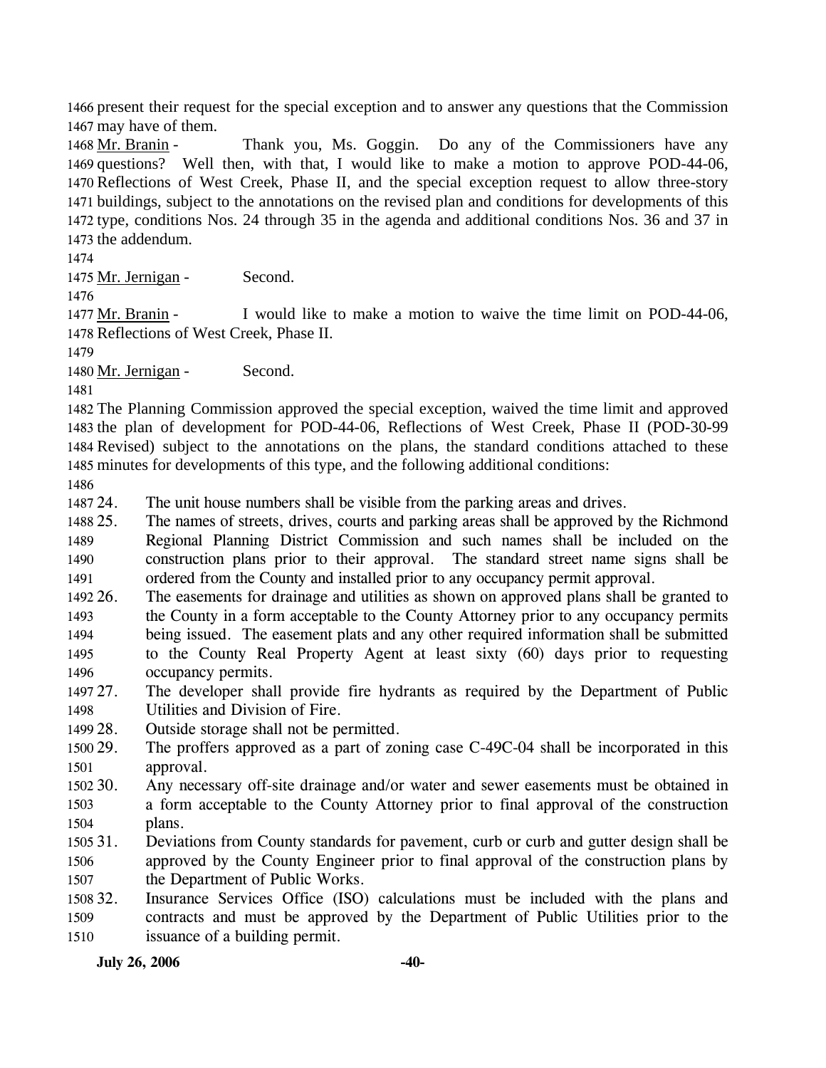present their request for the special exception and to answer any questions that the Commission may have of them.

Mr. Branin - Thank you, Ms. Goggin. Do any of the Commissioners have any questions? Well then, with that, I would like to make a motion to approve POD-44-06, Reflections of West Creek, Phase II, and the special exception request to allow three-story buildings, subject to the annotations on the revised plan and conditions for developments of this type, conditions Nos. 24 through 35 in the agenda and additional conditions Nos. 36 and 37 in the addendum.

Mr. Jernigan - Second.

Mr. Branin - I would like to make a motion to waive the time limit on POD-44-06, Reflections of West Creek, Phase II.

Mr. Jernigan - Second.

The Planning Commission approved the special exception, waived the time limit and approved the plan of development for POD-44-06, Reflections of West Creek, Phase II (POD-30-99 Revised) subject to the annotations on the plans, the standard conditions attached to these minutes for developments of this type, and the following additional conditions:

24. The unit house numbers shall be visible from the parking areas and drives.
25. The names of streets, drives, courts and parking areas shall be approved by the Richmond Regional Planning District Commission and such names shall be included on the construction plans prior to their approval. The standard street name signs shall be ordered from the County and installed prior to any occupancy permit approval.
26. The easements for drainage and utilities as shown on approved plans shall be granted to the County in a form acceptable to the County Attorney prior to any occupancy permits being issued. The easement plats and any other required information shall be submitted to the County Real Property Agent at least sixty (60) days prior to requesting occupancy permits.
27. The developer shall provide fire hydrants as required by the Department of Public Utilities and Division of Fire.
28. Outside storage shall not be permitted.
29. The proffers approved as a part of zoning case C-49C-04 shall be incorporated in this approval.
30. Any necessary off-site drainage and/or water and sewer easements must be obtained in a form acceptable to the County Attorney prior to final approval of the construction plans.
31. Deviations from County standards for pavement, curb or curb and gutter design shall be approved by the County Engineer prior to final approval of the construction plans by the Department of Public Works.
32. Insurance Services Office (ISO) calculations must be included with the plans and contracts and must be approved by the Department of Public Utilities prior to the issuance of a building permit.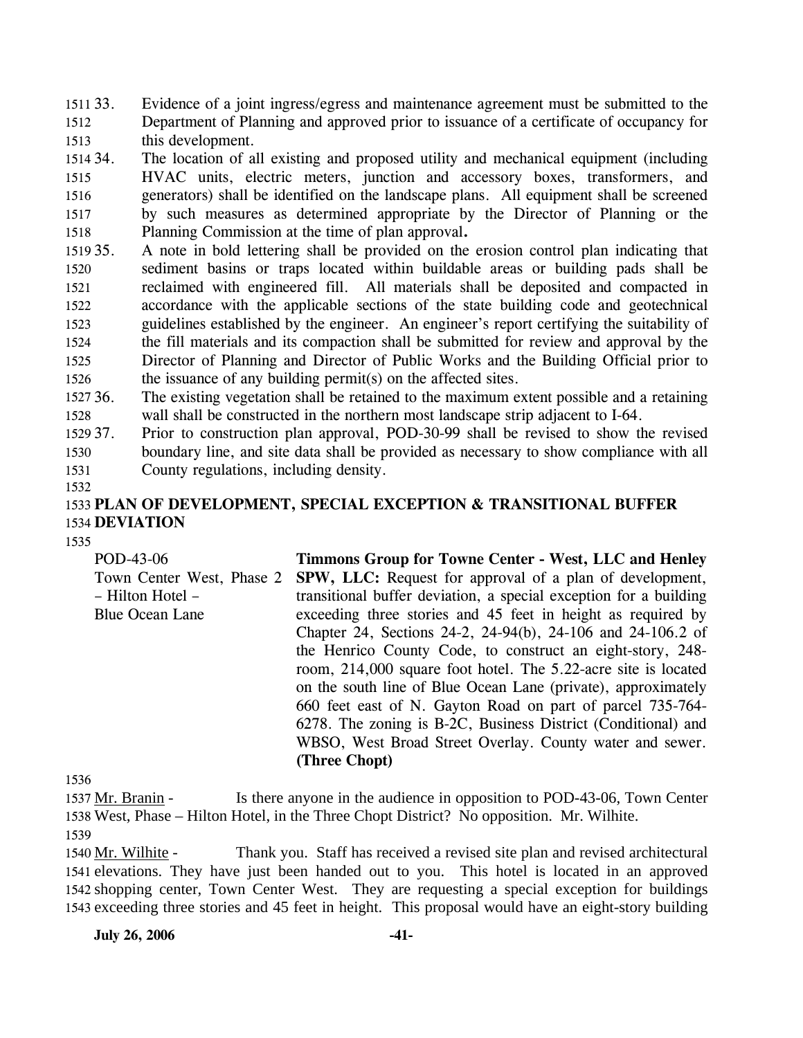33. Evidence of a joint ingress/egress and maintenance agreement must be submitted to the Department of Planning and approved prior to issuance of a certificate of occupancy for this development.
34. The location of all existing and proposed utility and mechanical equipment (including HVAC units, electric meters, junction and accessory boxes, transformers, and generators) shall be identified on the landscape plans. All equipment shall be screened by such measures as determined appropriate by the Director of Planning or the Planning Commission at the time of plan approval**.**
35. A note in bold lettering shall be provided on the erosion control plan indicating that sediment basins or traps located within buildable areas or building pads shall be reclaimed with engineered fill. All materials shall be deposited and compacted in accordance with the applicable sections of the state building code and geotechnical guidelines established by the engineer. An engineer's report certifying the suitability of the fill materials and its compaction shall be submitted for review and approval by the Director of Planning and Director of Public Works and the Building Official prior to the issuance of any building permit(s) on the affected sites.
36. The existing vegetation shall be retained to the maximum extent possible and a retaining wall shall be constructed in the northern most landscape strip adjacent to I-64.
37. Prior to construction plan approval, POD-30-99 shall be revised to show the revised boundary line, and site data shall be provided as necessary to show compliance with all County regulations, including density.

**PLAN OF DEVELOPMENT, SPECIAL EXCEPTION & TRANSITIONAL BUFFER DEVIATION**

| | |
|---|---|
| POD-43-06<br>Town Center West, Phase 2 – Hilton Hotel –<br>Blue Ocean Lane | **Timmons Group for Towne Center - West, LLC and Henley SPW, LLC:** Request for approval of a plan of development, transitional buffer deviation, a special exception for a building exceeding three stories and 45 feet in height as required by Chapter 24, Sections 24-2, 24-94(b), 24-106 and 24-106.2 of the Henrico County Code, to construct an eight-story, 248-room, 214,000 square foot hotel. The 5.22-acre site is located on the south line of Blue Ocean Lane (private), approximately 660 feet east of N. Gayton Road on part of parcel 735-764-6278. The zoning is B-2C, Business District (Conditional) and WBSO, West Broad Street Overlay. County water and sewer. **(Three Chopt)** |

Mr. Branin - Is there anyone in the audience in opposition to POD-43-06, Town Center West, Phase – Hilton Hotel, in the Three Chopt District? No opposition. Mr. Wilhite.

Mr. Wilhite - Thank you. Staff has received a revised site plan and revised architectural elevations. They have just been handed out to you. This hotel is located in an approved shopping center, Town Center West. They are requesting a special exception for buildings exceeding three stories and 45 feet in height. This proposal would have an eight-story building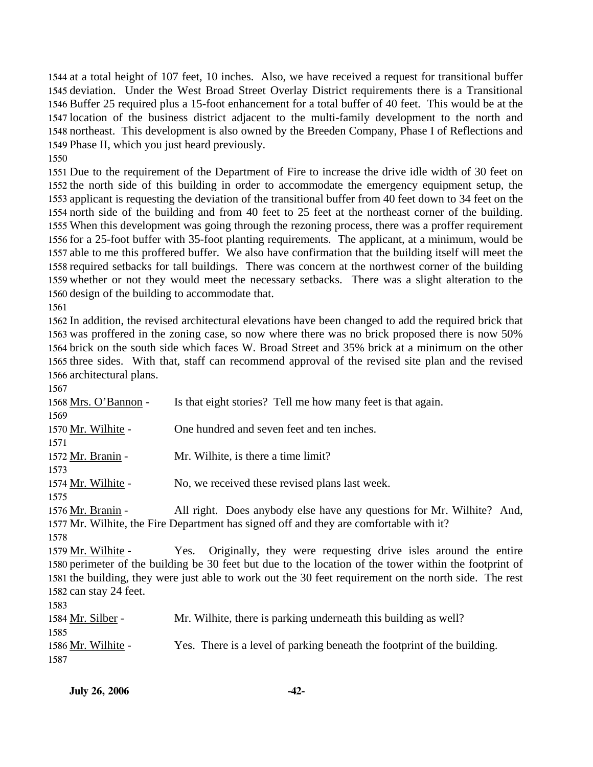at a total height of 107 feet, 10 inches. Also, we have received a request for transitional buffer deviation. Under the West Broad Street Overlay District requirements there is a Transitional Buffer 25 required plus a 15-foot enhancement for a total buffer of 40 feet. This would be at the location of the business district adjacent to the multi-family development to the north and northeast. This development is also owned by the Breeden Company, Phase I of Reflections and Phase II, which you just heard previously.

Due to the requirement of the Department of Fire to increase the drive idle width of 30 feet on the north side of this building in order to accommodate the emergency equipment setup, the applicant is requesting the deviation of the transitional buffer from 40 feet down to 34 feet on the north side of the building and from 40 feet to 25 feet at the northeast corner of the building. When this development was going through the rezoning process, there was a proffer requirement for a 25-foot buffer with 35-foot planting requirements. The applicant, at a minimum, would be able to me this proffered buffer. We also have confirmation that the building itself will meet the required setbacks for tall buildings. There was concern at the northwest corner of the building whether or not they would meet the necessary setbacks. There was a slight alteration to the design of the building to accommodate that.

In addition, the revised architectural elevations have been changed to add the required brick that was proffered in the zoning case, so now where there was no brick proposed there is now 50% brick on the south side which faces W. Broad Street and 35% brick at a minimum on the other three sides. With that, staff can recommend approval of the revised site plan and the revised architectural plans.

Mrs. O'Bannon - Is that eight stories? Tell me how many feet is that again.

Mr. Wilhite - One hundred and seven feet and ten inches.

Mr. Branin - Mr. Wilhite, is there a time limit?

Mr. Wilhite - No, we received these revised plans last week.

Mr. Branin - All right. Does anybody else have any questions for Mr. Wilhite? And, Mr. Wilhite, the Fire Department has signed off and they are comfortable with it?

Mr. Wilhite - Yes. Originally, they were requesting drive isles around the entire perimeter of the building be 30 feet but due to the location of the tower within the footprint of the building, they were just able to work out the 30 feet requirement on the north side. The rest can stay 24 feet.

Mr. Silber - Mr. Wilhite, there is parking underneath this building as well?

Mr. Wilhite - Yes. There is a level of parking beneath the footprint of the building.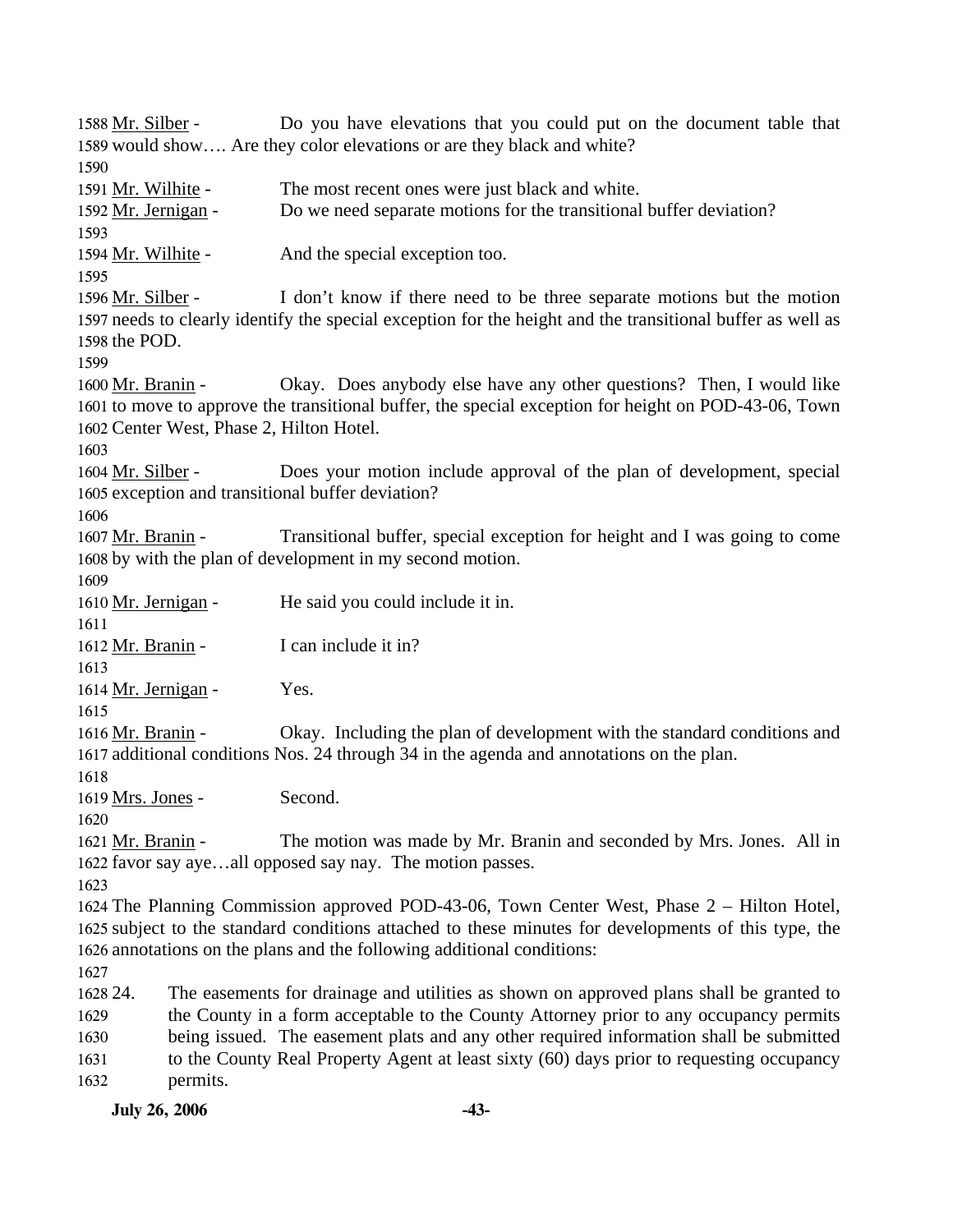Mr. Silber - Do you have elevations that you could put on the document table that would show…. Are they color elevations or are they black and white?

Mr. Wilhite - The most recent ones were just black and white.

Mr. Jernigan - Do we need separate motions for the transitional buffer deviation?

Mr. Wilhite - And the special exception too.

Mr. Silber - I don't know if there need to be three separate motions but the motion needs to clearly identify the special exception for the height and the transitional buffer as well as the POD.

Mr. Branin - Okay. Does anybody else have any other questions? Then, I would like to move to approve the transitional buffer, the special exception for height on POD-43-06, Town Center West, Phase 2, Hilton Hotel.

Mr. Silber - Does your motion include approval of the plan of development, special exception and transitional buffer deviation?

Mr. Branin - Transitional buffer, special exception for height and I was going to come by with the plan of development in my second motion.

Mr. Jernigan - He said you could include it in.

Mr. Branin - I can include it in?

Mr. Jernigan - Yes.

Mr. Branin - Okay. Including the plan of development with the standard conditions and additional conditions Nos. 24 through 34 in the agenda and annotations on the plan.

Mrs. Jones - Second.

Mr. Branin - The motion was made by Mr. Branin and seconded by Mrs. Jones. All in favor say aye…all opposed say nay. The motion passes.

The Planning Commission approved POD-43-06, Town Center West, Phase 2 – Hilton Hotel, subject to the standard conditions attached to these minutes for developments of this type, the annotations on the plans and the following additional conditions:

24. The easements for drainage and utilities as shown on approved plans shall be granted to the County in a form acceptable to the County Attorney prior to any occupancy permits being issued. The easement plats and any other required information shall be submitted to the County Real Property Agent at least sixty (60) days prior to requesting occupancy permits.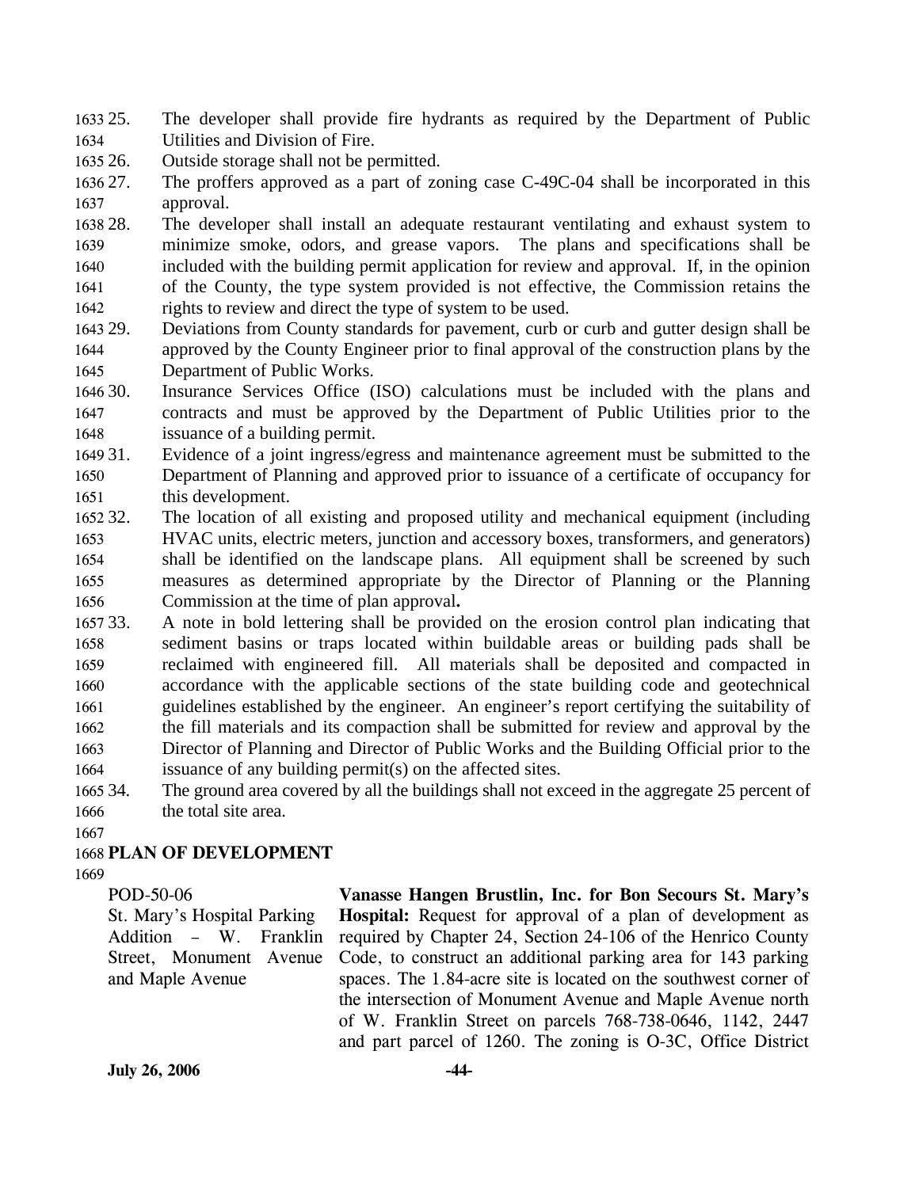25. The developer shall provide fire hydrants as required by the Department of Public Utilities and Division of Fire.
26. Outside storage shall not be permitted.
27. The proffers approved as a part of zoning case C-49C-04 shall be incorporated in this approval.
28. The developer shall install an adequate restaurant ventilating and exhaust system to minimize smoke, odors, and grease vapors. The plans and specifications shall be included with the building permit application for review and approval. If, in the opinion of the County, the type system provided is not effective, the Commission retains the rights to review and direct the type of system to be used.
29. Deviations from County standards for pavement, curb or curb and gutter design shall be approved by the County Engineer prior to final approval of the construction plans by the Department of Public Works.
30. Insurance Services Office (ISO) calculations must be included with the plans and contracts and must be approved by the Department of Public Utilities prior to the issuance of a building permit.
31. Evidence of a joint ingress/egress and maintenance agreement must be submitted to the Department of Planning and approved prior to issuance of a certificate of occupancy for this development.
32. The location of all existing and proposed utility and mechanical equipment (including HVAC units, electric meters, junction and accessory boxes, transformers, and generators) shall be identified on the landscape plans. All equipment shall be screened by such measures as determined appropriate by the Director of Planning or the Planning Commission at the time of plan approval**.**
33. A note in bold lettering shall be provided on the erosion control plan indicating that sediment basins or traps located within buildable areas or building pads shall be reclaimed with engineered fill. All materials shall be deposited and compacted in accordance with the applicable sections of the state building code and geotechnical guidelines established by the engineer. An engineer's report certifying the suitability of the fill materials and its compaction shall be submitted for review and approval by the Director of Planning and Director of Public Works and the Building Official prior to the issuance of any building permit(s) on the affected sites.
34. The ground area covered by all the buildings shall not exceed in the aggregate 25 percent of the total site area.

## PLAN OF DEVELOPMENT

POD-50-06
St. Mary's Hospital Parking Addition – W. Franklin Street, Monument Avenue and Maple Avenue

**Vanasse Hangen Brustlin, Inc. for Bon Secours St. Mary's Hospital:** Request for approval of a plan of development as required by Chapter 24, Section 24-106 of the Henrico County Code, to construct an additional parking area for 143 parking spaces. The 1.84-acre site is located on the southwest corner of the intersection of Monument Avenue and Maple Avenue north of W. Franklin Street on parcels 768-738-0646, 1142, 2447 and part parcel of 1260. The zoning is O-3C, Office District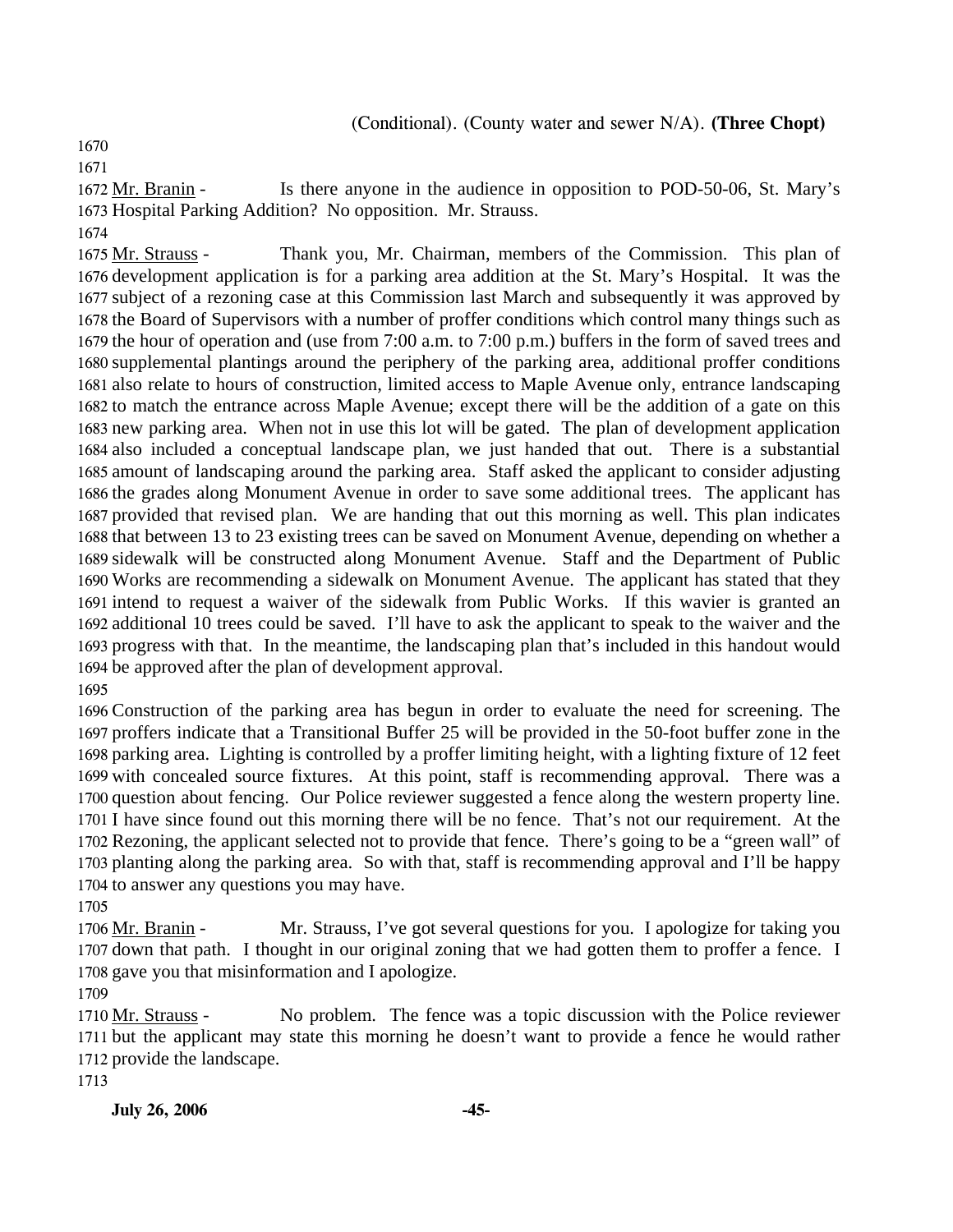(Conditional). (County water and sewer N/A). **(Three Chopt)**

Mr. Branin - Is there anyone in the audience in opposition to POD-50-06, St. Mary's Hospital Parking Addition? No opposition. Mr. Strauss.

Mr. Strauss - Thank you, Mr. Chairman, members of the Commission. This plan of development application is for a parking area addition at the St. Mary's Hospital. It was the subject of a rezoning case at this Commission last March and subsequently it was approved by the Board of Supervisors with a number of proffer conditions which control many things such as the hour of operation and (use from 7:00 a.m. to 7:00 p.m.) buffers in the form of saved trees and supplemental plantings around the periphery of the parking area, additional proffer conditions also relate to hours of construction, limited access to Maple Avenue only, entrance landscaping to match the entrance across Maple Avenue; except there will be the addition of a gate on this new parking area. When not in use this lot will be gated. The plan of development application also included a conceptual landscape plan, we just handed that out. There is a substantial amount of landscaping around the parking area. Staff asked the applicant to consider adjusting the grades along Monument Avenue in order to save some additional trees. The applicant has provided that revised plan. We are handing that out this morning as well. This plan indicates that between 13 to 23 existing trees can be saved on Monument Avenue, depending on whether a sidewalk will be constructed along Monument Avenue. Staff and the Department of Public Works are recommending a sidewalk on Monument Avenue. The applicant has stated that they intend to request a waiver of the sidewalk from Public Works. If this wavier is granted an additional 10 trees could be saved. I'll have to ask the applicant to speak to the waiver and the progress with that. In the meantime, the landscaping plan that's included in this handout would be approved after the plan of development approval.

Construction of the parking area has begun in order to evaluate the need for screening. The proffers indicate that a Transitional Buffer 25 will be provided in the 50-foot buffer zone in the parking area. Lighting is controlled by a proffer limiting height, with a lighting fixture of 12 feet with concealed source fixtures. At this point, staff is recommending approval. There was a question about fencing. Our Police reviewer suggested a fence along the western property line. I have since found out this morning there will be no fence. That's not our requirement. At the Rezoning, the applicant selected not to provide that fence. There's going to be a "green wall" of planting along the parking area. So with that, staff is recommending approval and I'll be happy to answer any questions you may have.

Mr. Branin - Mr. Strauss, I've got several questions for you. I apologize for taking you down that path. I thought in our original zoning that we had gotten them to proffer a fence. I gave you that misinformation and I apologize.

Mr. Strauss - No problem. The fence was a topic discussion with the Police reviewer but the applicant may state this morning he doesn't want to provide a fence he would rather provide the landscape.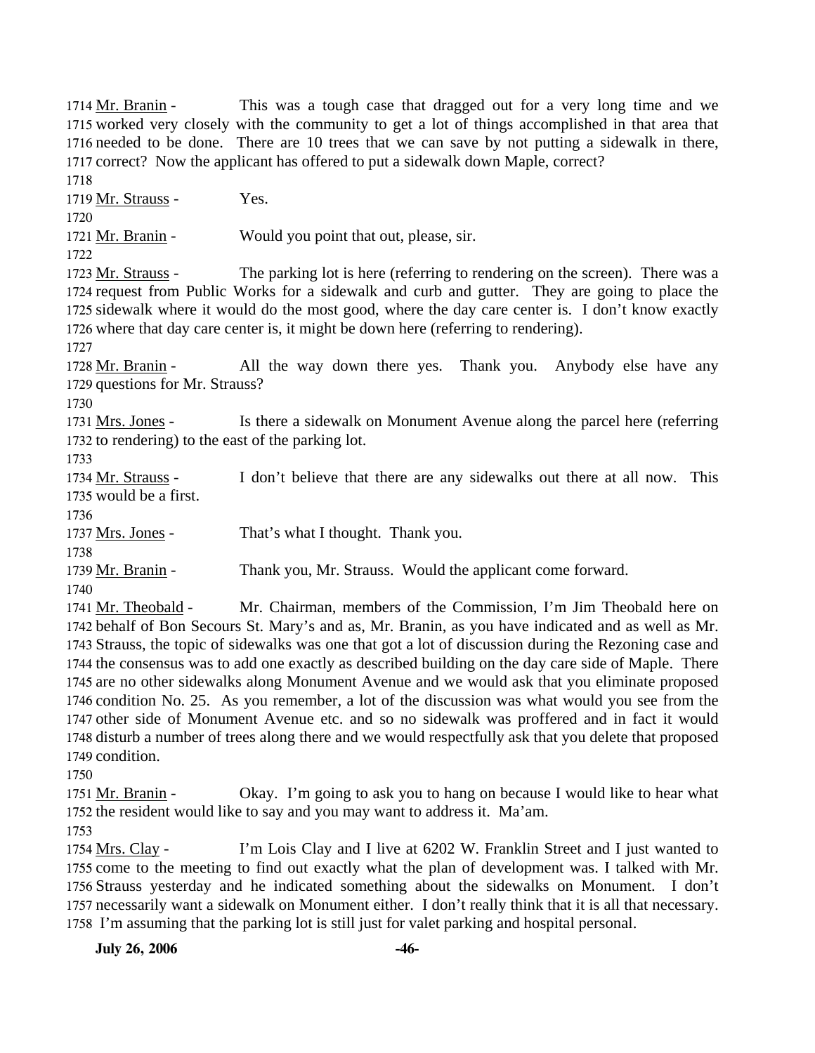1714 Mr. Branin - This was a tough case that dragged out for a very long time and we
1715 worked very closely with the community to get a lot of things accomplished in that area that
1716 needed to be done. There are 10 trees that we can save by not putting a sidewalk in there,
1717 correct? Now the applicant has offered to put a sidewalk down Maple, correct?
1718
1719 Mr. Strauss - Yes.
1720
1721 Mr. Branin - Would you point that out, please, sir.
1722
1723 Mr. Strauss - The parking lot is here (referring to rendering on the screen). There was a
1724 request from Public Works for a sidewalk and curb and gutter. They are going to place the
1725 sidewalk where it would do the most good, where the day care center is. I don't know exactly
1726 where that day care center is, it might be down here (referring to rendering).
1727
1728 Mr. Branin - All the way down there yes. Thank you. Anybody else have any
1729 questions for Mr. Strauss?
1730
1731 Mrs. Jones - Is there a sidewalk on Monument Avenue along the parcel here (referring
1732 to rendering) to the east of the parking lot.
1733
1734 Mr. Strauss - I don't believe that there are any sidewalks out there at all now. This
1735 would be a first.
1736
1737 Mrs. Jones - That's what I thought. Thank you.
1738
1739 Mr. Branin - Thank you, Mr. Strauss. Would the applicant come forward.
1740
1741 Mr. Theobald - Mr. Chairman, members of the Commission, I'm Jim Theobald here on
1742 behalf of Bon Secours St. Mary's and as, Mr. Branin, as you have indicated and as well as Mr.
1743 Strauss, the topic of sidewalks was one that got a lot of discussion during the Rezoning case and
1744 the consensus was to add one exactly as described building on the day care side of Maple. There
1745 are no other sidewalks along Monument Avenue and we would ask that you eliminate proposed
1746 condition No. 25. As you remember, a lot of the discussion was what would you see from the
1747 other side of Monument Avenue etc. and so no sidewalk was proffered and in fact it would
1748 disturb a number of trees along there and we would respectfully ask that you delete that proposed
1749 condition.
1750
1751 Mr. Branin - Okay. I'm going to ask you to hang on because I would like to hear what
1752 the resident would like to say and you may want to address it. Ma'am.
1753
1754 Mrs. Clay - I'm Lois Clay and I live at 6202 W. Franklin Street and I just wanted to
1755 come to the meeting to find out exactly what the plan of development was. I talked with Mr.
1756 Strauss yesterday and he indicated something about the sidewalks on Monument. I don't
1757 necessarily want a sidewalk on Monument either. I don't really think that it is all that necessary.
1758 I'm assuming that the parking lot is still just for valet parking and hospital personal.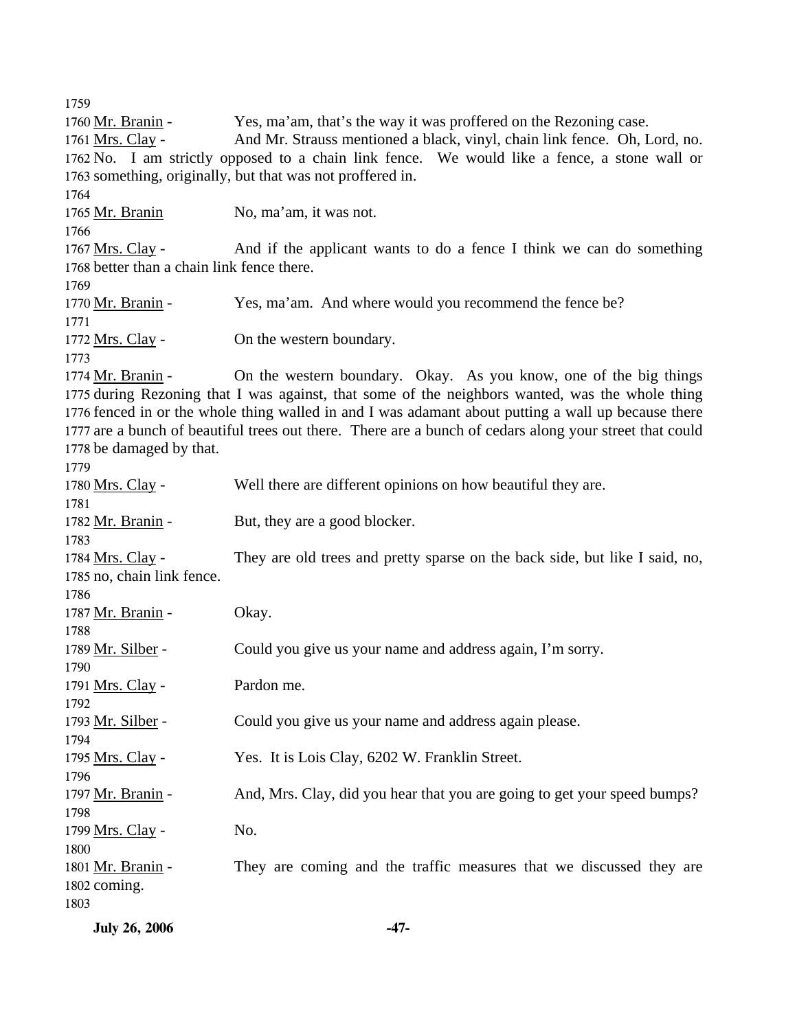1759

1760 Mr. Branin - Yes, ma'am, that's the way it was proffered on the Rezoning case.

1761 Mrs. Clay - And Mr. Strauss mentioned a black, vinyl, chain link fence. Oh, Lord, no.
1762 No. I am strictly opposed to a chain link fence. We would like a fence, a stone wall or
1763 something, originally, but that was not proffered in.

1764

1765 Mr. Branin No, ma'am, it was not.

1766

1767 Mrs. Clay - And if the applicant wants to do a fence I think we can do something
1768 better than a chain link fence there.

1769

1770 Mr. Branin - Yes, ma'am. And where would you recommend the fence be?

1771

1772 Mrs. Clay - On the western boundary.

1773

1774 Mr. Branin - On the western boundary. Okay. As you know, one of the big things
1775 during Rezoning that I was against, that some of the neighbors wanted, was the whole thing
1776 fenced in or the whole thing walled in and I was adamant about putting a wall up because there
1777 are a bunch of beautiful trees out there. There are a bunch of cedars along your street that could
1778 be damaged by that.

1779

1780 Mrs. Clay - Well there are different opinions on how beautiful they are.

1781

1782 Mr. Branin - But, they are a good blocker.

1783

1784 Mrs. Clay - They are old trees and pretty sparse on the back side, but like I said, no,
1785 no, chain link fence.

1786

1787 Mr. Branin - Okay.

1788

1789 Mr. Silber - Could you give us your name and address again, I'm sorry.

1790

1791 Mrs. Clay - Pardon me.

1792

1793 Mr. Silber - Could you give us your name and address again please.

1794

1795 Mrs. Clay - Yes. It is Lois Clay, 6202 W. Franklin Street.

1796

1797 Mr. Branin - And, Mrs. Clay, did you hear that you are going to get your speed bumps?

1798

1799 Mrs. Clay - No.

1800

1801 Mr. Branin - They are coming and the traffic measures that we discussed they are
1802 coming.

1803

**July 26, 2006**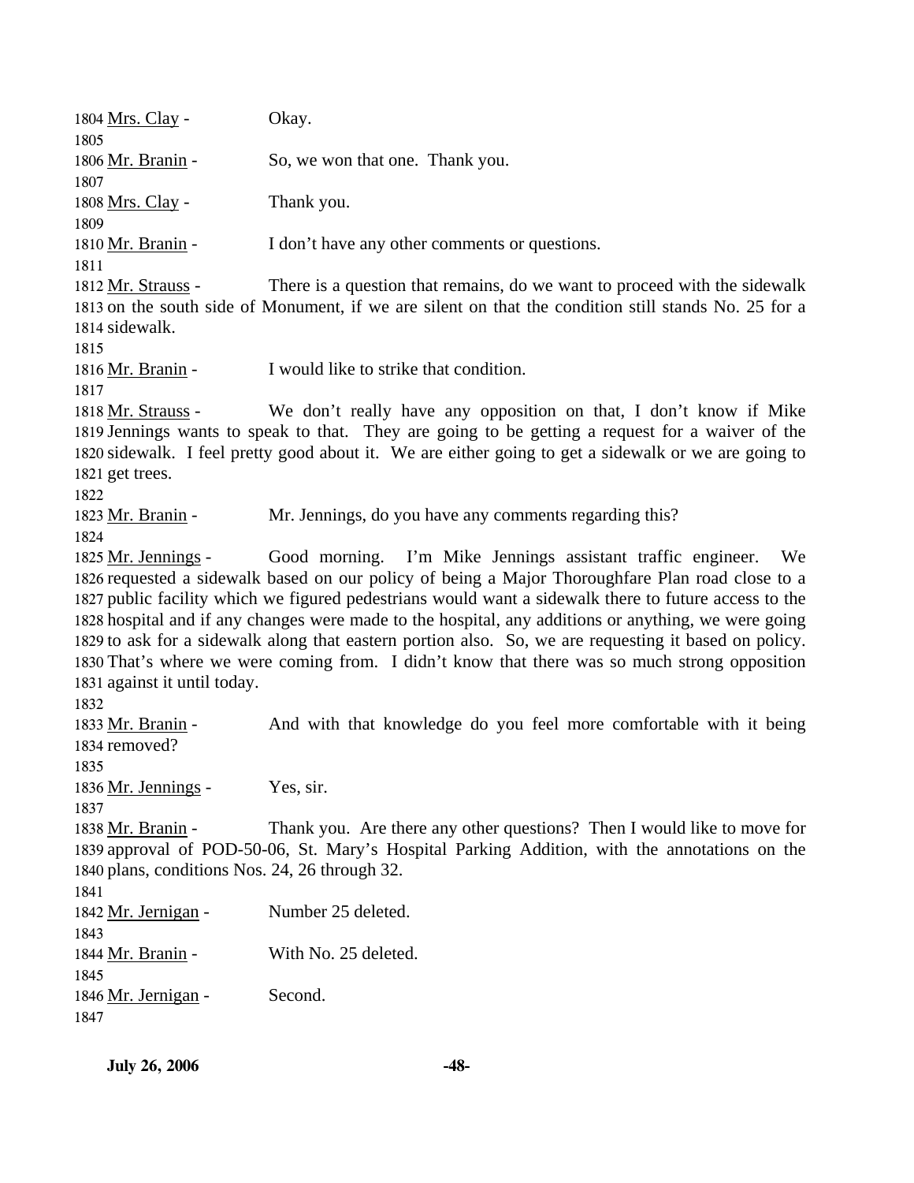1804 Mrs. Clay - Okay.

1805

1806 Mr. Branin - So, we won that one. Thank you.

1807

1808 Mrs. Clay - Thank you.

1809

1810 Mr. Branin - I don't have any other comments or questions.

1811

1812 Mr. Strauss - There is a question that remains, do we want to proceed with the sidewalk 1813 on the south side of Monument, if we are silent on that the condition still stands No. 25 for a 1814 sidewalk.

1815

1816 Mr. Branin - I would like to strike that condition.

1817

1818 Mr. Strauss - We don't really have any opposition on that, I don't know if Mike 1819 Jennings wants to speak to that. They are going to be getting a request for a waiver of the 1820 sidewalk. I feel pretty good about it. We are either going to get a sidewalk or we are going to 1821 get trees.

1822

1823 Mr. Branin - Mr. Jennings, do you have any comments regarding this?

1824

1825 Mr. Jennings - Good morning. I'm Mike Jennings assistant traffic engineer. We 1826 requested a sidewalk based on our policy of being a Major Thoroughfare Plan road close to a 1827 public facility which we figured pedestrians would want a sidewalk there to future access to the 1828 hospital and if any changes were made to the hospital, any additions or anything, we were going 1829 to ask for a sidewalk along that eastern portion also. So, we are requesting it based on policy. 1830 That's where we were coming from. I didn't know that there was so much strong opposition 1831 against it until today.

1832

1833 Mr. Branin - And with that knowledge do you feel more comfortable with it being 1834 removed?

1835

1836 Mr. Jennings - Yes, sir.

1837

1838 Mr. Branin - Thank you. Are there any other questions? Then I would like to move for 1839 approval of POD-50-06, St. Mary's Hospital Parking Addition, with the annotations on the 1840 plans, conditions Nos. 24, 26 through 32.

1841

1842 Mr. Jernigan - Number 25 deleted.

1843

1844 Mr. Branin - With No. 25 deleted.

1845

1846 Mr. Jernigan - Second.

1847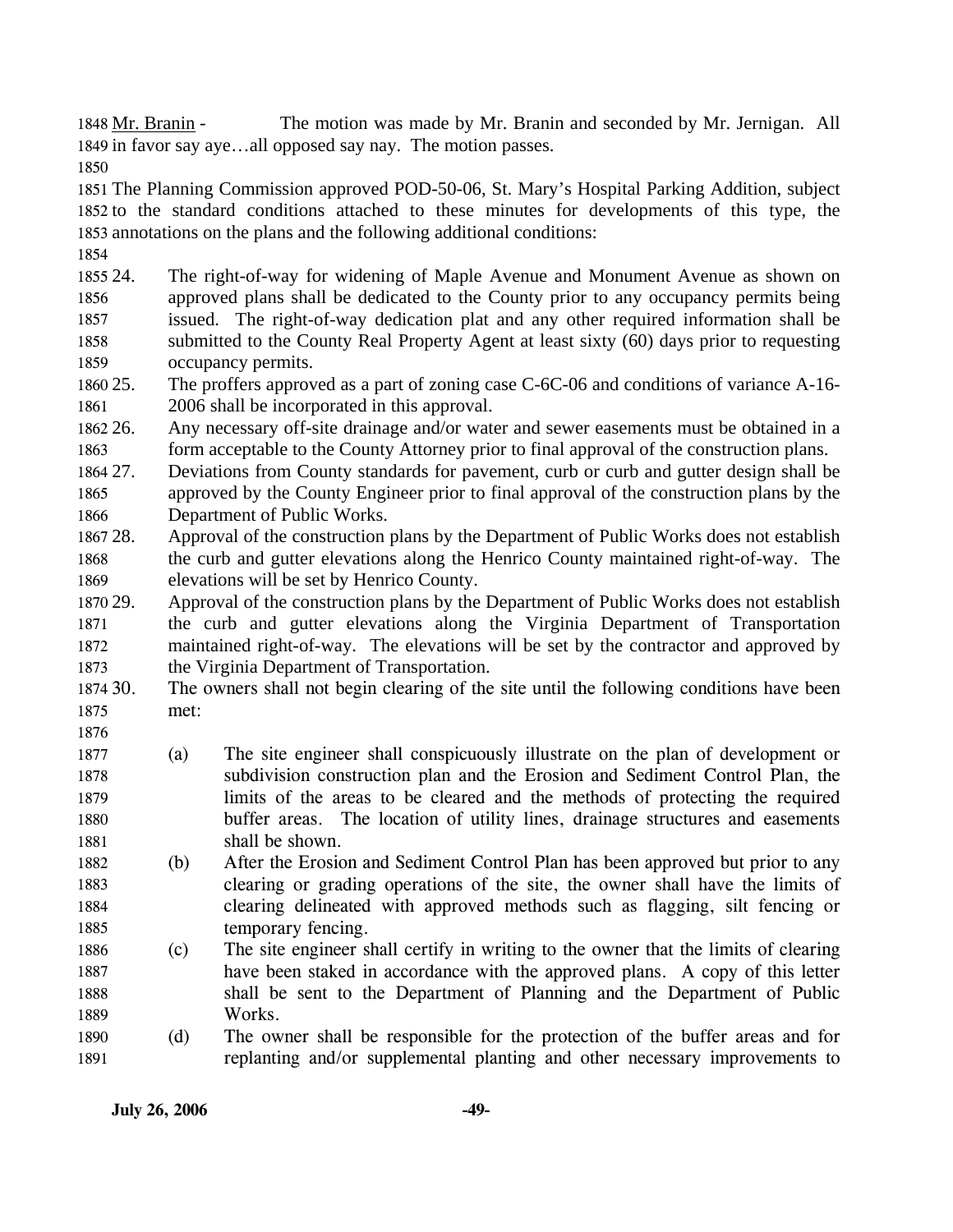**Mr. Branin** - The motion was made by Mr. Branin and seconded by Mr. Jernigan. All in favor say aye…all opposed say nay. The motion passes.

The Planning Commission approved POD-50-06, St. Mary's Hospital Parking Addition, subject to the standard conditions attached to these minutes for developments of this type, the annotations on the plans and the following additional conditions:

24. The right-of-way for widening of Maple Avenue and Monument Avenue as shown on approved plans shall be dedicated to the County prior to any occupancy permits being issued. The right-of-way dedication plat and any other required information shall be submitted to the County Real Property Agent at least sixty (60) days prior to requesting occupancy permits.
25. The proffers approved as a part of zoning case C-6C-06 and conditions of variance A-16-2006 shall be incorporated in this approval.
26. Any necessary off-site drainage and/or water and sewer easements must be obtained in a form acceptable to the County Attorney prior to final approval of the construction plans.
27. Deviations from County standards for pavement, curb or curb and gutter design shall be approved by the County Engineer prior to final approval of the construction plans by the Department of Public Works.
28. Approval of the construction plans by the Department of Public Works does not establish the curb and gutter elevations along the Henrico County maintained right-of-way. The elevations will be set by Henrico County.
29. Approval of the construction plans by the Department of Public Works does not establish the curb and gutter elevations along the Virginia Department of Transportation maintained right-of-way. The elevations will be set by the contractor and approved by the Virginia Department of Transportation.
30. The owners shall not begin clearing of the site until the following conditions have been met:

    (a) The site engineer shall conspicuously illustrate on the plan of development or subdivision construction plan and the Erosion and Sediment Control Plan, the limits of the areas to be cleared and the methods of protecting the required buffer areas. The location of utility lines, drainage structures and easements shall be shown.

    (b) After the Erosion and Sediment Control Plan has been approved but prior to any clearing or grading operations of the site, the owner shall have the limits of clearing delineated with approved methods such as flagging, silt fencing or temporary fencing.

    (c) The site engineer shall certify in writing to the owner that the limits of clearing have been staked in accordance with the approved plans. A copy of this letter shall be sent to the Department of Planning and the Department of Public Works.

    (d) The owner shall be responsible for the protection of the buffer areas and for replanting and/or supplemental planting and other necessary improvements to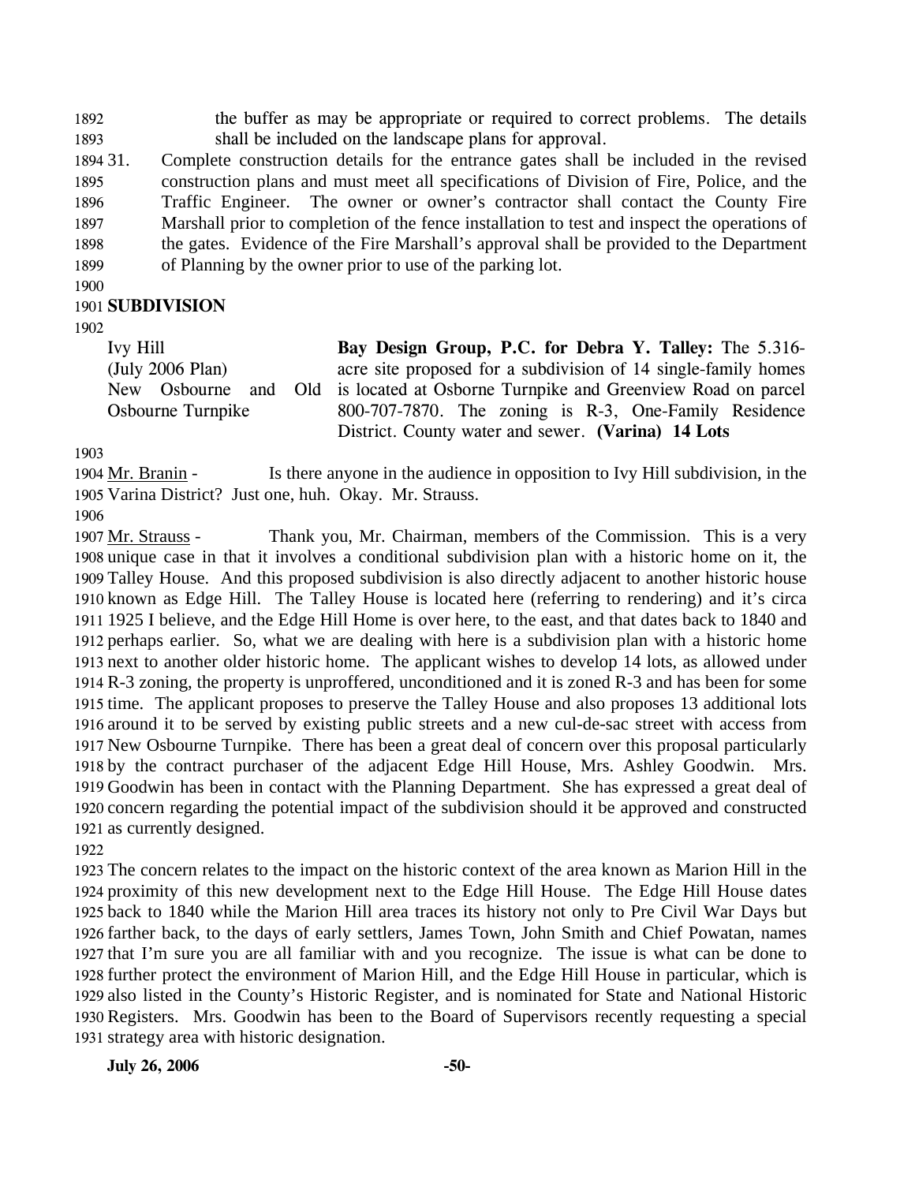the buffer as may be appropriate or required to correct problems. The details shall be included on the landscape plans for approval.

31. Complete construction details for the entrance gates shall be included in the revised construction plans and must meet all specifications of Division of Fire, Police, and the Traffic Engineer. The owner or owner's contractor shall contact the County Fire Marshall prior to completion of the fence installation to test and inspect the operations of the gates. Evidence of the Fire Marshall's approval shall be provided to the Department of Planning by the owner prior to use of the parking lot.

## SUBDIVISION

| | |
|---|---|
| Ivy Hill (July 2006 Plan) New Osbourne and Old Osbourne Turnpike | **Bay Design Group, P.C. for Debra Y. Talley:** The 5.316-acre site proposed for a subdivision of 14 single-family homes is located at Osborne Turnpike and Greenview Road on parcel 800-707-7870. The zoning is R-3, One-Family Residence District. County water and sewer. **(Varina) 14 Lots** |

Mr. Branin - Is there anyone in the audience in opposition to Ivy Hill subdivision, in the Varina District? Just one, huh. Okay. Mr. Strauss.

Mr. Strauss - Thank you, Mr. Chairman, members of the Commission. This is a very unique case in that it involves a conditional subdivision plan with a historic home on it, the Talley House. And this proposed subdivision is also directly adjacent to another historic house known as Edge Hill. The Talley House is located here (referring to rendering) and it's circa 1925 I believe, and the Edge Hill Home is over here, to the east, and that dates back to 1840 and perhaps earlier. So, what we are dealing with here is a subdivision plan with a historic home next to another older historic home. The applicant wishes to develop 14 lots, as allowed under R-3 zoning, the property is unproffered, unconditioned and it is zoned R-3 and has been for some time. The applicant proposes to preserve the Talley House and also proposes 13 additional lots around it to be served by existing public streets and a new cul-de-sac street with access from New Osbourne Turnpike. There has been a great deal of concern over this proposal particularly by the contract purchaser of the adjacent Edge Hill House, Mrs. Ashley Goodwin. Mrs. Goodwin has been in contact with the Planning Department. She has expressed a great deal of concern regarding the potential impact of the subdivision should it be approved and constructed as currently designed.

The concern relates to the impact on the historic context of the area known as Marion Hill in the proximity of this new development next to the Edge Hill House. The Edge Hill House dates back to 1840 while the Marion Hill area traces its history not only to Pre Civil War Days but farther back, to the days of early settlers, James Town, John Smith and Chief Powatan, names that I'm sure you are all familiar with and you recognize. The issue is what can be done to further protect the environment of Marion Hill, and the Edge Hill House in particular, which is also listed in the County's Historic Register, and is nominated for State and National Historic Registers. Mrs. Goodwin has been to the Board of Supervisors recently requesting a special strategy area with historic designation.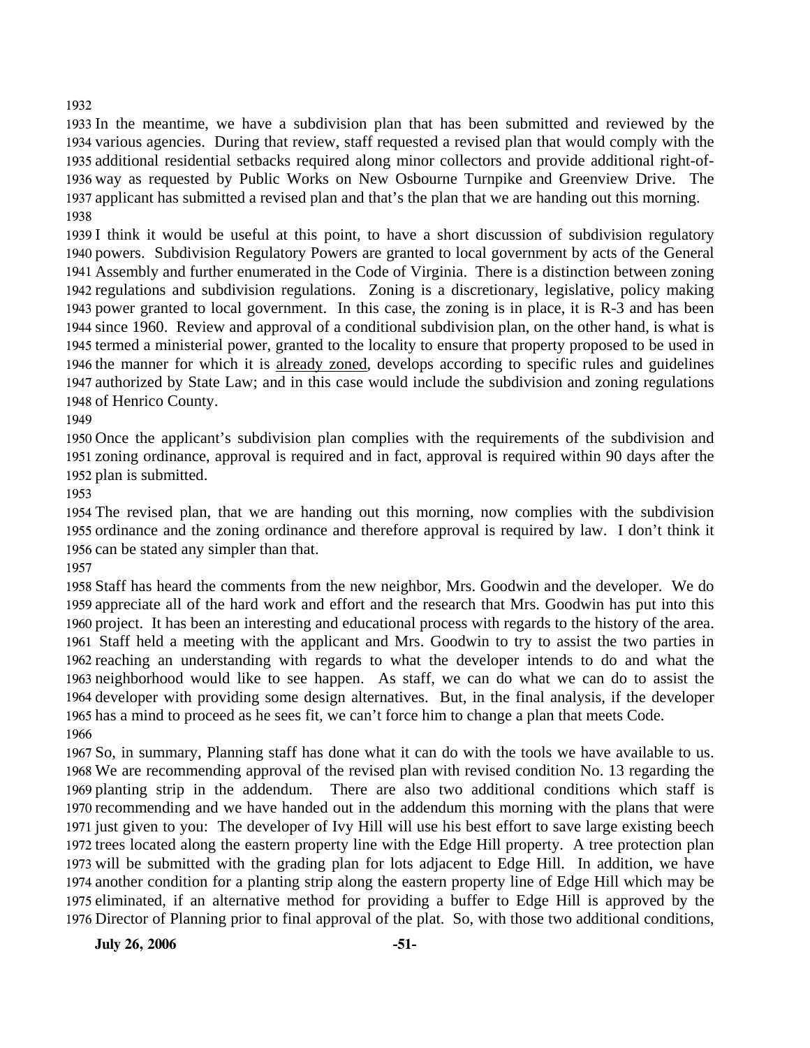In the meantime, we have a subdivision plan that has been submitted and reviewed by the various agencies. During that review, staff requested a revised plan that would comply with the additional residential setbacks required along minor collectors and provide additional right-of-way as requested by Public Works on New Osbourne Turnpike and Greenview Drive. The applicant has submitted a revised plan and that's the plan that we are handing out this morning.

I think it would be useful at this point, to have a short discussion of subdivision regulatory powers. Subdivision Regulatory Powers are granted to local government by acts of the General Assembly and further enumerated in the Code of Virginia. There is a distinction between zoning regulations and subdivision regulations. Zoning is a discretionary, legislative, policy making power granted to local government. In this case, the zoning is in place, it is R-3 and has been since 1960. Review and approval of a conditional subdivision plan, on the other hand, is what is termed a ministerial power, granted to the locality to ensure that property proposed to be used in the manner for which it is already zoned, develops according to specific rules and guidelines authorized by State Law; and in this case would include the subdivision and zoning regulations of Henrico County.

Once the applicant's subdivision plan complies with the requirements of the subdivision and zoning ordinance, approval is required and in fact, approval is required within 90 days after the plan is submitted.

The revised plan, that we are handing out this morning, now complies with the subdivision ordinance and the zoning ordinance and therefore approval is required by law. I don't think it can be stated any simpler than that.

Staff has heard the comments from the new neighbor, Mrs. Goodwin and the developer. We do appreciate all of the hard work and effort and the research that Mrs. Goodwin has put into this project. It has been an interesting and educational process with regards to the history of the area. Staff held a meeting with the applicant and Mrs. Goodwin to try to assist the two parties in reaching an understanding with regards to what the developer intends to do and what the neighborhood would like to see happen. As staff, we can do what we can do to assist the developer with providing some design alternatives. But, in the final analysis, if the developer has a mind to proceed as he sees fit, we can't force him to change a plan that meets Code.

So, in summary, Planning staff has done what it can do with the tools we have available to us. We are recommending approval of the revised plan with revised condition No. 13 regarding the planting strip in the addendum. There are also two additional conditions which staff is recommending and we have handed out in the addendum this morning with the plans that were just given to you: The developer of Ivy Hill will use his best effort to save large existing beech trees located along the eastern property line with the Edge Hill property. A tree protection plan will be submitted with the grading plan for lots adjacent to Edge Hill. In addition, we have another condition for a planting strip along the eastern property line of Edge Hill which may be eliminated, if an alternative method for providing a buffer to Edge Hill is approved by the Director of Planning prior to final approval of the plat. So, with those two additional conditions,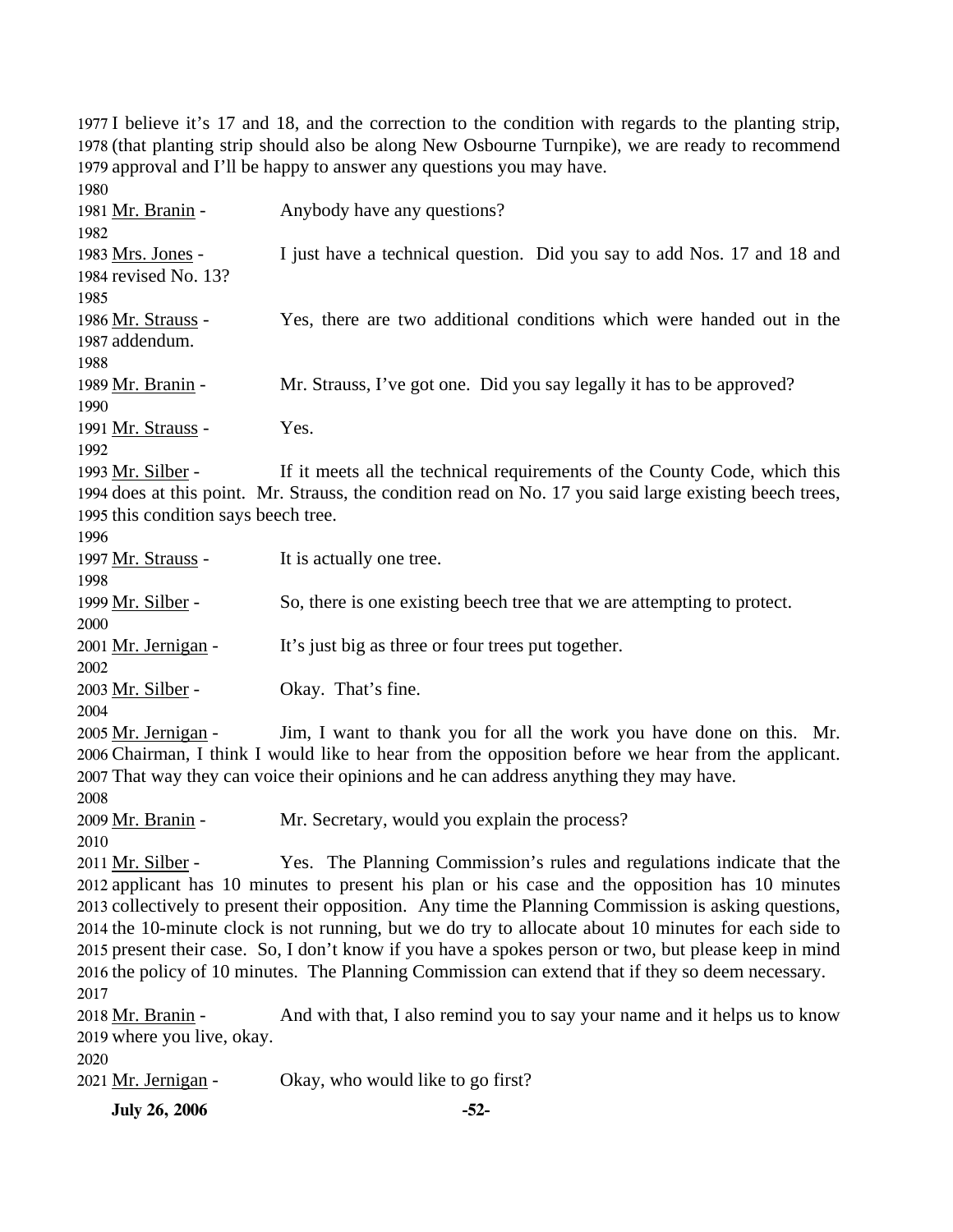I believe it's 17 and 18, and the correction to the condition with regards to the planting strip, (that planting strip should also be along New Osbourne Turnpike), we are ready to recommend approval and I'll be happy to answer any questions you may have.

Mr. Branin - Anybody have any questions?

Mrs. Jones - I just have a technical question. Did you say to add Nos. 17 and 18 and revised No. 13?

Mr. Strauss - Yes, there are two additional conditions which were handed out in the addendum.

Mr. Branin - Mr. Strauss, I've got one. Did you say legally it has to be approved?

Mr. Strauss - Yes.

Mr. Silber - If it meets all the technical requirements of the County Code, which this does at this point. Mr. Strauss, the condition read on No. 17 you said large existing beech trees, this condition says beech tree.

Mr. Strauss - It is actually one tree.

Mr. Silber - So, there is one existing beech tree that we are attempting to protect.

Mr. Jernigan - It's just big as three or four trees put together.

Mr. Silber - Okay. That's fine.

Mr. Jernigan - Jim, I want to thank you for all the work you have done on this. Mr. Chairman, I think I would like to hear from the opposition before we hear from the applicant. That way they can voice their opinions and he can address anything they may have.

Mr. Branin - Mr. Secretary, would you explain the process?

Mr. Silber - Yes. The Planning Commission's rules and regulations indicate that the applicant has 10 minutes to present his plan or his case and the opposition has 10 minutes collectively to present their opposition. Any time the Planning Commission is asking questions, the 10-minute clock is not running, but we do try to allocate about 10 minutes for each side to present their case. So, I don't know if you have a spokes person or two, but please keep in mind the policy of 10 minutes. The Planning Commission can extend that if they so deem necessary.

Mr. Branin - And with that, I also remind you to say your name and it helps us to know where you live, okay.

Mr. Jernigan - Okay, who would like to go first?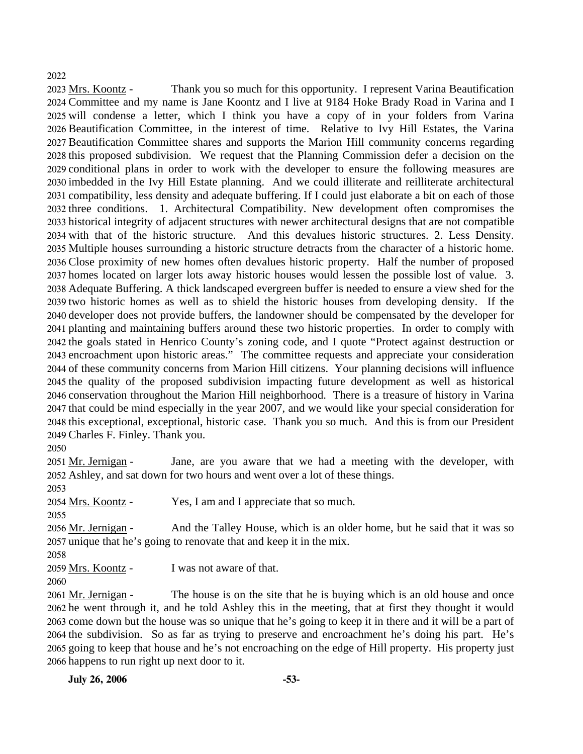Mrs. Koontz - Thank you so much for this opportunity. I represent Varina Beautification Committee and my name is Jane Koontz and I live at 9184 Hoke Brady Road in Varina and I will condense a letter, which I think you have a copy of in your folders from Varina Beautification Committee, in the interest of time. Relative to Ivy Hill Estates, the Varina Beautification Committee shares and supports the Marion Hill community concerns regarding this proposed subdivision. We request that the Planning Commission defer a decision on the conditional plans in order to work with the developer to ensure the following measures are imbedded in the Ivy Hill Estate planning. And we could illiterate and reilliterate architectural compatibility, less density and adequate buffering. If I could just elaborate a bit on each of those three conditions. 1. Architectural Compatibility. New development often compromises the historical integrity of adjacent structures with newer architectural designs that are not compatible with that of the historic structure. And this devalues historic structures. 2. Less Density. Multiple houses surrounding a historic structure detracts from the character of a historic home. Close proximity of new homes often devalues historic property. Half the number of proposed homes located on larger lots away historic houses would lessen the possible lost of value. 3. Adequate Buffering. A thick landscaped evergreen buffer is needed to ensure a view shed for the two historic homes as well as to shield the historic houses from developing density. If the developer does not provide buffers, the landowner should be compensated by the developer for planting and maintaining buffers around these two historic properties. In order to comply with the goals stated in Henrico County's zoning code, and I quote "Protect against destruction or encroachment upon historic areas." The committee requests and appreciate your consideration of these community concerns from Marion Hill citizens. Your planning decisions will influence the quality of the proposed subdivision impacting future development as well as historical conservation throughout the Marion Hill neighborhood. There is a treasure of history in Varina that could be mind especially in the year 2007, and we would like your special consideration for this exceptional, exceptional, historic case. Thank you so much. And this is from our President Charles F. Finley. Thank you.

Mr. Jernigan - Jane, are you aware that we had a meeting with the developer, with Ashley, and sat down for two hours and went over a lot of these things.

Mrs. Koontz - Yes, I am and I appreciate that so much.

Mr. Jernigan - And the Talley House, which is an older home, but he said that it was so unique that he's going to renovate that and keep it in the mix.

Mrs. Koontz - I was not aware of that.

Mr. Jernigan - The house is on the site that he is buying which is an old house and once he went through it, and he told Ashley this in the meeting, that at first they thought it would come down but the house was so unique that he's going to keep it in there and it will be a part of the subdivision. So as far as trying to preserve and encroachment he's doing his part. He's going to keep that house and he's not encroaching on the edge of Hill property. His property just happens to run right up next door to it.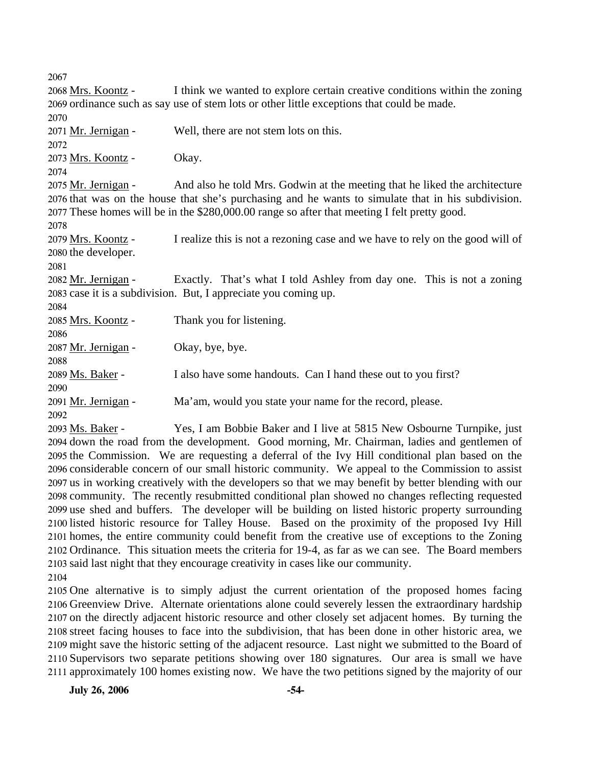Mrs. Koontz - I think we wanted to explore certain creative conditions within the zoning ordinance such as say use of stem lots or other little exceptions that could be made.

Mr. Jernigan - Well, there are not stem lots on this.

Mrs. Koontz - Okay.

Mr. Jernigan - And also he told Mrs. Godwin at the meeting that he liked the architecture that was on the house that she's purchasing and he wants to simulate that in his subdivision. These homes will be in the $280,000.00 range so after that meeting I felt pretty good.

Mrs. Koontz - I realize this is not a rezoning case and we have to rely on the good will of the developer.

Mr. Jernigan - Exactly. That's what I told Ashley from day one. This is not a zoning case it is a subdivision. But, I appreciate you coming up.

Mrs. Koontz - Thank you for listening.

Mr. Jernigan - Okay, bye, bye.

Ms. Baker - I also have some handouts. Can I hand these out to you first?

Mr. Jernigan - Ma'am, would you state your name for the record, please.

Ms. Baker - Yes, I am Bobbie Baker and I live at 5815 New Osbourne Turnpike, just down the road from the development. Good morning, Mr. Chairman, ladies and gentlemen of the Commission. We are requesting a deferral of the Ivy Hill conditional plan based on the considerable concern of our small historic community. We appeal to the Commission to assist us in working creatively with the developers so that we may benefit by better blending with our community. The recently resubmitted conditional plan showed no changes reflecting requested use shed and buffers. The developer will be building on listed historic property surrounding listed historic resource for Talley House. Based on the proximity of the proposed Ivy Hill homes, the entire community could benefit from the creative use of exceptions to the Zoning Ordinance. This situation meets the criteria for 19-4, as far as we can see. The Board members said last night that they encourage creativity in cases like our community.

One alternative is to simply adjust the current orientation of the proposed homes facing Greenview Drive. Alternate orientations alone could severely lessen the extraordinary hardship on the directly adjacent historic resource and other closely set adjacent homes. By turning the street facing houses to face into the subdivision, that has been done in other historic area, we might save the historic setting of the adjacent resource. Last night we submitted to the Board of Supervisors two separate petitions showing over 180 signatures. Our area is small we have approximately 100 homes existing now. We have the two petitions signed by the majority of our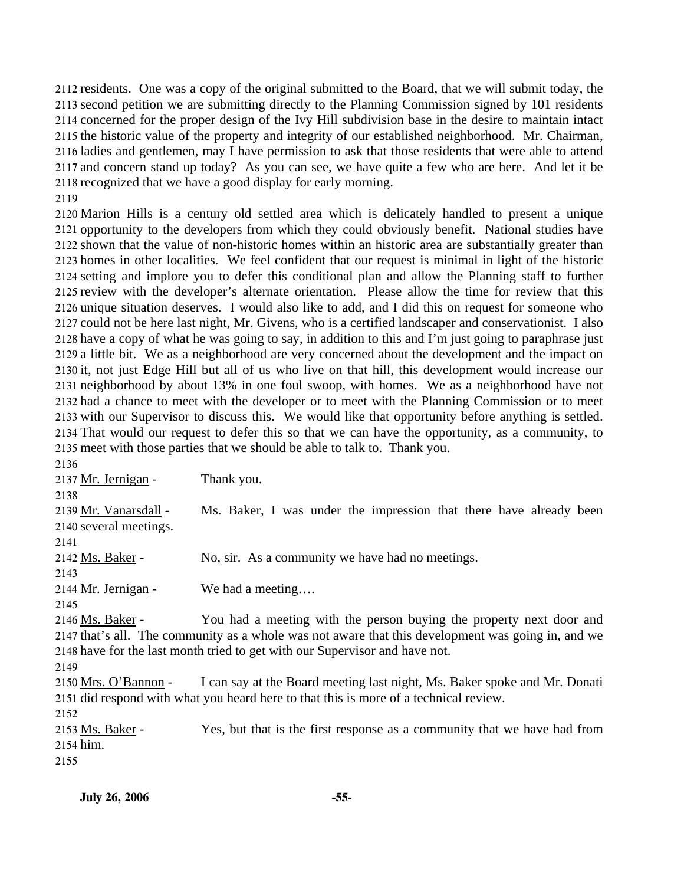residents. One was a copy of the original submitted to the Board, that we will submit today, the second petition we are submitting directly to the Planning Commission signed by 101 residents concerned for the proper design of the Ivy Hill subdivision base in the desire to maintain intact the historic value of the property and integrity of our established neighborhood. Mr. Chairman, ladies and gentlemen, may I have permission to ask that those residents that were able to attend and concern stand up today? As you can see, we have quite a few who are here. And let it be recognized that we have a good display for early morning.

Marion Hills is a century old settled area which is delicately handled to present a unique opportunity to the developers from which they could obviously benefit. National studies have shown that the value of non-historic homes within an historic area are substantially greater than homes in other localities. We feel confident that our request is minimal in light of the historic setting and implore you to defer this conditional plan and allow the Planning staff to further review with the developer's alternate orientation. Please allow the time for review that this unique situation deserves. I would also like to add, and I did this on request for someone who could not be here last night, Mr. Givens, who is a certified landscaper and conservationist. I also have a copy of what he was going to say, in addition to this and I'm just going to paraphrase just a little bit. We as a neighborhood are very concerned about the development and the impact on it, not just Edge Hill but all of us who live on that hill, this development would increase our neighborhood by about 13% in one foul swoop, with homes. We as a neighborhood have not had a chance to meet with the developer or to meet with the Planning Commission or to meet with our Supervisor to discuss this. We would like that opportunity before anything is settled. That would our request to defer this so that we can have the opportunity, as a community, to meet with those parties that we should be able to talk to. Thank you.

Mr. Jernigan - Thank you.

Mr. Vanarsdall - Ms. Baker, I was under the impression that there have already been several meetings.

Ms. Baker - No, sir. As a community we have had no meetings.

Mr. Jernigan - We had a meeting….

Ms. Baker - You had a meeting with the person buying the property next door and that's all. The community as a whole was not aware that this development was going in, and we have for the last month tried to get with our Supervisor and have not.

Mrs. O'Bannon - I can say at the Board meeting last night, Ms. Baker spoke and Mr. Donati did respond with what you heard here to that this is more of a technical review.

Ms. Baker - Yes, but that is the first response as a community that we have had from him.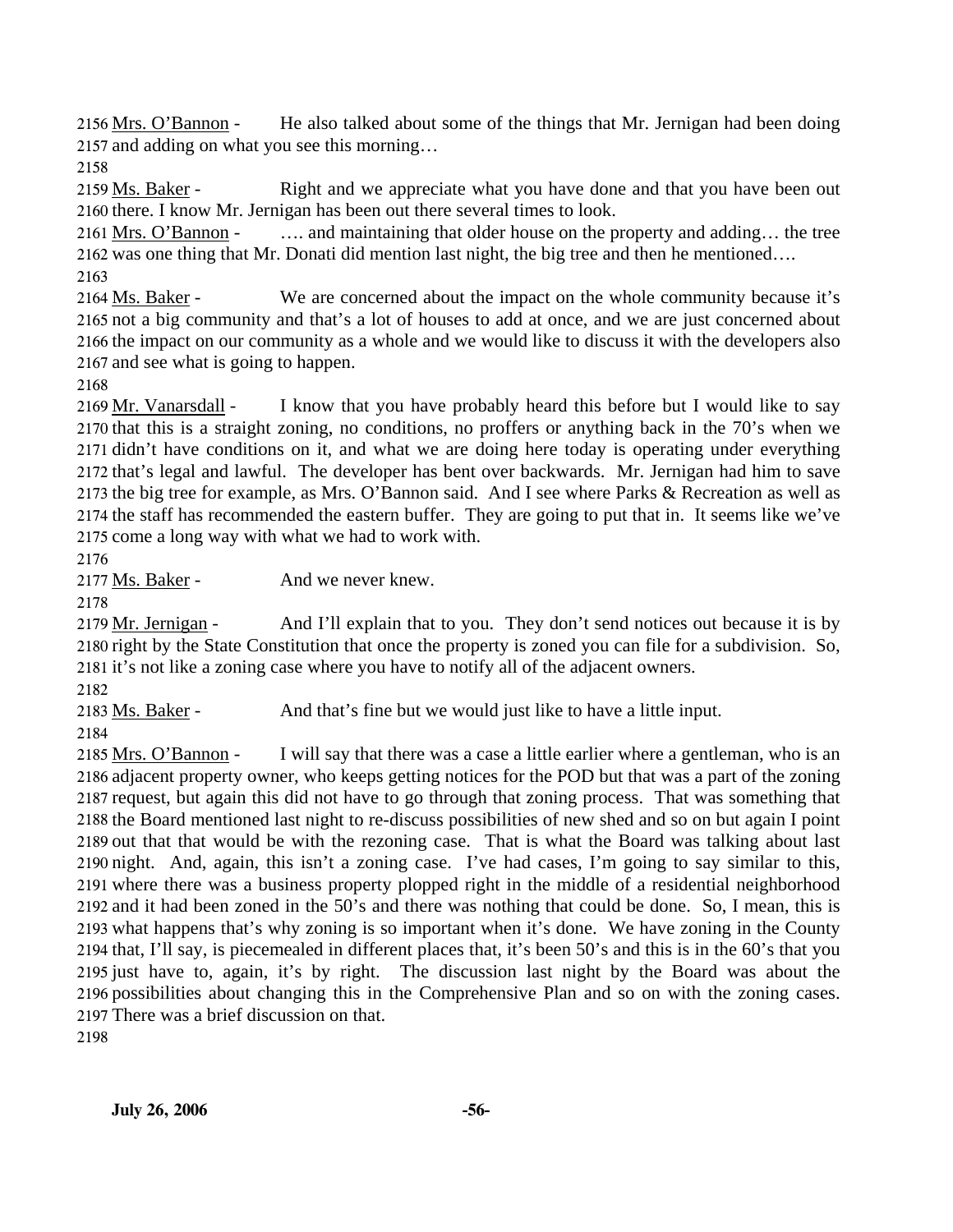2156 Mrs. O'Bannon - He also talked about some of the things that Mr. Jernigan had been doing
2157 and adding on what you see this morning…
2158
2159 Ms. Baker - Right and we appreciate what you have done and that you have been out
2160 there. I know Mr. Jernigan has been out there several times to look.
2161 Mrs. O'Bannon - …. and maintaining that older house on the property and adding… the tree
2162 was one thing that Mr. Donati did mention last night, the big tree and then he mentioned….
2163
2164 Ms. Baker - We are concerned about the impact on the whole community because it's
2165 not a big community and that's a lot of houses to add at once, and we are just concerned about
2166 the impact on our community as a whole and we would like to discuss it with the developers also
2167 and see what is going to happen.
2168
2169 Mr. Vanarsdall - I know that you have probably heard this before but I would like to say
2170 that this is a straight zoning, no conditions, no proffers or anything back in the 70's when we
2171 didn't have conditions on it, and what we are doing here today is operating under everything
2172 that's legal and lawful. The developer has bent over backwards. Mr. Jernigan had him to save
2173 the big tree for example, as Mrs. O'Bannon said. And I see where Parks & Recreation as well as
2174 the staff has recommended the eastern buffer. They are going to put that in. It seems like we've
2175 come a long way with what we had to work with.
2176
2177 Ms. Baker - And we never knew.
2178
2179 Mr. Jernigan - And I'll explain that to you. They don't send notices out because it is by
2180 right by the State Constitution that once the property is zoned you can file for a subdivision. So,
2181 it's not like a zoning case where you have to notify all of the adjacent owners.
2182
2183 Ms. Baker - And that's fine but we would just like to have a little input.
2184
2185 Mrs. O'Bannon - I will say that there was a case a little earlier where a gentleman, who is an
2186 adjacent property owner, who keeps getting notices for the POD but that was a part of the zoning
2187 request, but again this did not have to go through that zoning process. That was something that
2188 the Board mentioned last night to re-discuss possibilities of new shed and so on but again I point
2189 out that that would be with the rezoning case. That is what the Board was talking about last
2190 night. And, again, this isn't a zoning case. I've had cases, I'm going to say similar to this,
2191 where there was a business property plopped right in the middle of a residential neighborhood
2192 and it had been zoned in the 50's and there was nothing that could be done. So, I mean, this is
2193 what happens that's why zoning is so important when it's done. We have zoning in the County
2194 that, I'll say, is piecemealed in different places that, it's been 50's and this is in the 60's that you
2195 just have to, again, it's by right. The discussion last night by the Board was about the
2196 possibilities about changing this in the Comprehensive Plan and so on with the zoning cases.
2197 There was a brief discussion on that.
2198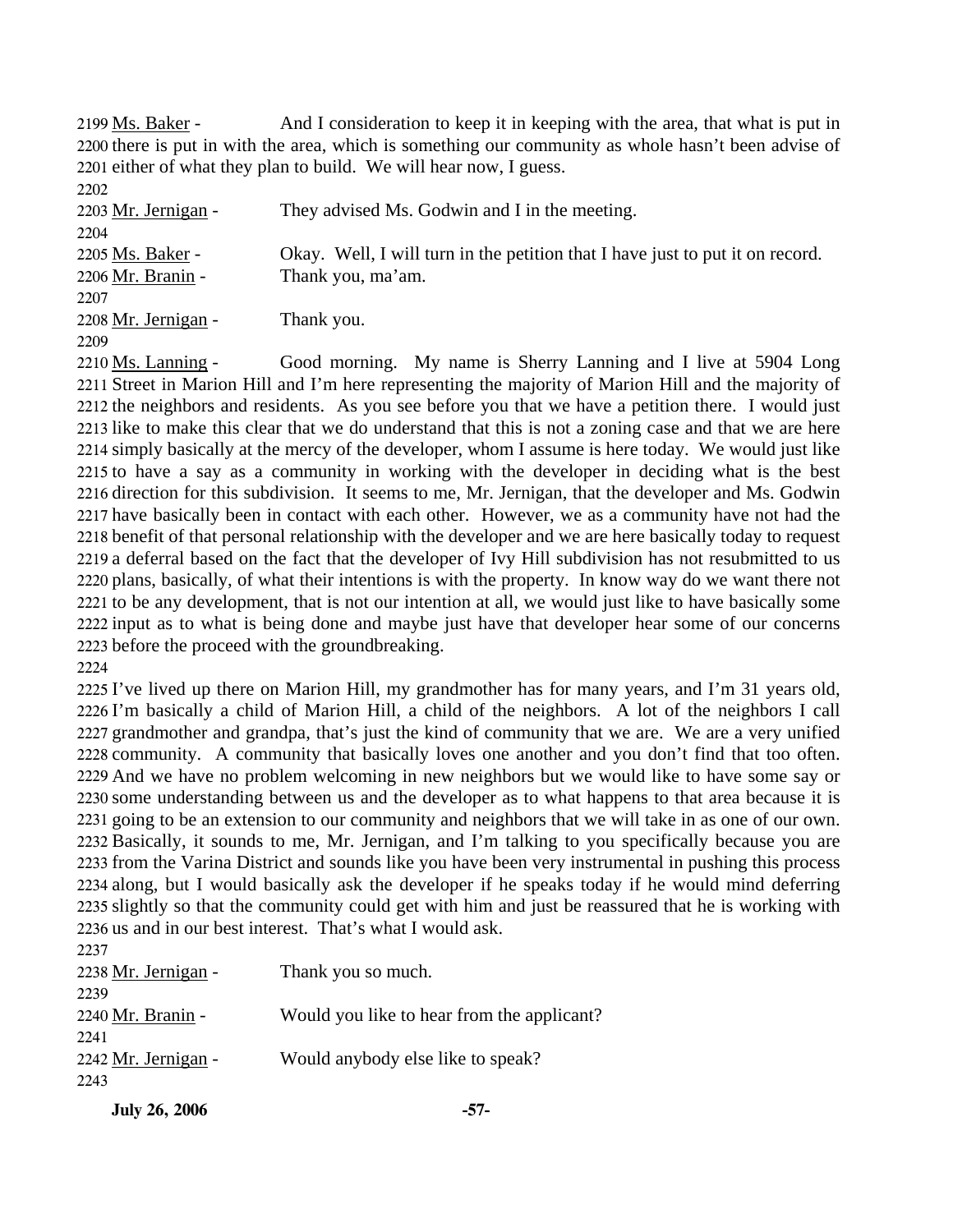2199 Ms. Baker - And I consideration to keep it in keeping with the area, that what is put in 2200 there is put in with the area, which is something our community as whole hasn't been advise of 2201 either of what they plan to build. We will hear now, I guess.

2202

2203 Mr. Jernigan - They advised Ms. Godwin and I in the meeting.

2204

2205 Ms. Baker - Okay. Well, I will turn in the petition that I have just to put it on record.

2206 Mr. Branin - Thank you, ma'am.

2207

2208 Mr. Jernigan - Thank you.

2209

2210 Ms. Lanning - Good morning. My name is Sherry Lanning and I live at 5904 Long 2211 Street in Marion Hill and I'm here representing the majority of Marion Hill and the majority of 2212 the neighbors and residents. As you see before you that we have a petition there. I would just 2213 like to make this clear that we do understand that this is not a zoning case and that we are here 2214 simply basically at the mercy of the developer, whom I assume is here today. We would just like 2215 to have a say as a community in working with the developer in deciding what is the best 2216 direction for this subdivision. It seems to me, Mr. Jernigan, that the developer and Ms. Godwin 2217 have basically been in contact with each other. However, we as a community have not had the 2218 benefit of that personal relationship with the developer and we are here basically today to request 2219 a deferral based on the fact that the developer of Ivy Hill subdivision has not resubmitted to us 2220 plans, basically, of what their intentions is with the property. In know way do we want there not 2221 to be any development, that is not our intention at all, we would just like to have basically some 2222 input as to what is being done and maybe just have that developer hear some of our concerns 2223 before the proceed with the groundbreaking.

2224

2225 I've lived up there on Marion Hill, my grandmother has for many years, and I'm 31 years old, 2226 I'm basically a child of Marion Hill, a child of the neighbors. A lot of the neighbors I call 2227 grandmother and grandpa, that's just the kind of community that we are. We are a very unified 2228 community. A community that basically loves one another and you don't find that too often. 2229 And we have no problem welcoming in new neighbors but we would like to have some say or 2230 some understanding between us and the developer as to what happens to that area because it is 2231 going to be an extension to our community and neighbors that we will take in as one of our own. 2232 Basically, it sounds to me, Mr. Jernigan, and I'm talking to you specifically because you are 2233 from the Varina District and sounds like you have been very instrumental in pushing this process 2234 along, but I would basically ask the developer if he speaks today if he would mind deferring 2235 slightly so that the community could get with him and just be reassured that he is working with 2236 us and in our best interest. That's what I would ask.

2237

2238 Mr. Jernigan - Thank you so much.

2239

2240 Mr. Branin - Would you like to hear from the applicant?

2241

2242 Mr. Jernigan - Would anybody else like to speak?

2243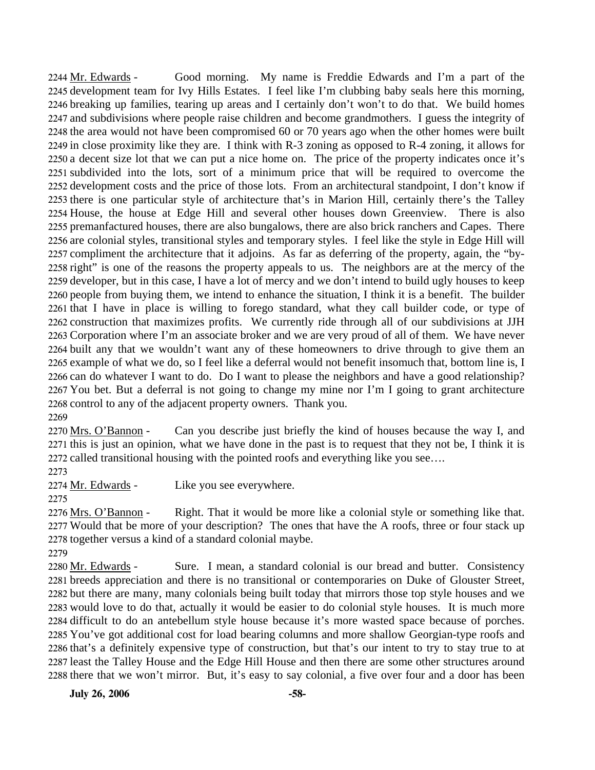2244 Mr. Edwards - Good morning. My name is Freddie Edwards and I'm a part of the 2245 development team for Ivy Hills Estates. I feel like I'm clubbing baby seals here this morning, 2246 breaking up families, tearing up areas and I certainly don't won't to do that. We build homes 2247 and subdivisions where people raise children and become grandmothers. I guess the integrity of 2248 the area would not have been compromised 60 or 70 years ago when the other homes were built 2249 in close proximity like they are. I think with R-3 zoning as opposed to R-4 zoning, it allows for 2250 a decent size lot that we can put a nice home on. The price of the property indicates once it's 2251 subdivided into the lots, sort of a minimum price that will be required to overcome the 2252 development costs and the price of those lots. From an architectural standpoint, I don't know if 2253 there is one particular style of architecture that's in Marion Hill, certainly there's the Talley 2254 House, the house at Edge Hill and several other houses down Greenview. There is also 2255 premanfactured houses, there are also bungalows, there are also brick ranchers and Capes. There 2256 are colonial styles, transitional styles and temporary styles. I feel like the style in Edge Hill will 2257 compliment the architecture that it adjoins. As far as deferring of the property, again, the "by-2258 right" is one of the reasons the property appeals to us. The neighbors are at the mercy of the 2259 developer, but in this case, I have a lot of mercy and we don't intend to build ugly houses to keep 2260 people from buying them, we intend to enhance the situation, I think it is a benefit. The builder 2261 that I have in place is willing to forego standard, what they call builder code, or type of 2262 construction that maximizes profits. We currently ride through all of our subdivisions at JJH 2263 Corporation where I'm an associate broker and we are very proud of all of them. We have never 2264 built any that we wouldn't want any of these homeowners to drive through to give them an 2265 example of what we do, so I feel like a deferral would not benefit insomuch that, bottom line is, I 2266 can do whatever I want to do. Do I want to please the neighbors and have a good relationship? 2267 You bet. But a deferral is not going to change my mine nor I'm I going to grant architecture 2268 control to any of the adjacent property owners. Thank you.

2269

2270 Mrs. O'Bannon - Can you describe just briefly the kind of houses because the way I, and 2271 this is just an opinion, what we have done in the past is to request that they not be, I think it is 2272 called transitional housing with the pointed roofs and everything like you see….

2273

2274 Mr. Edwards - Like you see everywhere.

2275

2276 Mrs. O'Bannon - Right. That it would be more like a colonial style or something like that. 2277 Would that be more of your description? The ones that have the A roofs, three or four stack up 2278 together versus a kind of a standard colonial maybe.

2279

2280 Mr. Edwards - Sure. I mean, a standard colonial is our bread and butter. Consistency 2281 breeds appreciation and there is no transitional or contemporaries on Duke of Glouster Street, 2282 but there are many, many colonials being built today that mirrors those top style houses and we 2283 would love to do that, actually it would be easier to do colonial style houses. It is much more 2284 difficult to do an antebellum style house because it's more wasted space because of porches. 2285 You've got additional cost for load bearing columns and more shallow Georgian-type roofs and 2286 that's a definitely expensive type of construction, but that's our intent to try to stay true to at 2287 least the Talley House and the Edge Hill House and then there are some other structures around 2288 there that we won't mirror. But, it's easy to say colonial, a five over four and a door has been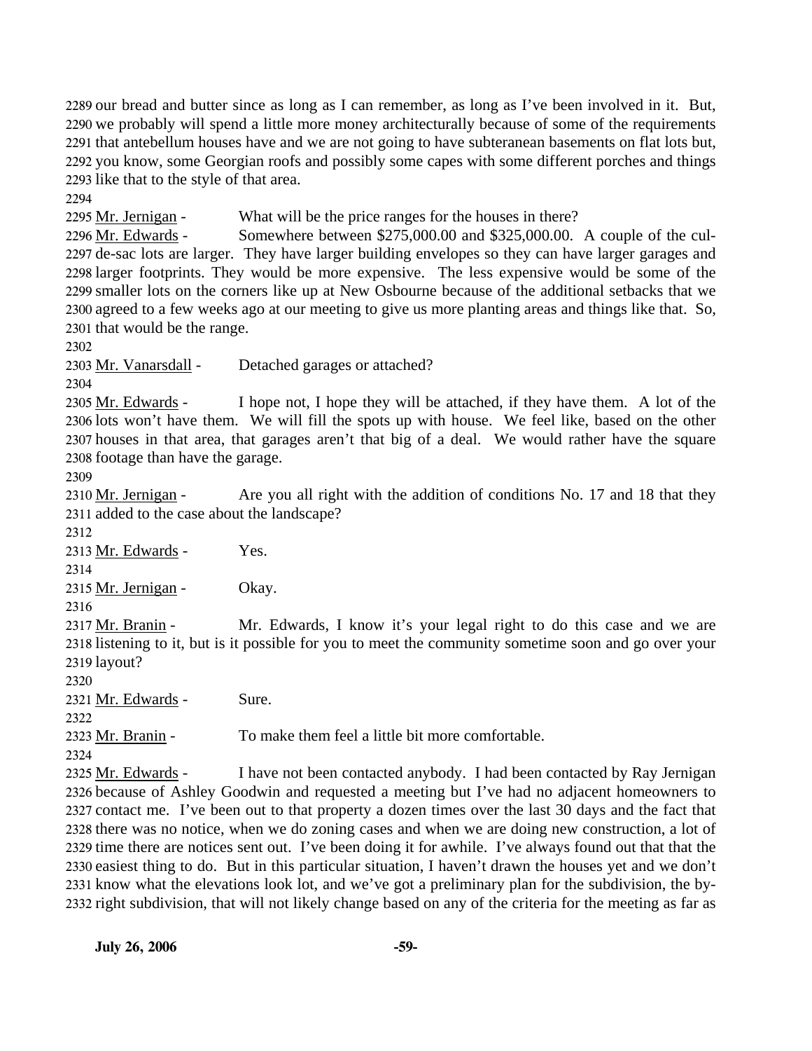2289 our bread and butter since as long as I can remember, as long as I've been involved in it. But, 2290 we probably will spend a little more money architecturally because of some of the requirements 2291 that antebellum houses have and we are not going to have subteranean basements on flat lots but, 2292 you know, some Georgian roofs and possibly some capes with some different porches and things 2293 like that to the style of that area.

2294

2295 Mr. Jernigan - What will be the price ranges for the houses in there?

2296 Mr. Edwards - Somewhere between $275,000.00 and $325,000.00. A couple of the cul-2297 de-sac lots are larger. They have larger building envelopes so they can have larger garages and 2298 larger footprints. They would be more expensive. The less expensive would be some of the 2299 smaller lots on the corners like up at New Osbourne because of the additional setbacks that we 2300 agreed to a few weeks ago at our meeting to give us more planting areas and things like that. So, 2301 that would be the range.

2302

2303 Mr. Vanarsdall - Detached garages or attached?

2304

2305 Mr. Edwards - I hope not, I hope they will be attached, if they have them. A lot of the 2306 lots won't have them. We will fill the spots up with house. We feel like, based on the other 2307 houses in that area, that garages aren't that big of a deal. We would rather have the square 2308 footage than have the garage.

2309

2310 Mr. Jernigan - Are you all right with the addition of conditions No. 17 and 18 that they 2311 added to the case about the landscape?

2312

2313 Mr. Edwards - Yes.

2314

2315 Mr. Jernigan - Okay.

2316

2317 Mr. Branin - Mr. Edwards, I know it's your legal right to do this case and we are 2318 listening to it, but is it possible for you to meet the community sometime soon and go over your 2319 layout?

2320

2321 Mr. Edwards - Sure.

2322

2323 Mr. Branin - To make them feel a little bit more comfortable.

2324

2325 Mr. Edwards - I have not been contacted anybody. I had been contacted by Ray Jernigan 2326 because of Ashley Goodwin and requested a meeting but I've had no adjacent homeowners to 2327 contact me. I've been out to that property a dozen times over the last 30 days and the fact that 2328 there was no notice, when we do zoning cases and when we are doing new construction, a lot of 2329 time there are notices sent out. I've been doing it for awhile. I've always found out that that the 2330 easiest thing to do. But in this particular situation, I haven't drawn the houses yet and we don't 2331 know what the elevations look lot, and we've got a preliminary plan for the subdivision, the by-2332 right subdivision, that will not likely change based on any of the criteria for the meeting as far as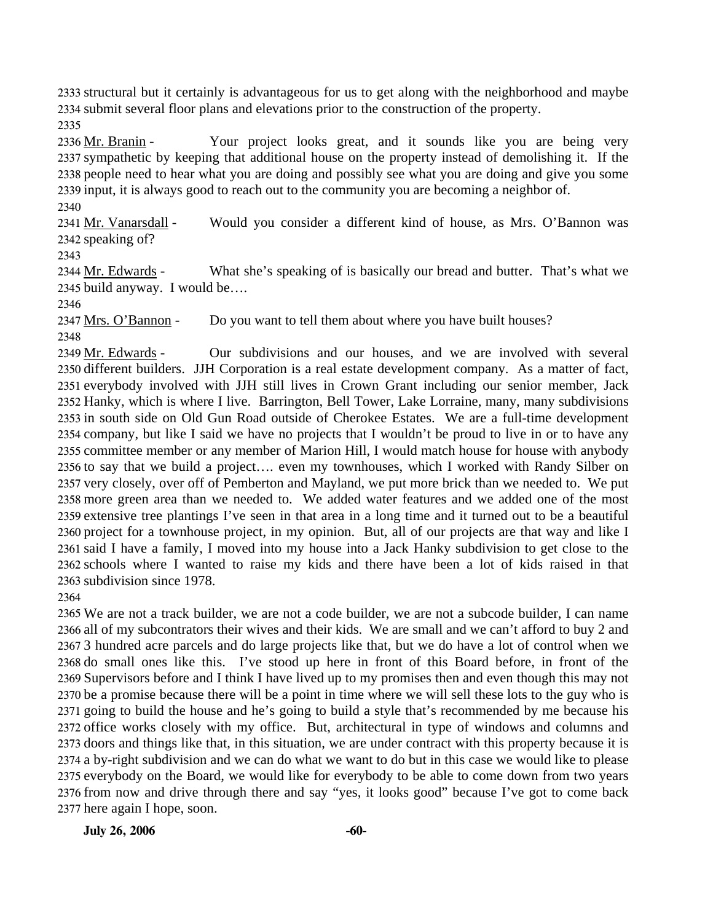structural but it certainly is advantageous for us to get along with the neighborhood and maybe submit several floor plans and elevations prior to the construction of the property.

Mr. Branin - Your project looks great, and it sounds like you are being very sympathetic by keeping that additional house on the property instead of demolishing it. If the people need to hear what you are doing and possibly see what you are doing and give you some input, it is always good to reach out to the community you are becoming a neighbor of.

Mr. Vanarsdall - Would you consider a different kind of house, as Mrs. O'Bannon was speaking of?

Mr. Edwards - What she's speaking of is basically our bread and butter. That's what we build anyway. I would be….

Mrs. O'Bannon - Do you want to tell them about where you have built houses?

Mr. Edwards - Our subdivisions and our houses, and we are involved with several different builders. JJH Corporation is a real estate development company. As a matter of fact, everybody involved with JJH still lives in Crown Grant including our senior member, Jack Hanky, which is where I live. Barrington, Bell Tower, Lake Lorraine, many, many subdivisions in south side on Old Gun Road outside of Cherokee Estates. We are a full-time development company, but like I said we have no projects that I wouldn't be proud to live in or to have any committee member or any member of Marion Hill, I would match house for house with anybody to say that we build a project…. even my townhouses, which I worked with Randy Silber on very closely, over off of Pemberton and Mayland, we put more brick than we needed to. We put more green area than we needed to. We added water features and we added one of the most extensive tree plantings I've seen in that area in a long time and it turned out to be a beautiful project for a townhouse project, in my opinion. But, all of our projects are that way and like I said I have a family, I moved into my house into a Jack Hanky subdivision to get close to the schools where I wanted to raise my kids and there have been a lot of kids raised in that subdivision since 1978.

We are not a track builder, we are not a code builder, we are not a subcode builder, I can name all of my subcontrators their wives and their kids. We are small and we can't afford to buy 2 and 3 hundred acre parcels and do large projects like that, but we do have a lot of control when we do small ones like this. I've stood up here in front of this Board before, in front of the Supervisors before and I think I have lived up to my promises then and even though this may not be a promise because there will be a point in time where we will sell these lots to the guy who is going to build the house and he's going to build a style that's recommended by me because his office works closely with my office. But, architectural in type of windows and columns and doors and things like that, in this situation, we are under contract with this property because it is a by-right subdivision and we can do what we want to do but in this case we would like to please everybody on the Board, we would like for everybody to be able to come down from two years from now and drive through there and say "yes, it looks good" because I've got to come back here again I hope, soon.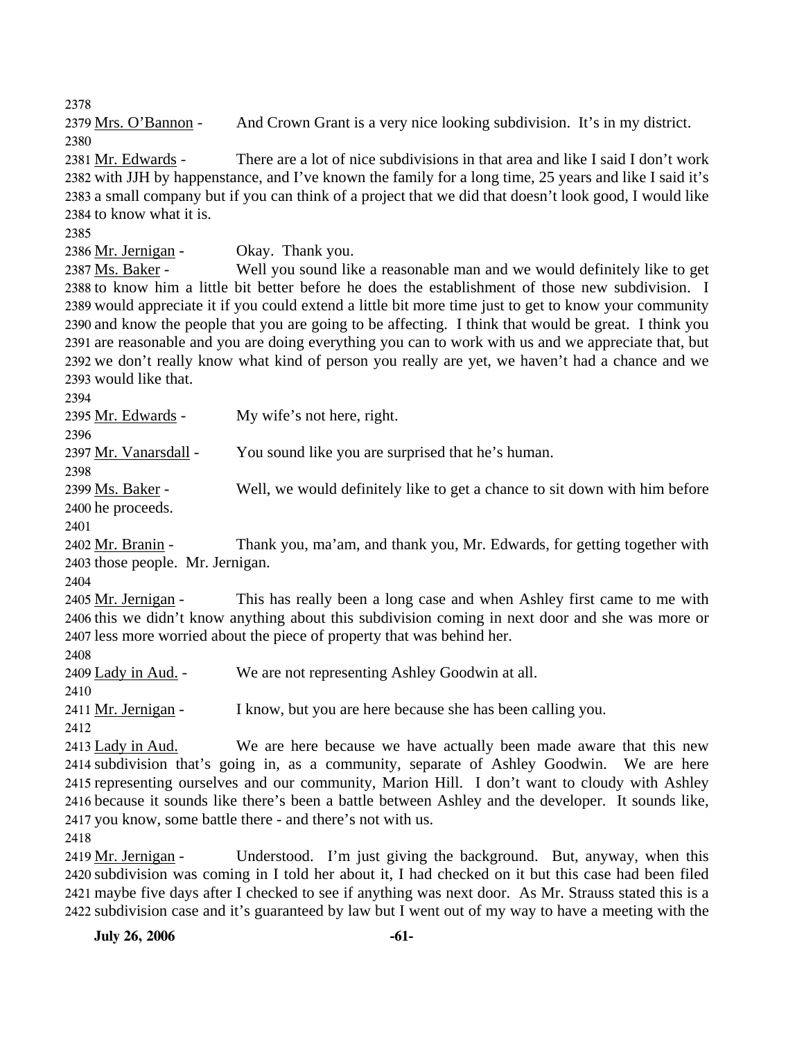2378

2379 Mrs. O'Bannon - And Crown Grant is a very nice looking subdivision. It's in my district.

2380

2381 Mr. Edwards - There are a lot of nice subdivisions in that area and like I said I don't work 2382 with JJH by happenstance, and I've known the family for a long time, 25 years and like I said it's 2383 a small company but if you can think of a project that we did that doesn't look good, I would like 2384 to know what it is.

2385

2386 Mr. Jernigan - Okay. Thank you.

2387 Ms. Baker - Well you sound like a reasonable man and we would definitely like to get 2388 to know him a little bit better before he does the establishment of those new subdivision. I 2389 would appreciate it if you could extend a little bit more time just to get to know your community 2390 and know the people that you are going to be affecting. I think that would be great. I think you 2391 are reasonable and you are doing everything you can to work with us and we appreciate that, but 2392 we don't really know what kind of person you really are yet, we haven't had a chance and we 2393 would like that.

2394

2395 Mr. Edwards - My wife's not here, right.

2396

2397 Mr. Vanarsdall - You sound like you are surprised that he's human.

2398

2399 Ms. Baker - Well, we would definitely like to get a chance to sit down with him before 2400 he proceeds.

2401

2402 Mr. Branin - Thank you, ma'am, and thank you, Mr. Edwards, for getting together with 2403 those people. Mr. Jernigan.

2404

2405 Mr. Jernigan - This has really been a long case and when Ashley first came to me with 2406 this we didn't know anything about this subdivision coming in next door and she was more or 2407 less more worried about the piece of property that was behind her.

2408

2409 Lady in Aud. - We are not representing Ashley Goodwin at all.

2410

2411 Mr. Jernigan - I know, but you are here because she has been calling you.

2412

2413 Lady in Aud. We are here because we have actually been made aware that this new 2414 subdivision that's going in, as a community, separate of Ashley Goodwin. We are here 2415 representing ourselves and our community, Marion Hill. I don't want to cloudy with Ashley 2416 because it sounds like there's been a battle between Ashley and the developer. It sounds like, 2417 you know, some battle there - and there's not with us.

2418

2419 Mr. Jernigan - Understood. I'm just giving the background. But, anyway, when this 2420 subdivision was coming in I told her about it, I had checked on it but this case had been filed 2421 maybe five days after I checked to see if anything was next door. As Mr. Strauss stated this is a 2422 subdivision case and it's guaranteed by law but I went out of my way to have a meeting with the

**July 26, 2006**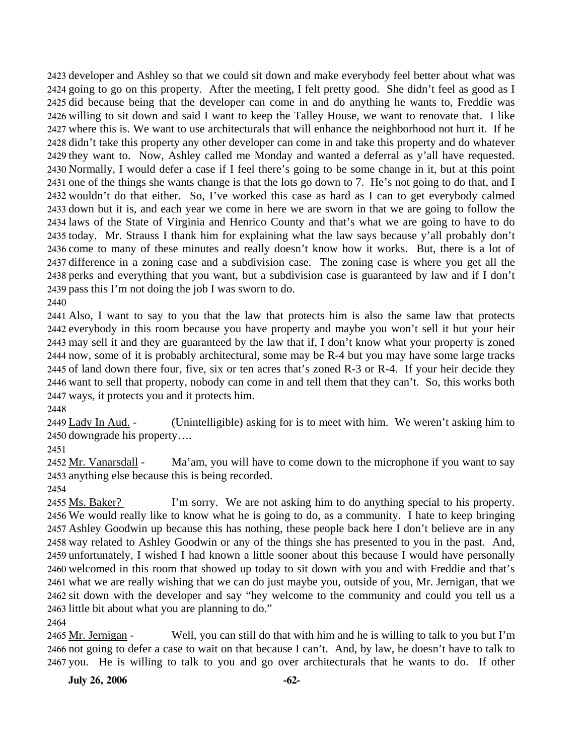developer and Ashley so that we could sit down and make everybody feel better about what was going to go on this property. After the meeting, I felt pretty good. She didn't feel as good as I did because being that the developer can come in and do anything he wants to, Freddie was willing to sit down and said I want to keep the Talley House, we want to renovate that. I like where this is. We want to use architecturals that will enhance the neighborhood not hurt it. If he didn't take this property any other developer can come in and take this property and do whatever they want to. Now, Ashley called me Monday and wanted a deferral as y'all have requested. Normally, I would defer a case if I feel there's going to be some change in it, but at this point one of the things she wants change is that the lots go down to 7. He's not going to do that, and I wouldn't do that either. So, I've worked this case as hard as I can to get everybody calmed down but it is, and each year we come in here we are sworn in that we are going to follow the laws of the State of Virginia and Henrico County and that's what we are going to have to do today. Mr. Strauss I thank him for explaining what the law says because y'all probably don't come to many of these minutes and really doesn't know how it works. But, there is a lot of difference in a zoning case and a subdivision case. The zoning case is where you get all the perks and everything that you want, but a subdivision case is guaranteed by law and if I don't pass this I'm not doing the job I was sworn to do.

Also, I want to say to you that the law that protects him is also the same law that protects everybody in this room because you have property and maybe you won't sell it but your heir may sell it and they are guaranteed by the law that if, I don't know what your property is zoned now, some of it is probably architectural, some may be R-4 but you may have some large tracks of land down there four, five, six or ten acres that's zoned R-3 or R-4. If your heir decide they want to sell that property, nobody can come in and tell them that they can't. So, this works both ways, it protects you and it protects him.

Lady In Aud. - (Unintelligible) asking for is to meet with him. We weren't asking him to downgrade his property….

Mr. Vanarsdall - Ma'am, you will have to come down to the microphone if you want to say anything else because this is being recorded.

Ms. Baker? - I'm sorry. We are not asking him to do anything special to his property. We would really like to know what he is going to do, as a community. I hate to keep bringing Ashley Goodwin up because this has nothing, these people back here I don't believe are in any way related to Ashley Goodwin or any of the things she has presented to you in the past. And, unfortunately, I wished I had known a little sooner about this because I would have personally welcomed in this room that showed up today to sit down with you and with Freddie and that's what we are really wishing that we can do just maybe you, outside of you, Mr. Jernigan, that we sit down with the developer and say "hey welcome to the community and could you tell us a little bit about what you are planning to do."

Mr. Jernigan - Well, you can still do that with him and he is willing to talk to you but I'm not going to defer a case to wait on that because I can't. And, by law, he doesn't have to talk to you. He is willing to talk to you and go over architecturals that he wants to do. If other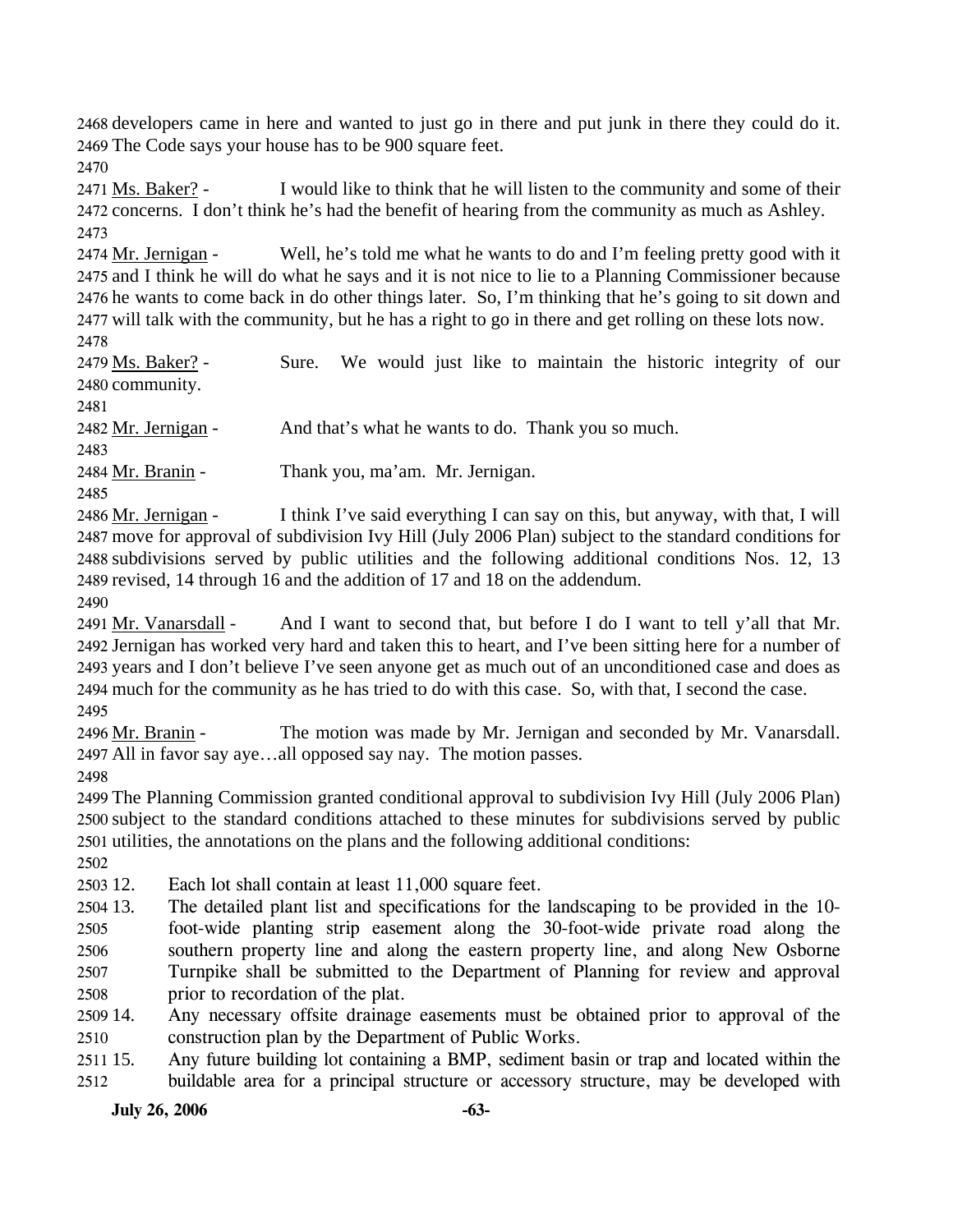developers came in here and wanted to just go in there and put junk in there they could do it. The Code says your house has to be 900 square feet.

Ms. Baker? - I would like to think that he will listen to the community and some of their concerns. I don't think he's had the benefit of hearing from the community as much as Ashley.

Mr. Jernigan - Well, he's told me what he wants to do and I'm feeling pretty good with it and I think he will do what he says and it is not nice to lie to a Planning Commissioner because he wants to come back in do other things later. So, I'm thinking that he's going to sit down and will talk with the community, but he has a right to go in there and get rolling on these lots now.

Ms. Baker? - Sure. We would just like to maintain the historic integrity of our community.

Mr. Jernigan - And that's what he wants to do. Thank you so much.

Mr. Branin - Thank you, ma'am. Mr. Jernigan.

Mr. Jernigan - I think I've said everything I can say on this, but anyway, with that, I will move for approval of subdivision Ivy Hill (July 2006 Plan) subject to the standard conditions for subdivisions served by public utilities and the following additional conditions Nos. 12, 13 revised, 14 through 16 and the addition of 17 and 18 on the addendum.

Mr. Vanarsdall - And I want to second that, but before I do I want to tell y'all that Mr. Jernigan has worked very hard and taken this to heart, and I've been sitting here for a number of years and I don't believe I've seen anyone get as much out of an unconditioned case and does as much for the community as he has tried to do with this case. So, with that, I second the case.

Mr. Branin - The motion was made by Mr. Jernigan and seconded by Mr. Vanarsdall. All in favor say aye…all opposed say nay. The motion passes.

The Planning Commission granted conditional approval to subdivision Ivy Hill (July 2006 Plan) subject to the standard conditions attached to these minutes for subdivisions served by public utilities, the annotations on the plans and the following additional conditions:

12. Each lot shall contain at least 11,000 square feet.
13. The detailed plant list and specifications for the landscaping to be provided in the 10-foot-wide planting strip easement along the 30-foot-wide private road along the southern property line and along the eastern property line, and along New Osborne Turnpike shall be submitted to the Department of Planning for review and approval prior to recordation of the plat.
14. Any necessary offsite drainage easements must be obtained prior to approval of the construction plan by the Department of Public Works.
15. Any future building lot containing a BMP, sediment basin or trap and located within the buildable area for a principal structure or accessory structure, may be developed with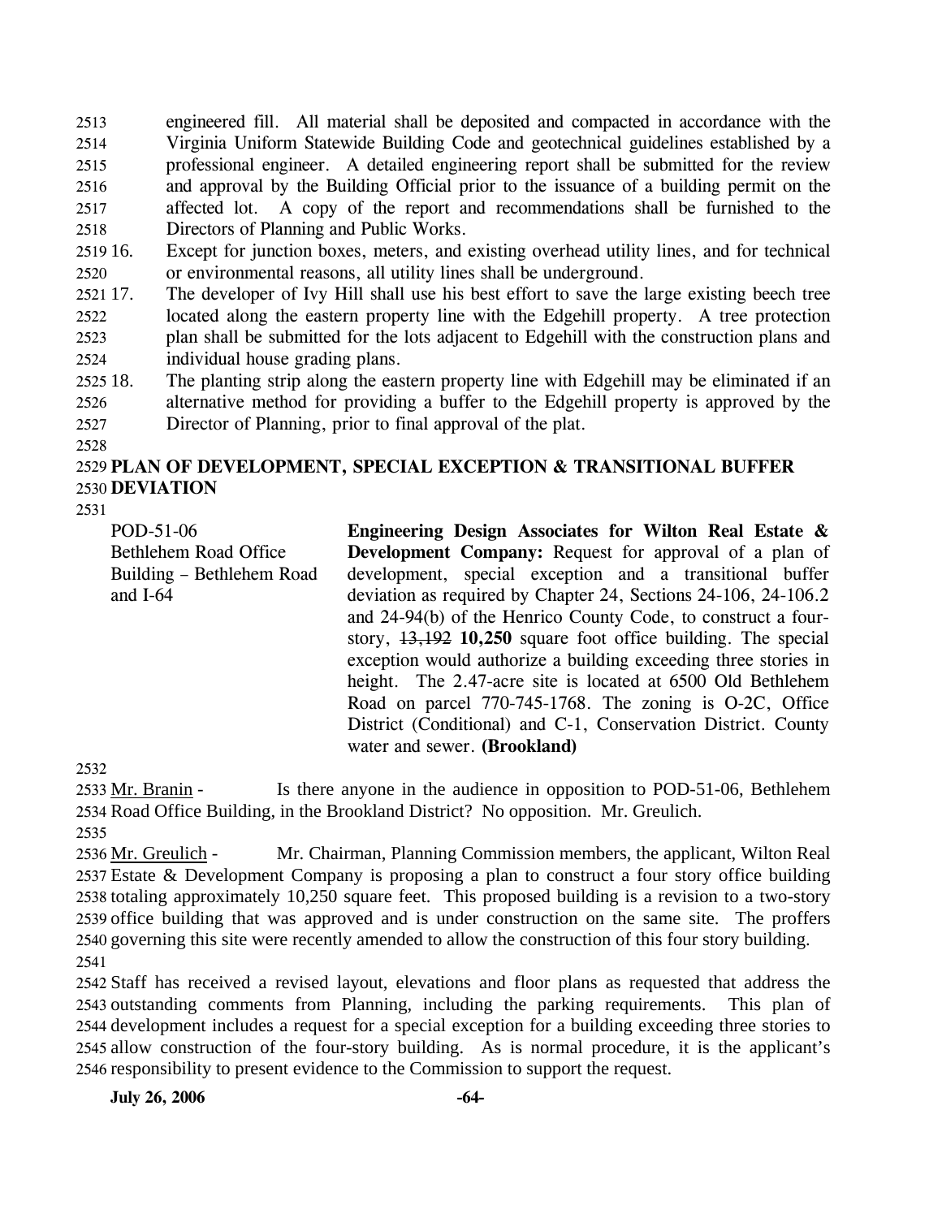engineered fill. All material shall be deposited and compacted in accordance with the Virginia Uniform Statewide Building Code and geotechnical guidelines established by a professional engineer. A detailed engineering report shall be submitted for the review and approval by the Building Official prior to the issuance of a building permit on the affected lot. A copy of the report and recommendations shall be furnished to the Directors of Planning and Public Works.

16. Except for junction boxes, meters, and existing overhead utility lines, and for technical or environmental reasons, all utility lines shall be underground.

17. The developer of Ivy Hill shall use his best effort to save the large existing beech tree located along the eastern property line with the Edgehill property. A tree protection plan shall be submitted for the lots adjacent to Edgehill with the construction plans and individual house grading plans.

18. The planting strip along the eastern property line with Edgehill may be eliminated if an alternative method for providing a buffer to the Edgehill property is approved by the Director of Planning, prior to final approval of the plat.

**PLAN OF DEVELOPMENT, SPECIAL EXCEPTION & TRANSITIONAL BUFFER DEVIATION**

POD-51-06
Bethlehem Road Office Building – Bethlehem Road and I-64

**Engineering Design Associates for Wilton Real Estate & Development Company:** Request for approval of a plan of development, special exception and a transitional buffer deviation as required by Chapter 24, Sections 24-106, 24-106.2 and 24-94(b) of the Henrico County Code, to construct a four-story, ~~13,192~~ **10,250** square foot office building. The special exception would authorize a building exceeding three stories in height. The 2.47-acre site is located at 6500 Old Bethlehem Road on parcel 770-745-1768. The zoning is O-2C, Office District (Conditional) and C-1, Conservation District. County water and sewer. **(Brookland)**

Mr. Branin - Is there anyone in the audience in opposition to POD-51-06, Bethlehem Road Office Building, in the Brookland District? No opposition. Mr. Greulich.

Mr. Greulich - Mr. Chairman, Planning Commission members, the applicant, Wilton Real Estate & Development Company is proposing a plan to construct a four story office building totaling approximately 10,250 square feet. This proposed building is a revision to a two-story office building that was approved and is under construction on the same site. The proffers governing this site were recently amended to allow the construction of this four story building.

Staff has received a revised layout, elevations and floor plans as requested that address the outstanding comments from Planning, including the parking requirements. This plan of development includes a request for a special exception for a building exceeding three stories to allow construction of the four-story building. As is normal procedure, it is the applicant's responsibility to present evidence to the Commission to support the request.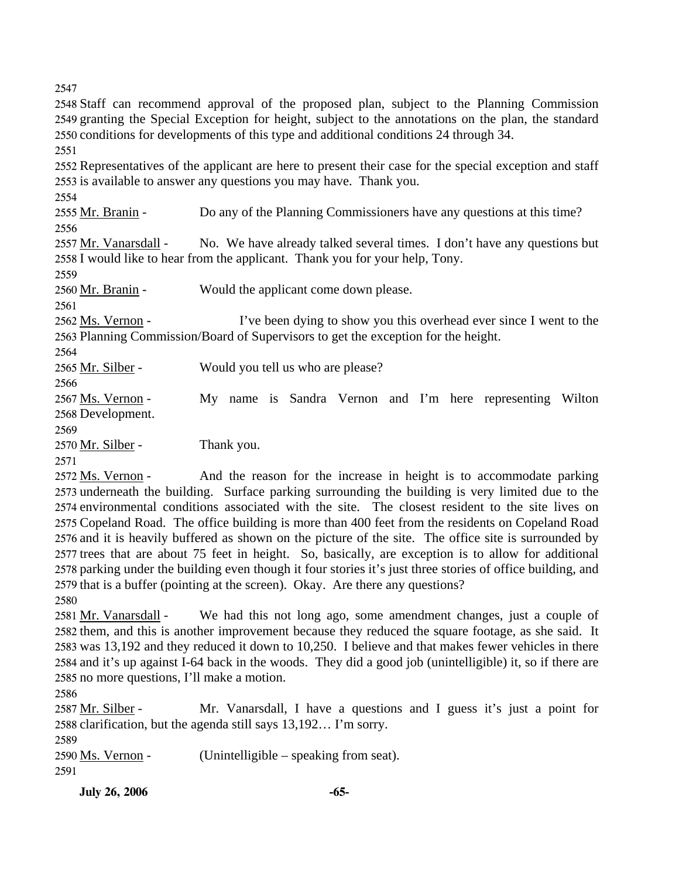Staff can recommend approval of the proposed plan, subject to the Planning Commission granting the Special Exception for height, subject to the annotations on the plan, the standard conditions for developments of this type and additional conditions 24 through 34.

Representatives of the applicant are here to present their case for the special exception and staff is available to answer any questions you may have. Thank you.

Mr. Branin - Do any of the Planning Commissioners have any questions at this time?

Mr. Vanarsdall - No. We have already talked several times. I don't have any questions but I would like to hear from the applicant. Thank you for your help, Tony.

Mr. Branin - Would the applicant come down please.

Ms. Vernon - I've been dying to show you this overhead ever since I went to the Planning Commission/Board of Supervisors to get the exception for the height.

Mr. Silber - Would you tell us who are please?

Ms. Vernon - My name is Sandra Vernon and I'm here representing Wilton Development.

Mr. Silber - Thank you.

Ms. Vernon - And the reason for the increase in height is to accommodate parking underneath the building. Surface parking surrounding the building is very limited due to the environmental conditions associated with the site. The closest resident to the site lives on Copeland Road. The office building is more than 400 feet from the residents on Copeland Road and it is heavily buffered as shown on the picture of the site. The office site is surrounded by trees that are about 75 feet in height. So, basically, are exception is to allow for additional parking under the building even though it four stories it's just three stories of office building, and that is a buffer (pointing at the screen). Okay. Are there any questions?

Mr. Vanarsdall - We had this not long ago, some amendment changes, just a couple of them, and this is another improvement because they reduced the square footage, as she said. It was 13,192 and they reduced it down to 10,250. I believe and that makes fewer vehicles in there and it's up against I-64 back in the woods. They did a good job (unintelligible) it, so if there are no more questions, I'll make a motion.

Mr. Silber - Mr. Vanarsdall, I have a questions and I guess it's just a point for clarification, but the agenda still says 13,192… I'm sorry.

Ms. Vernon - (Unintelligible – speaking from seat).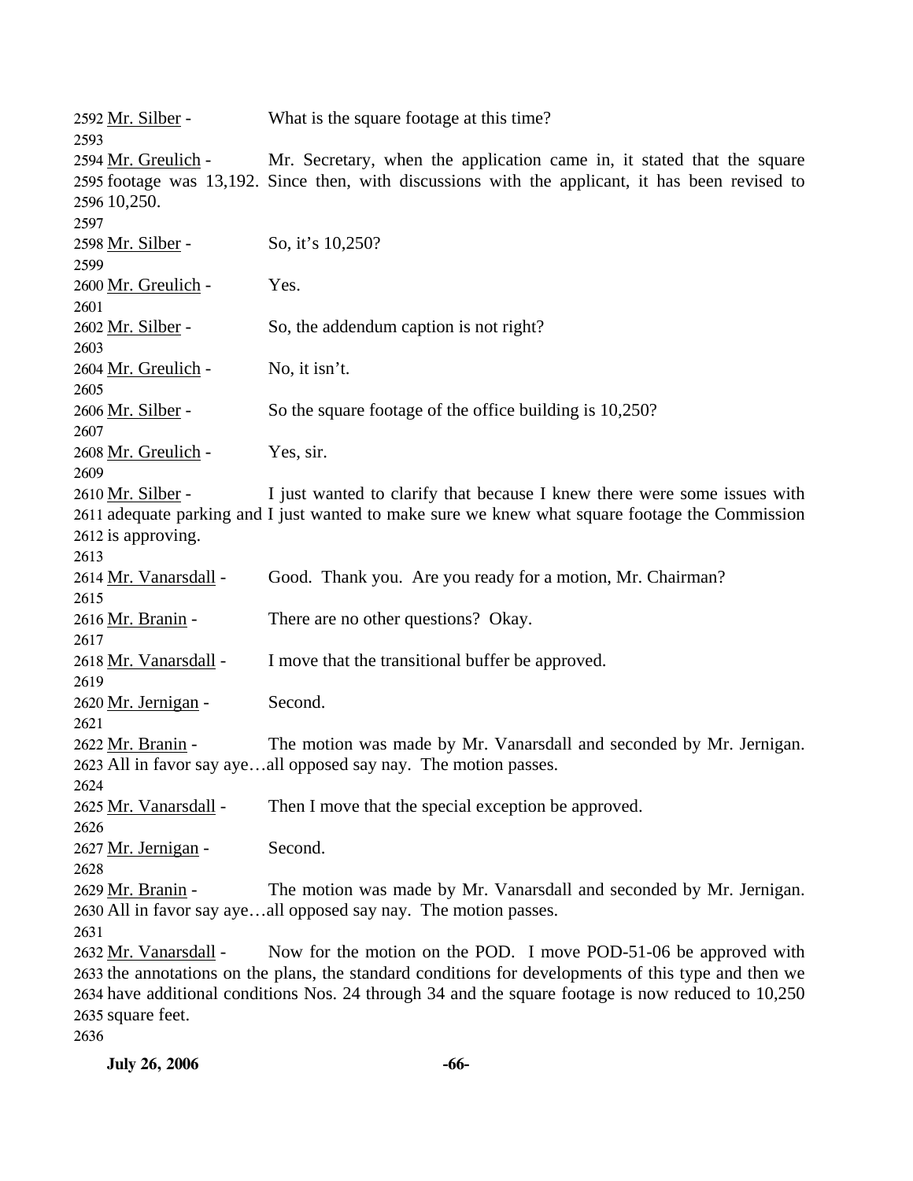2592 Mr. Silber - What is the square footage at this time?
2593
2594 Mr. Greulich - Mr. Secretary, when the application came in, it stated that the square
2595 footage was 13,192. Since then, with discussions with the applicant, it has been revised to
2596 10,250.
2597
2598 Mr. Silber - So, it's 10,250?
2599
2600 Mr. Greulich - Yes.
2601
2602 Mr. Silber - So, the addendum caption is not right?
2603
2604 Mr. Greulich - No, it isn't.
2605
2606 Mr. Silber - So the square footage of the office building is 10,250?
2607
2608 Mr. Greulich - Yes, sir.
2609
2610 Mr. Silber - I just wanted to clarify that because I knew there were some issues with
2611 adequate parking and I just wanted to make sure we knew what square footage the Commission
2612 is approving.
2613
2614 Mr. Vanarsdall - Good. Thank you. Are you ready for a motion, Mr. Chairman?
2615
2616 Mr. Branin - There are no other questions? Okay.
2617
2618 Mr. Vanarsdall - I move that the transitional buffer be approved.
2619
2620 Mr. Jernigan - Second.
2621
2622 Mr. Branin - The motion was made by Mr. Vanarsdall and seconded by Mr. Jernigan.
2623 All in favor say aye…all opposed say nay. The motion passes.
2624
2625 Mr. Vanarsdall - Then I move that the special exception be approved.
2626
2627 Mr. Jernigan - Second.
2628
2629 Mr. Branin - The motion was made by Mr. Vanarsdall and seconded by Mr. Jernigan.
2630 All in favor say aye…all opposed say nay. The motion passes.
2631
2632 Mr. Vanarsdall - Now for the motion on the POD. I move POD-51-06 be approved with
2633 the annotations on the plans, the standard conditions for developments of this type and then we
2634 have additional conditions Nos. 24 through 34 and the square footage is now reduced to 10,250
2635 square feet.
2636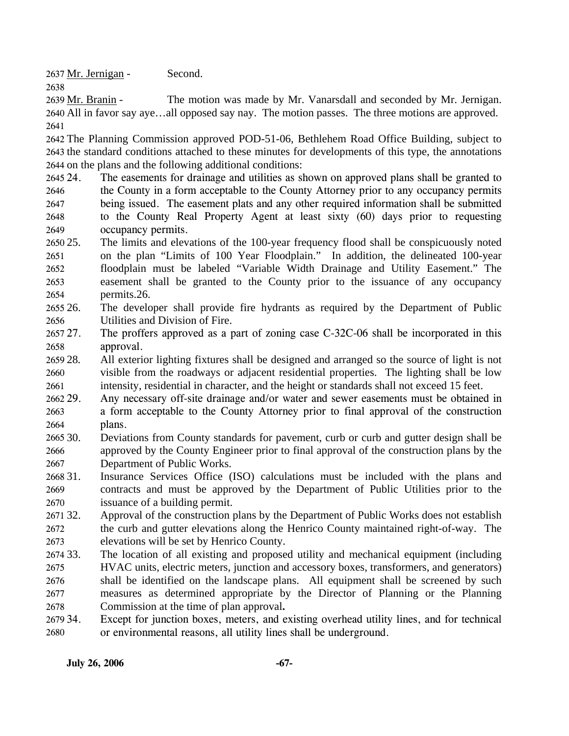Mr. Jernigan - Second.

Mr. Branin - The motion was made by Mr. Vanarsdall and seconded by Mr. Jernigan. All in favor say aye…all opposed say nay. The motion passes. The three motions are approved.

The Planning Commission approved POD-51-06, Bethlehem Road Office Building, subject to the standard conditions attached to these minutes for developments of this type, the annotations on the plans and the following additional conditions:

24. The easements for drainage and utilities as shown on approved plans shall be granted to the County in a form acceptable to the County Attorney prior to any occupancy permits being issued. The easement plats and any other required information shall be submitted to the County Real Property Agent at least sixty (60) days prior to requesting occupancy permits.
25. The limits and elevations of the 100-year frequency flood shall be conspicuously noted on the plan "Limits of 100 Year Floodplain." In addition, the delineated 100-year floodplain must be labeled "Variable Width Drainage and Utility Easement." The easement shall be granted to the County prior to the issuance of any occupancy permits.26.
26. The developer shall provide fire hydrants as required by the Department of Public Utilities and Division of Fire.
27. The proffers approved as a part of zoning case C-32C-06 shall be incorporated in this approval.
28. All exterior lighting fixtures shall be designed and arranged so the source of light is not visible from the roadways or adjacent residential properties. The lighting shall be low intensity, residential in character, and the height or standards shall not exceed 15 feet.
29. Any necessary off-site drainage and/or water and sewer easements must be obtained in a form acceptable to the County Attorney prior to final approval of the construction plans.
30. Deviations from County standards for pavement, curb or curb and gutter design shall be approved by the County Engineer prior to final approval of the construction plans by the Department of Public Works.
31. Insurance Services Office (ISO) calculations must be included with the plans and contracts and must be approved by the Department of Public Utilities prior to the issuance of a building permit.
32. Approval of the construction plans by the Department of Public Works does not establish the curb and gutter elevations along the Henrico County maintained right-of-way. The elevations will be set by Henrico County.
33. The location of all existing and proposed utility and mechanical equipment (including HVAC units, electric meters, junction and accessory boxes, transformers, and generators) shall be identified on the landscape plans. All equipment shall be screened by such measures as determined appropriate by the Director of Planning or the Planning Commission at the time of plan approval**.**
34. Except for junction boxes, meters, and existing overhead utility lines, and for technical or environmental reasons, all utility lines shall be underground.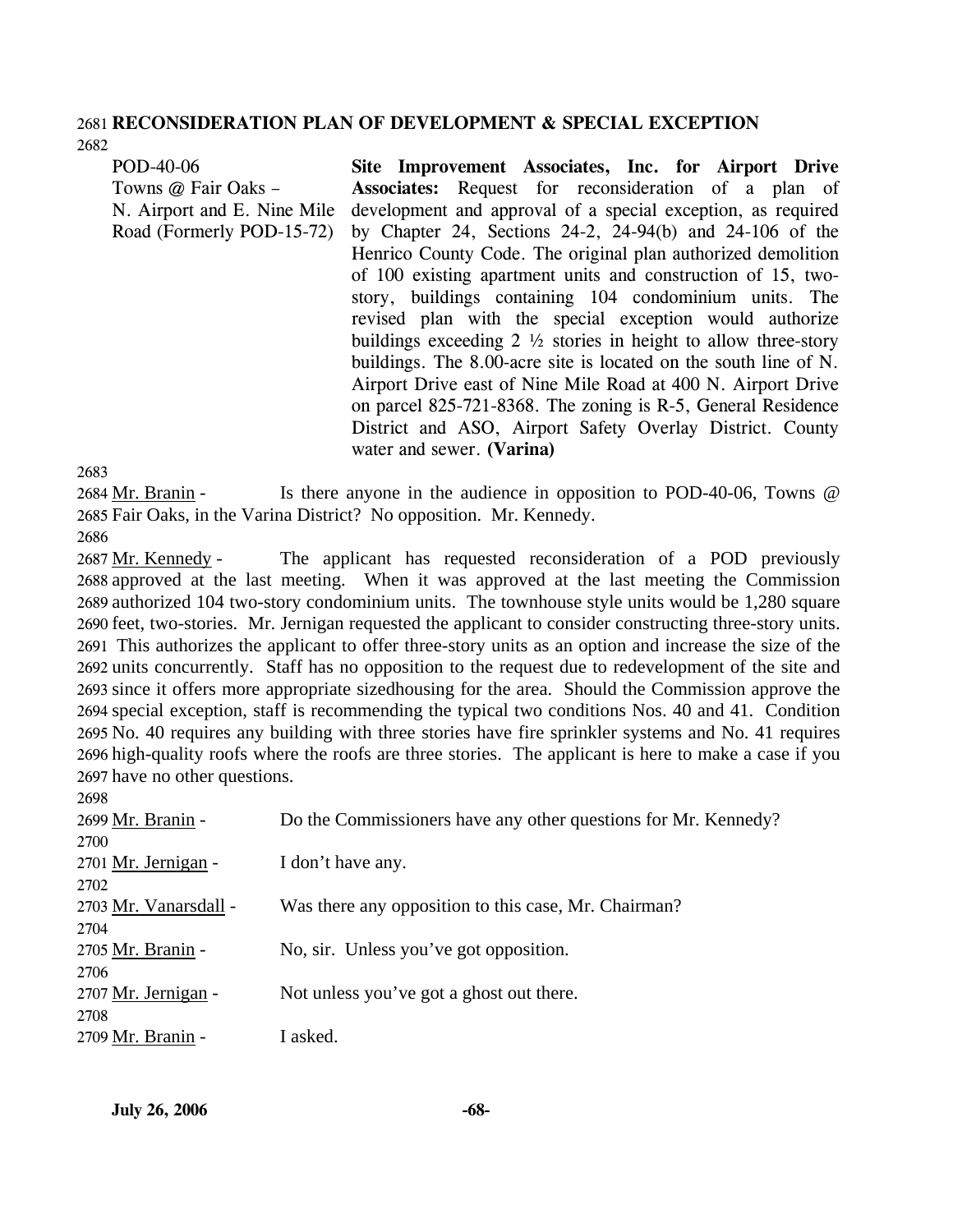**RECONSIDERATION PLAN OF DEVELOPMENT & SPECIAL EXCEPTION**

POD-40-06
Towns @ Fair Oaks – N. Airport and E. Nine Mile Road (Formerly POD-15-72)

**Site Improvement Associates, Inc. for Airport Drive Associates:** Request for reconsideration of a plan of development and approval of a special exception, as required by Chapter 24, Sections 24-2, 24-94(b) and 24-106 of the Henrico County Code. The original plan authorized demolition of 100 existing apartment units and construction of 15, two-story, buildings containing 104 condominium units. The revised plan with the special exception would authorize buildings exceeding 2 ½ stories in height to allow three-story buildings. The 8.00-acre site is located on the south line of N. Airport Drive east of Nine Mile Road at 400 N. Airport Drive on parcel 825-721-8368. The zoning is R-5, General Residence District and ASO, Airport Safety Overlay District. County water and sewer. **(Varina)**

Mr. Branin - Is there anyone in the audience in opposition to POD-40-06, Towns @ Fair Oaks, in the Varina District? No opposition. Mr. Kennedy.

Mr. Kennedy - The applicant has requested reconsideration of a POD previously approved at the last meeting. When it was approved at the last meeting the Commission authorized 104 two-story condominium units. The townhouse style units would be 1,280 square feet, two-stories. Mr. Jernigan requested the applicant to consider constructing three-story units. This authorizes the applicant to offer three-story units as an option and increase the size of the units concurrently. Staff has no opposition to the request due to redevelopment of the site and since it offers more appropriate sizedhousing for the area. Should the Commission approve the special exception, staff is recommending the typical two conditions Nos. 40 and 41. Condition No. 40 requires any building with three stories have fire sprinkler systems and No. 41 requires high-quality roofs where the roofs are three stories. The applicant is here to make a case if you have no other questions.

Mr. Branin - Do the Commissioners have any other questions for Mr. Kennedy?

Mr. Jernigan - I don't have any.

Mr. Vanarsdall - Was there any opposition to this case, Mr. Chairman?

Mr. Branin - No, sir. Unless you've got opposition.

Mr. Jernigan - Not unless you've got a ghost out there.

Mr. Branin - I asked.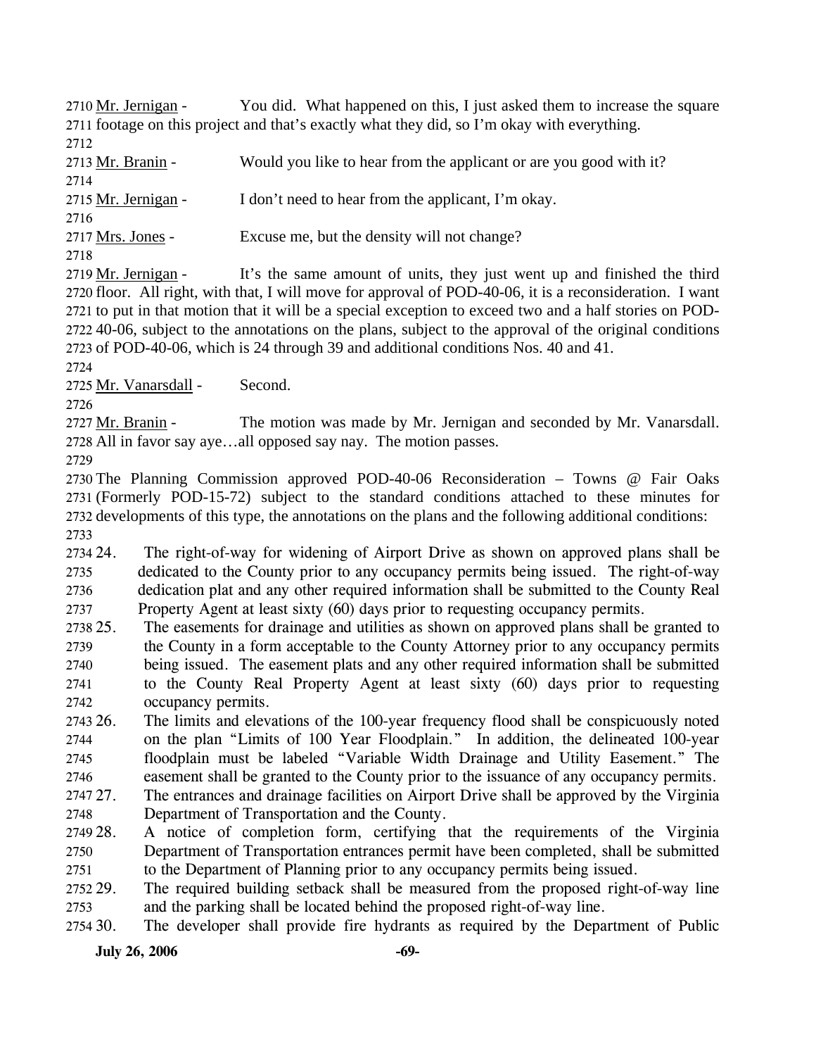Mr. Jernigan - You did. What happened on this, I just asked them to increase the square footage on this project and that's exactly what they did, so I'm okay with everything.

Mr. Branin - Would you like to hear from the applicant or are you good with it?

Mr. Jernigan - I don't need to hear from the applicant, I'm okay.

Mrs. Jones - Excuse me, but the density will not change?

Mr. Jernigan - It's the same amount of units, they just went up and finished the third floor. All right, with that, I will move for approval of POD-40-06, it is a reconsideration. I want to put in that motion that it will be a special exception to exceed two and a half stories on POD-40-06, subject to the annotations on the plans, subject to the approval of the original conditions of POD-40-06, which is 24 through 39 and additional conditions Nos. 40 and 41.

Mr. Vanarsdall - Second.

Mr. Branin - The motion was made by Mr. Jernigan and seconded by Mr. Vanarsdall. All in favor say aye…all opposed say nay. The motion passes.

The Planning Commission approved POD-40-06 Reconsideration – Towns @ Fair Oaks (Formerly POD-15-72) subject to the standard conditions attached to these minutes for developments of this type, the annotations on the plans and the following additional conditions:

24. The right-of-way for widening of Airport Drive as shown on approved plans shall be dedicated to the County prior to any occupancy permits being issued. The right-of-way dedication plat and any other required information shall be submitted to the County Real Property Agent at least sixty (60) days prior to requesting occupancy permits.
25. The easements for drainage and utilities as shown on approved plans shall be granted to the County in a form acceptable to the County Attorney prior to any occupancy permits being issued. The easement plats and any other required information shall be submitted to the County Real Property Agent at least sixty (60) days prior to requesting occupancy permits.
26. The limits and elevations of the 100-year frequency flood shall be conspicuously noted on the plan "Limits of 100 Year Floodplain." In addition, the delineated 100-year floodplain must be labeled "Variable Width Drainage and Utility Easement." The easement shall be granted to the County prior to the issuance of any occupancy permits.
27. The entrances and drainage facilities on Airport Drive shall be approved by the Virginia Department of Transportation and the County.
28. A notice of completion form, certifying that the requirements of the Virginia Department of Transportation entrances permit have been completed, shall be submitted to the Department of Planning prior to any occupancy permits being issued.
29. The required building setback shall be measured from the proposed right-of-way line and the parking shall be located behind the proposed right-of-way line.
30. The developer shall provide fire hydrants as required by the Department of Public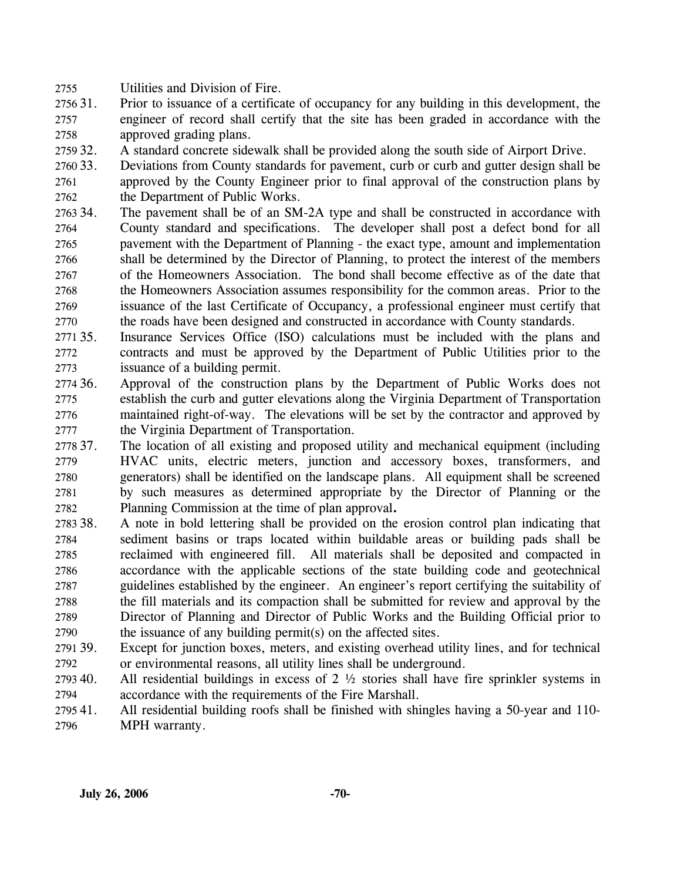Utilities and Division of Fire.

31. Prior to issuance of a certificate of occupancy for any building in this development, the engineer of record shall certify that the site has been graded in accordance with the approved grading plans.

32. A standard concrete sidewalk shall be provided along the south side of Airport Drive.

33. Deviations from County standards for pavement, curb or curb and gutter design shall be approved by the County Engineer prior to final approval of the construction plans by the Department of Public Works.

34. The pavement shall be of an SM-2A type and shall be constructed in accordance with County standard and specifications. The developer shall post a defect bond for all pavement with the Department of Planning - the exact type, amount and implementation shall be determined by the Director of Planning, to protect the interest of the members of the Homeowners Association. The bond shall become effective as of the date that the Homeowners Association assumes responsibility for the common areas. Prior to the issuance of the last Certificate of Occupancy, a professional engineer must certify that the roads have been designed and constructed in accordance with County standards.

35. Insurance Services Office (ISO) calculations must be included with the plans and contracts and must be approved by the Department of Public Utilities prior to the issuance of a building permit.

36. Approval of the construction plans by the Department of Public Works does not establish the curb and gutter elevations along the Virginia Department of Transportation maintained right-of-way. The elevations will be set by the contractor and approved by the Virginia Department of Transportation.

37. The location of all existing and proposed utility and mechanical equipment (including HVAC units, electric meters, junction and accessory boxes, transformers, and generators) shall be identified on the landscape plans. All equipment shall be screened by such measures as determined appropriate by the Director of Planning or the Planning Commission at the time of plan approval**.**

38. A note in bold lettering shall be provided on the erosion control plan indicating that sediment basins or traps located within buildable areas or building pads shall be reclaimed with engineered fill. All materials shall be deposited and compacted in accordance with the applicable sections of the state building code and geotechnical guidelines established by the engineer. An engineer's report certifying the suitability of the fill materials and its compaction shall be submitted for review and approval by the Director of Planning and Director of Public Works and the Building Official prior to the issuance of any building permit(s) on the affected sites.

39. Except for junction boxes, meters, and existing overhead utility lines, and for technical or environmental reasons, all utility lines shall be underground.

40. All residential buildings in excess of 2 ½ stories shall have fire sprinkler systems in accordance with the requirements of the Fire Marshall.

41. All residential building roofs shall be finished with shingles having a 50-year and 110-MPH warranty.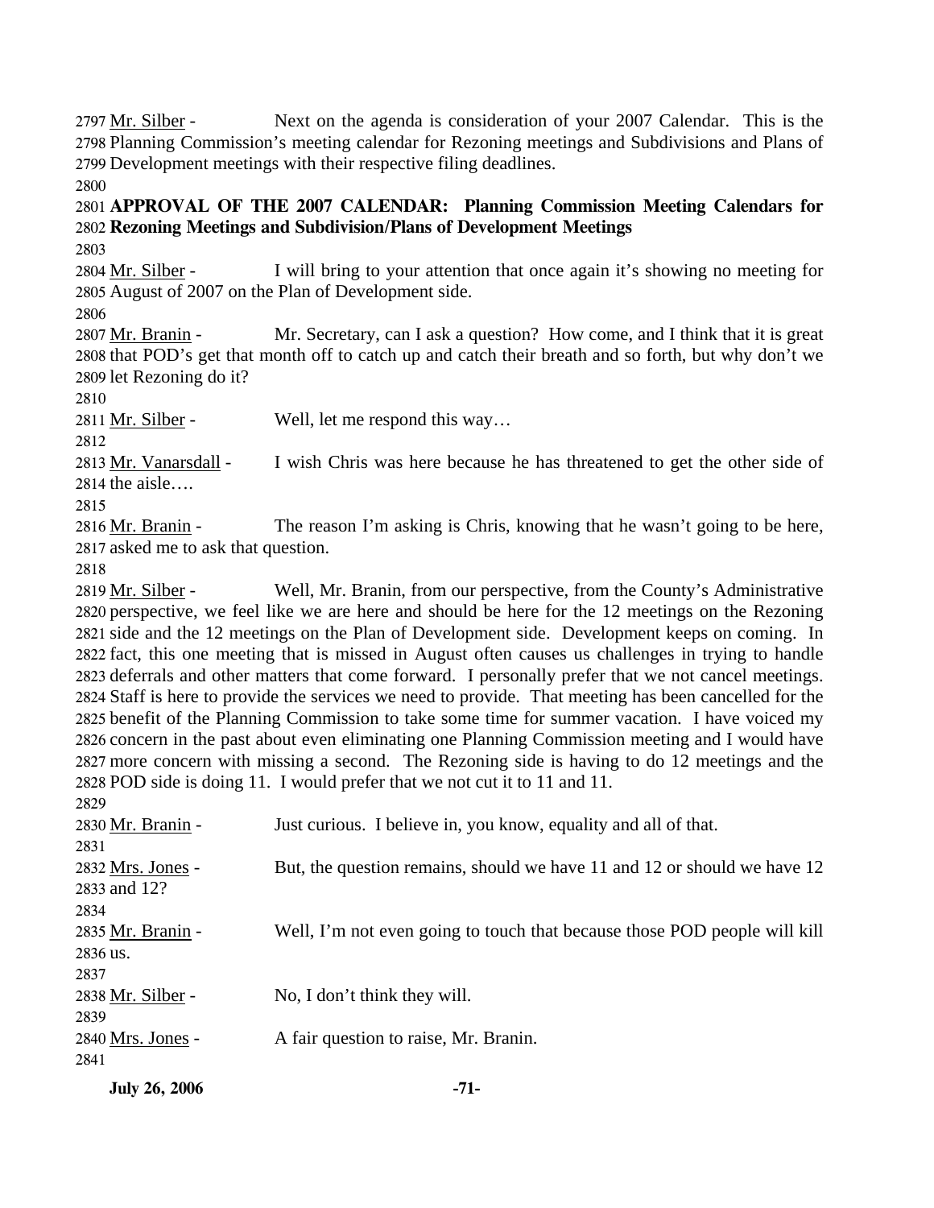2797 Mr. Silber - Next on the agenda is consideration of your 2007 Calendar. This is the 2798 Planning Commission's meeting calendar for Rezoning meetings and Subdivisions and Plans of 2799 Development meetings with their respective filing deadlines.

2800

2801 **APPROVAL OF THE 2007 CALENDAR: Planning Commission Meeting Calendars for** 2802 **Rezoning Meetings and Subdivision/Plans of Development Meetings**

2803

2804 Mr. Silber - I will bring to your attention that once again it's showing no meeting for 2805 August of 2007 on the Plan of Development side.

2806

2807 Mr. Branin - Mr. Secretary, can I ask a question? How come, and I think that it is great 2808 that POD's get that month off to catch up and catch their breath and so forth, but why don't we 2809 let Rezoning do it?

2810

2811 Mr. Silber - Well, let me respond this way…

2812

2813 Mr. Vanarsdall - I wish Chris was here because he has threatened to get the other side of 2814 the aisle….

2815

2816 Mr. Branin - The reason I'm asking is Chris, knowing that he wasn't going to be here, 2817 asked me to ask that question.

2818

2819 Mr. Silber - Well, Mr. Branin, from our perspective, from the County's Administrative 2820 perspective, we feel like we are here and should be here for the 12 meetings on the Rezoning 2821 side and the 12 meetings on the Plan of Development side. Development keeps on coming. In 2822 fact, this one meeting that is missed in August often causes us challenges in trying to handle 2823 deferrals and other matters that come forward. I personally prefer that we not cancel meetings. 2824 Staff is here to provide the services we need to provide. That meeting has been cancelled for the 2825 benefit of the Planning Commission to take some time for summer vacation. I have voiced my 2826 concern in the past about even eliminating one Planning Commission meeting and I would have 2827 more concern with missing a second. The Rezoning side is having to do 12 meetings and the 2828 POD side is doing 11. I would prefer that we not cut it to 11 and 11.

2829

2830 Mr. Branin - Just curious. I believe in, you know, equality and all of that.

2831

2832 Mrs. Jones - But, the question remains, should we have 11 and 12 or should we have 12 2833 and 12?

2834

2835 Mr. Branin - Well, I'm not even going to touch that because those POD people will kill 2836 us.

2837

2838 Mr. Silber - No, I don't think they will.

2839

2840 Mrs. Jones - A fair question to raise, Mr. Branin.

2841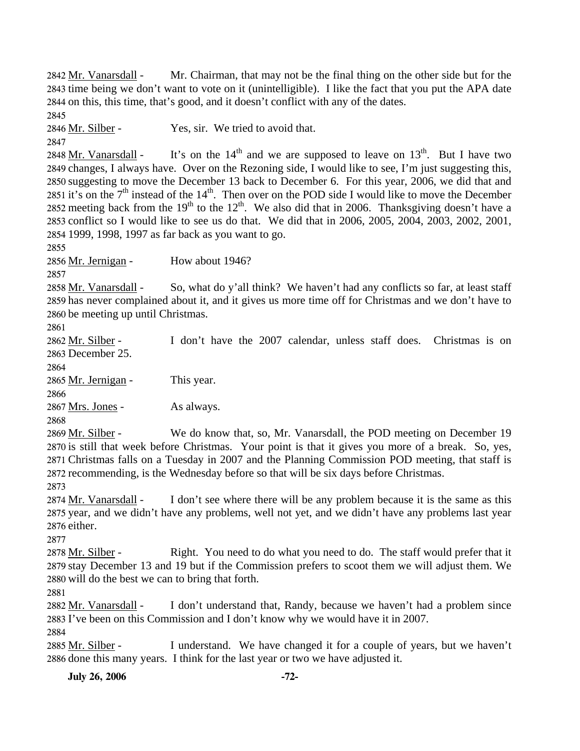Mr. Vanarsdall - Mr. Chairman, that may not be the final thing on the other side but for the time being we don't want to vote on it (unintelligible). I like the fact that you put the APA date on this, this time, that's good, and it doesn't conflict with any of the dates.

Mr. Silber - Yes, sir. We tried to avoid that.

Mr. Vanarsdall - It's on the 14th and we are supposed to leave on 13th. But I have two changes, I always have. Over on the Rezoning side, I would like to see, I'm just suggesting this, suggesting to move the December 13 back to December 6. For this year, 2006, we did that and it's on the 7th instead of the 14th. Then over on the POD side I would like to move the December meeting back from the 19th to the 12th. We also did that in 2006. Thanksgiving doesn't have a conflict so I would like to see us do that. We did that in 2006, 2005, 2004, 2003, 2002, 2001, 1999, 1998, 1997 as far back as you want to go.

Mr. Jernigan - How about 1946?

Mr. Vanarsdall - So, what do y'all think? We haven't had any conflicts so far, at least staff has never complained about it, and it gives us more time off for Christmas and we don't have to be meeting up until Christmas.

Mr. Silber - I don't have the 2007 calendar, unless staff does. Christmas is on December 25.

Mr. Jernigan - This year.

Mrs. Jones - As always.

Mr. Silber - We do know that, so, Mr. Vanarsdall, the POD meeting on December 19 is still that week before Christmas. Your point is that it gives you more of a break. So, yes, Christmas falls on a Tuesday in 2007 and the Planning Commission POD meeting, that staff is recommending, is the Wednesday before so that will be six days before Christmas.

Mr. Vanarsdall - I don't see where there will be any problem because it is the same as this year, and we didn't have any problems, well not yet, and we didn't have any problems last year either.

Mr. Silber - Right. You need to do what you need to do. The staff would prefer that it stay December 13 and 19 but if the Commission prefers to scoot them we will adjust them. We will do the best we can to bring that forth.

Mr. Vanarsdall - I don't understand that, Randy, because we haven't had a problem since I've been on this Commission and I don't know why we would have it in 2007.

Mr. Silber - I understand. We have changed it for a couple of years, but we haven't done this many years. I think for the last year or two we have adjusted it.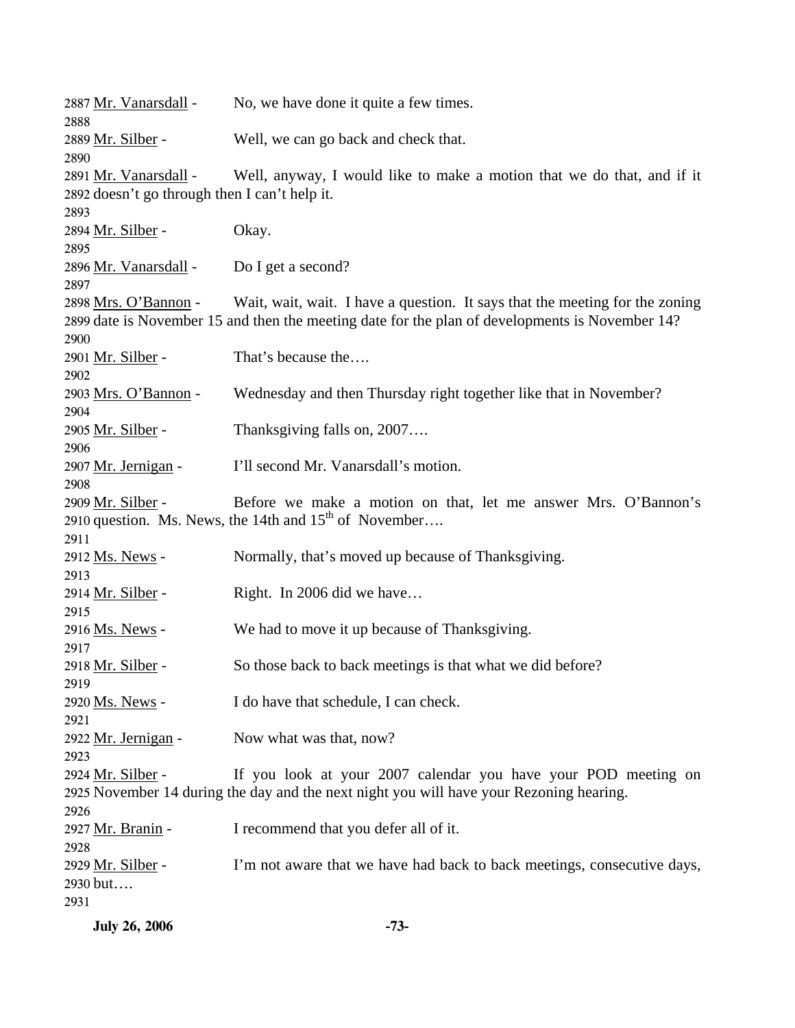2887 Mr. Vanarsdall - No, we have done it quite a few times.
2888
2889 Mr. Silber - Well, we can go back and check that.
2890
2891 Mr. Vanarsdall - Well, anyway, I would like to make a motion that we do that, and if it
2892 doesn't go through then I can't help it.
2893
2894 Mr. Silber - Okay.
2895
2896 Mr. Vanarsdall - Do I get a second?
2897
2898 Mrs. O'Bannon - Wait, wait, wait. I have a question. It says that the meeting for the zoning
2899 date is November 15 and then the meeting date for the plan of developments is November 14?
2900
2901 Mr. Silber - That's because the….
2902
2903 Mrs. O'Bannon - Wednesday and then Thursday right together like that in November?
2904
2905 Mr. Silber - Thanksgiving falls on, 2007….
2906
2907 Mr. Jernigan - I'll second Mr. Vanarsdall's motion.
2908
2909 Mr. Silber - Before we make a motion on that, let me answer Mrs. O'Bannon's
2910 question. Ms. News, the 14th and 15th of November….
2911
2912 Ms. News - Normally, that's moved up because of Thanksgiving.
2913
2914 Mr. Silber - Right. In 2006 did we have…
2915
2916 Ms. News - We had to move it up because of Thanksgiving.
2917
2918 Mr. Silber - So those back to back meetings is that what we did before?
2919
2920 Ms. News - I do have that schedule, I can check.
2921
2922 Mr. Jernigan - Now what was that, now?
2923
2924 Mr. Silber - If you look at your 2007 calendar you have your POD meeting on
2925 November 14 during the day and the next night you will have your Rezoning hearing.
2926
2927 Mr. Branin - I recommend that you defer all of it.
2928
2929 Mr. Silber - I'm not aware that we have had back to back meetings, consecutive days,
2930 but….
2931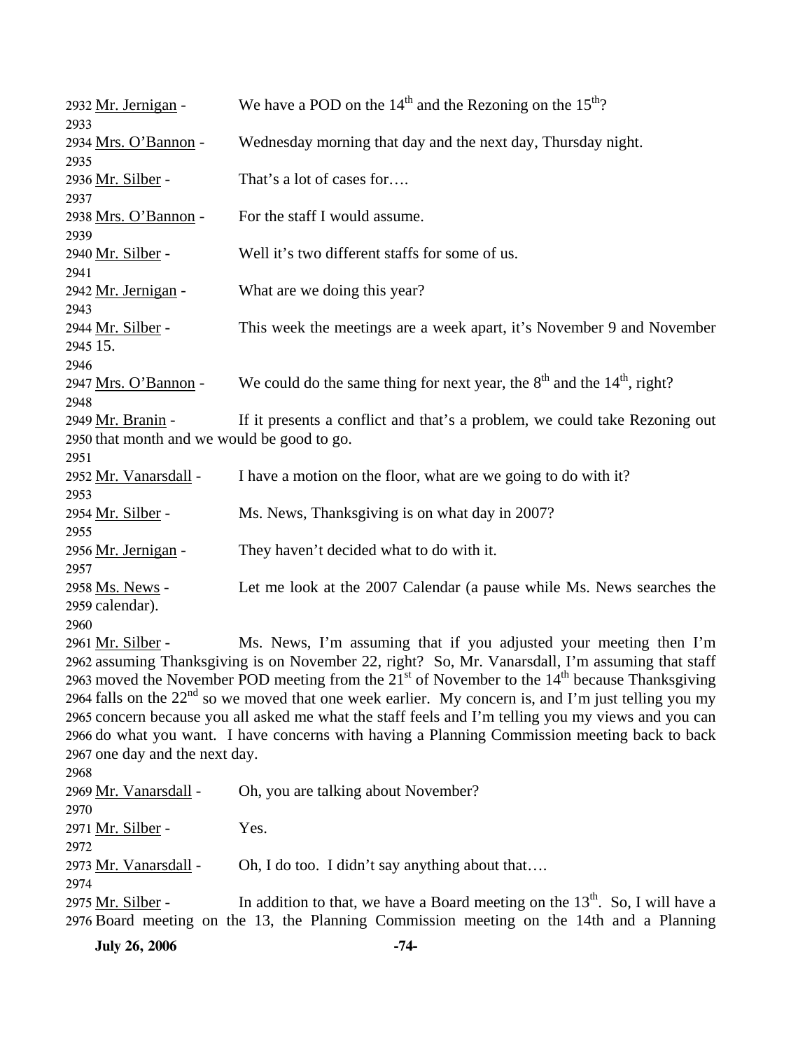2932 Mr. Jernigan - We have a POD on the 14th and the Rezoning on the 15th?
2933
2934 Mrs. O'Bannon - Wednesday morning that day and the next day, Thursday night.
2935
2936 Mr. Silber - That's a lot of cases for….
2937
2938 Mrs. O'Bannon - For the staff I would assume.
2939
2940 Mr. Silber - Well it's two different staffs for some of us.
2941
2942 Mr. Jernigan - What are we doing this year?
2943
2944 Mr. Silber - This week the meetings are a week apart, it's November 9 and November
2945 15.
2946
2947 Mrs. O'Bannon - We could do the same thing for next year, the 8th and the 14th, right?
2948
2949 Mr. Branin - If it presents a conflict and that's a problem, we could take Rezoning out
2950 that month and we would be good to go.
2951
2952 Mr. Vanarsdall - I have a motion on the floor, what are we going to do with it?
2953
2954 Mr. Silber - Ms. News, Thanksgiving is on what day in 2007?
2955
2956 Mr. Jernigan - They haven't decided what to do with it.
2957
2958 Ms. News - Let me look at the 2007 Calendar (a pause while Ms. News searches the
2959 calendar).
2960
2961 Mr. Silber - Ms. News, I'm assuming that if you adjusted your meeting then I'm
2962 assuming Thanksgiving is on November 22, right? So, Mr. Vanarsdall, I'm assuming that staff
2963 moved the November POD meeting from the 21st of November to the 14th because Thanksgiving
2964 falls on the 22nd so we moved that one week earlier. My concern is, and I'm just telling you my
2965 concern because you all asked me what the staff feels and I'm telling you my views and you can
2966 do what you want. I have concerns with having a Planning Commission meeting back to back
2967 one day and the next day.
2968
2969 Mr. Vanarsdall - Oh, you are talking about November?
2970
2971 Mr. Silber - Yes.
2972
2973 Mr. Vanarsdall - Oh, I do too. I didn't say anything about that….
2974
2975 Mr. Silber - In addition to that, we have a Board meeting on the 13th. So, I will have a
2976 Board meeting on the 13, the Planning Commission meeting on the 14th and a Planning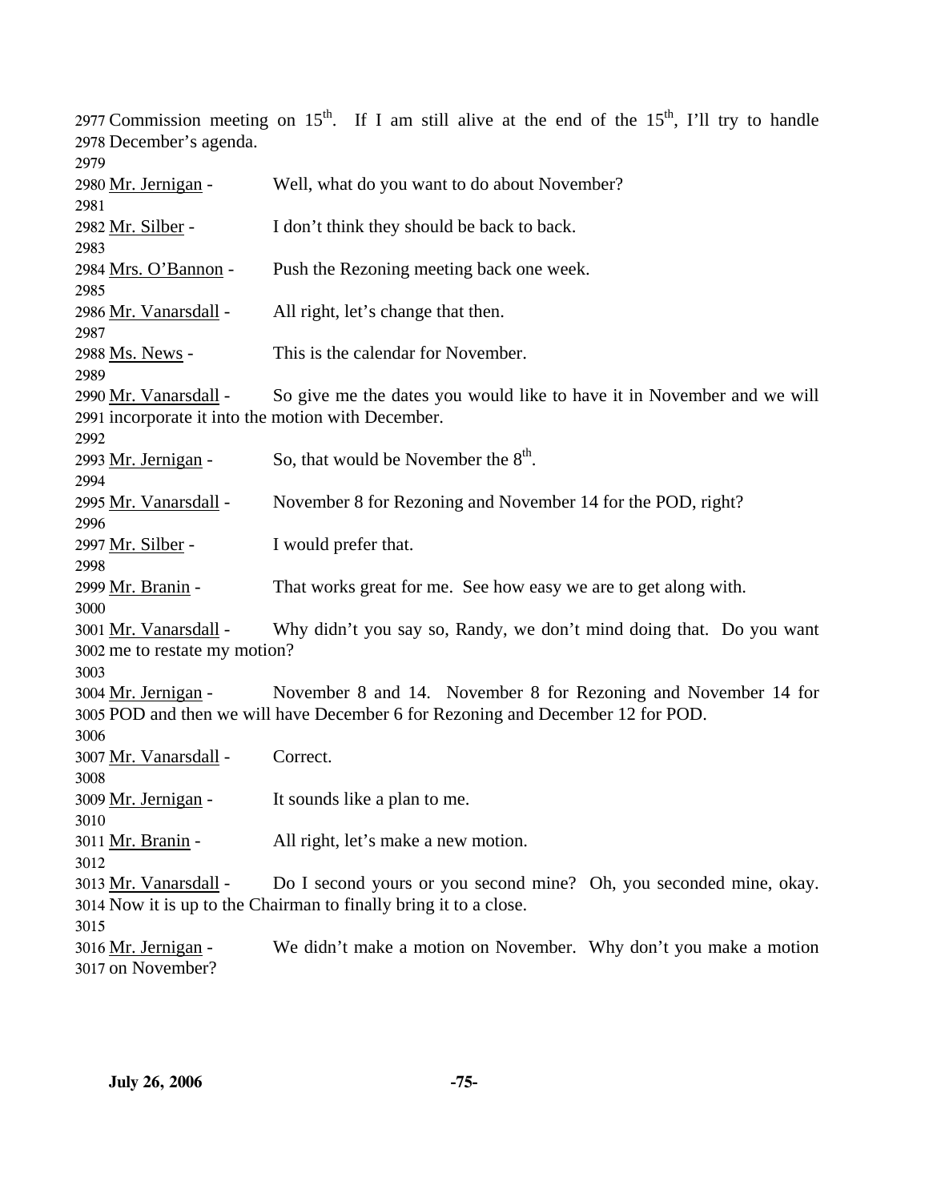2977 Commission meeting on 15th. If I am still alive at the end of the 15th, I'll try to handle
2978 December's agenda.
2979
2980 Mr. Jernigan - Well, what do you want to do about November?
2981
2982 Mr. Silber - I don't think they should be back to back.
2983
2984 Mrs. O'Bannon - Push the Rezoning meeting back one week.
2985
2986 Mr. Vanarsdall - All right, let's change that then.
2987
2988 Ms. News - This is the calendar for November.
2989
2990 Mr. Vanarsdall - So give me the dates you would like to have it in November and we will
2991 incorporate it into the motion with December.
2992
2993 Mr. Jernigan - So, that would be November the 8th.
2994
2995 Mr. Vanarsdall - November 8 for Rezoning and November 14 for the POD, right?
2996
2997 Mr. Silber - I would prefer that.
2998
2999 Mr. Branin - That works great for me. See how easy we are to get along with.
3000
3001 Mr. Vanarsdall - Why didn't you say so, Randy, we don't mind doing that. Do you want
3002 me to restate my motion?
3003
3004 Mr. Jernigan - November 8 and 14. November 8 for Rezoning and November 14 for
3005 POD and then we will have December 6 for Rezoning and December 12 for POD.
3006
3007 Mr. Vanarsdall - Correct.
3008
3009 Mr. Jernigan - It sounds like a plan to me.
3010
3011 Mr. Branin - All right, let's make a new motion.
3012
3013 Mr. Vanarsdall - Do I second yours or you second mine? Oh, you seconded mine, okay.
3014 Now it is up to the Chairman to finally bring it to a close.
3015
3016 Mr. Jernigan - We didn't make a motion on November. Why don't you make a motion
3017 on November?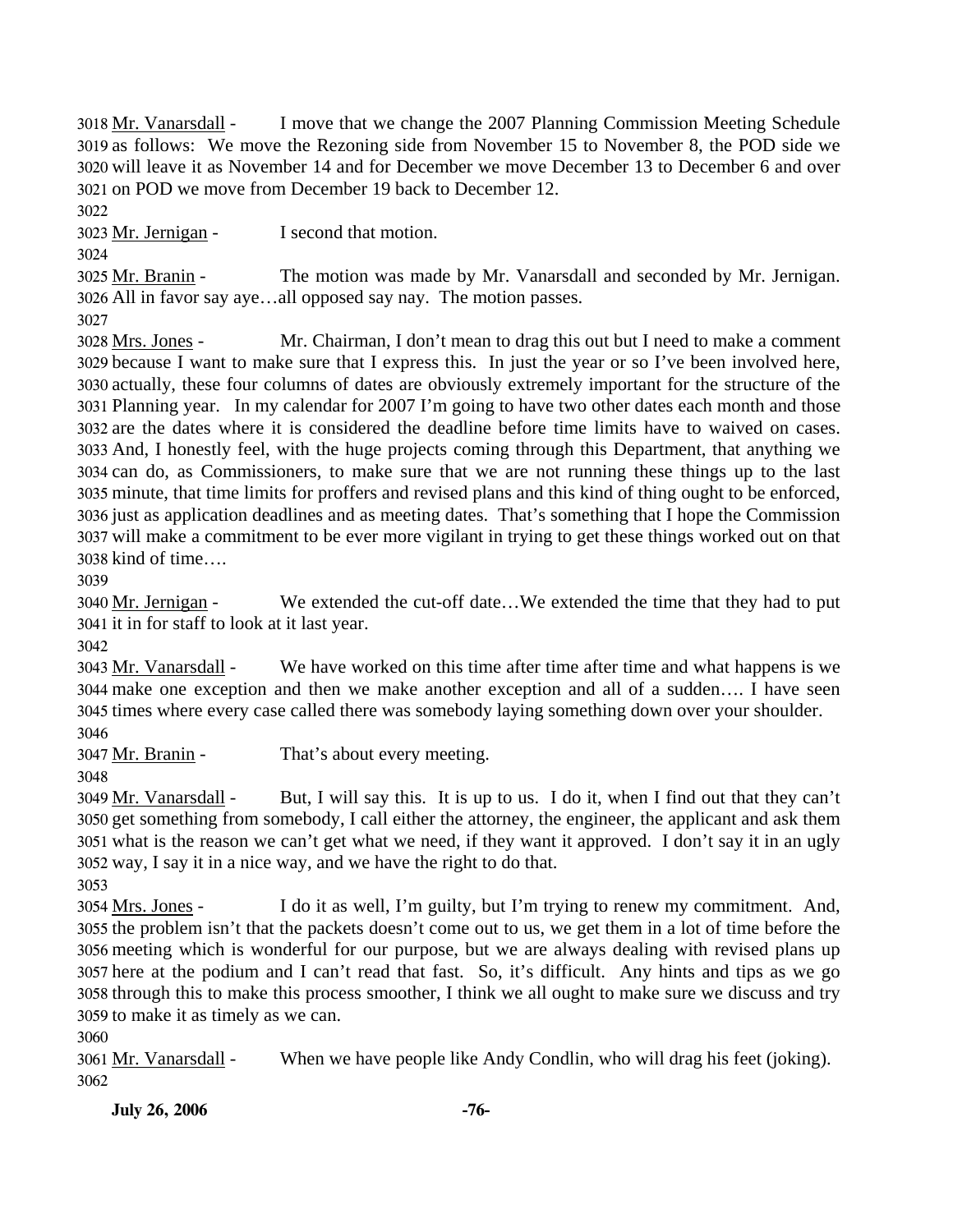3018 Mr. Vanarsdall - I move that we change the 2007 Planning Commission Meeting Schedule 3019 as follows: We move the Rezoning side from November 15 to November 8, the POD side we 3020 will leave it as November 14 and for December we move December 13 to December 6 and over 3021 on POD we move from December 19 back to December 12.

3022

3023 Mr. Jernigan - I second that motion.

3024

3025 Mr. Branin - The motion was made by Mr. Vanarsdall and seconded by Mr. Jernigan. 3026 All in favor say aye…all opposed say nay. The motion passes.

3027

3028 Mrs. Jones - Mr. Chairman, I don't mean to drag this out but I need to make a comment 3029 because I want to make sure that I express this. In just the year or so I've been involved here, 3030 actually, these four columns of dates are obviously extremely important for the structure of the 3031 Planning year. In my calendar for 2007 I'm going to have two other dates each month and those 3032 are the dates where it is considered the deadline before time limits have to waived on cases. 3033 And, I honestly feel, with the huge projects coming through this Department, that anything we 3034 can do, as Commissioners, to make sure that we are not running these things up to the last 3035 minute, that time limits for proffers and revised plans and this kind of thing ought to be enforced, 3036 just as application deadlines and as meeting dates. That's something that I hope the Commission 3037 will make a commitment to be ever more vigilant in trying to get these things worked out on that 3038 kind of time….

3039

3040 Mr. Jernigan - We extended the cut-off date…We extended the time that they had to put 3041 it in for staff to look at it last year.

3042

3043 Mr. Vanarsdall - We have worked on this time after time after time and what happens is we 3044 make one exception and then we make another exception and all of a sudden…. I have seen 3045 times where every case called there was somebody laying something down over your shoulder.

3046

3047 Mr. Branin - That's about every meeting.

3048

3049 Mr. Vanarsdall - But, I will say this. It is up to us. I do it, when I find out that they can't 3050 get something from somebody, I call either the attorney, the engineer, the applicant and ask them 3051 what is the reason we can't get what we need, if they want it approved. I don't say it in an ugly 3052 way, I say it in a nice way, and we have the right to do that.

3053

3054 Mrs. Jones - I do it as well, I'm guilty, but I'm trying to renew my commitment. And, 3055 the problem isn't that the packets doesn't come out to us, we get them in a lot of time before the 3056 meeting which is wonderful for our purpose, but we are always dealing with revised plans up 3057 here at the podium and I can't read that fast. So, it's difficult. Any hints and tips as we go 3058 through this to make this process smoother, I think we all ought to make sure we discuss and try 3059 to make it as timely as we can.

3060

3061 Mr. Vanarsdall - When we have people like Andy Condlin, who will drag his feet (joking).

3062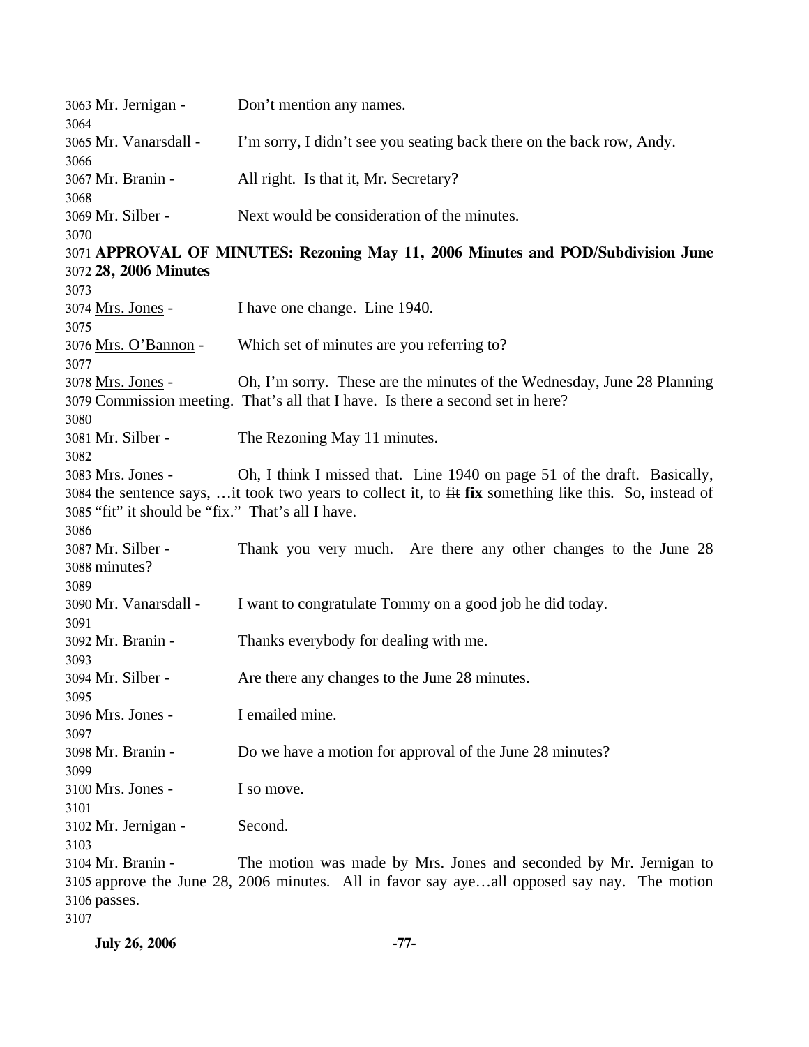3063 Mr. Jernigan - Don't mention any names.
3064
3065 Mr. Vanarsdall - I'm sorry, I didn't see you seating back there on the back row, Andy.
3066
3067 Mr. Branin - All right. Is that it, Mr. Secretary?
3068
3069 Mr. Silber - Next would be consideration of the minutes.
3070

3071 **APPROVAL OF MINUTES: Rezoning May 11, 2006 Minutes and POD/Subdivision June**
3072 **28, 2006 Minutes**
3073

3074 Mrs. Jones - I have one change. Line 1940.
3075
3076 Mrs. O'Bannon - Which set of minutes are you referring to?
3077
3078 Mrs. Jones - Oh, I'm sorry. These are the minutes of the Wednesday, June 28 Planning
3079 Commission meeting. That's all that I have. Is there a second set in here?
3080
3081 Mr. Silber - The Rezoning May 11 minutes.
3082
3083 Mrs. Jones - Oh, I think I missed that. Line 1940 on page 51 of the draft. Basically,
3084 the sentence says, …it took two years to collect it, to ~~fit~~ **fix** something like this. So, instead of
3085 "fit" it should be "fix." That's all I have.
3086
3087 Mr. Silber - Thank you very much. Are there any other changes to the June 28
3088 minutes?
3089
3090 Mr. Vanarsdall - I want to congratulate Tommy on a good job he did today.
3091
3092 Mr. Branin - Thanks everybody for dealing with me.
3093
3094 Mr. Silber - Are there any changes to the June 28 minutes.
3095
3096 Mrs. Jones - I emailed mine.
3097
3098 Mr. Branin - Do we have a motion for approval of the June 28 minutes?
3099
3100 Mrs. Jones - I so move.
3101
3102 Mr. Jernigan - Second.
3103
3104 Mr. Branin - The motion was made by Mrs. Jones and seconded by Mr. Jernigan to
3105 approve the June 28, 2006 minutes. All in favor say aye…all opposed say nay. The motion
3106 passes.
3107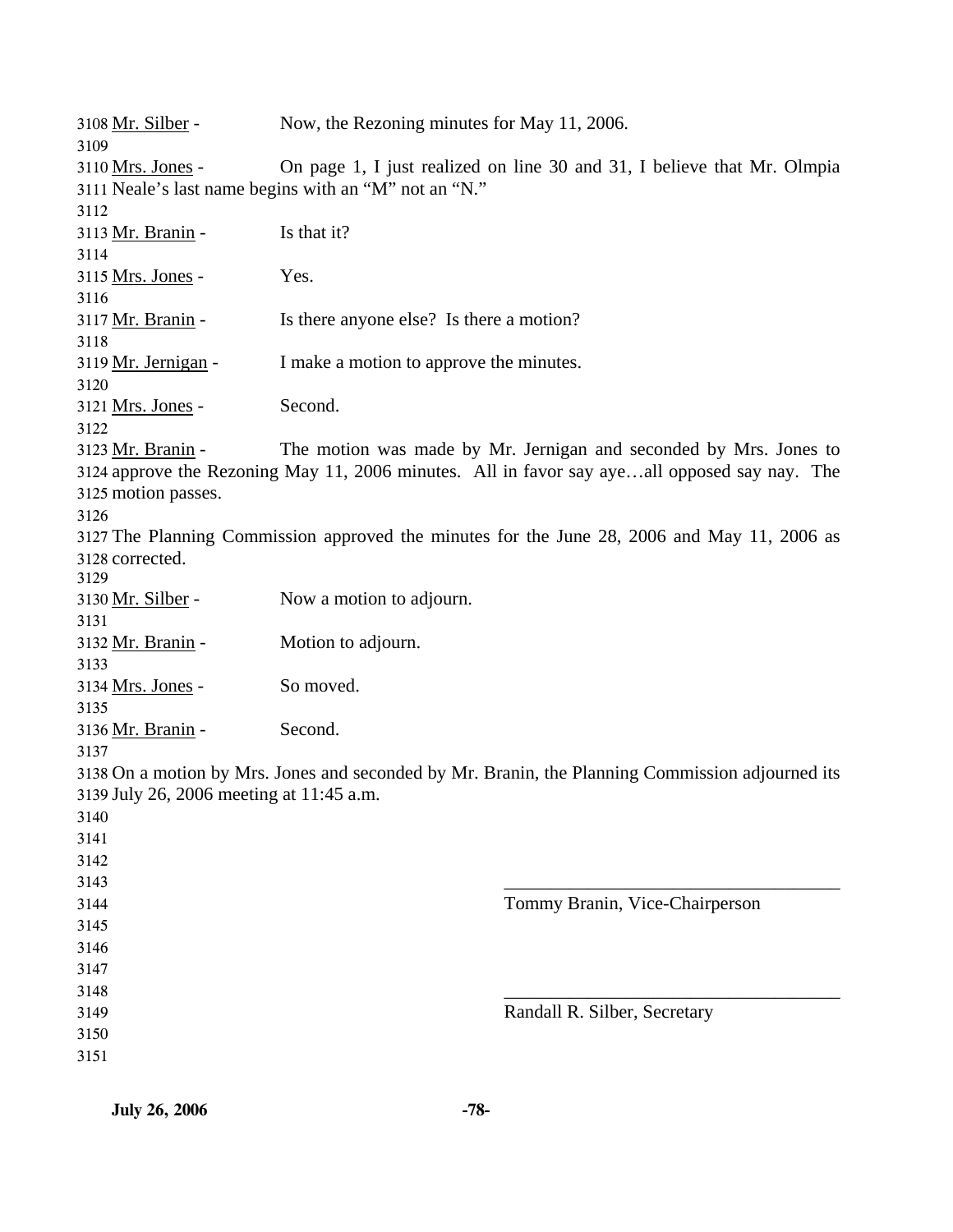Mr. Silber - Now, the Rezoning minutes for May 11, 2006.

Mrs. Jones - On page 1, I just realized on line 30 and 31, I believe that Mr. Olmpia Neale's last name begins with an "M" not an "N."

Mr. Branin - Is that it?

Mrs. Jones - Yes.

Mr. Branin - Is there anyone else? Is there a motion?

Mr. Jernigan - I make a motion to approve the minutes.

Mrs. Jones - Second.

Mr. Branin - The motion was made by Mr. Jernigan and seconded by Mrs. Jones to approve the Rezoning May 11, 2006 minutes. All in favor say aye…all opposed say nay. The motion passes.

The Planning Commission approved the minutes for the June 28, 2006 and May 11, 2006 as corrected.

Mr. Silber - Now a motion to adjourn.

Mr. Branin - Motion to adjourn.

Mrs. Jones - So moved.

Mr. Branin - Second.

On a motion by Mrs. Jones and seconded by Mr. Branin, the Planning Commission adjourned its July 26, 2006 meeting at 11:45 a.m.

\_\_\_\_\_\_\_\_\_\_\_\_\_\_\_\_\_\_\_\_\_\_\_\_\_\_\_\_\_\_\_\_\_\_\_\_\_\_

Tommy Branin, Vice-Chairperson

\_\_\_\_\_\_\_\_\_\_\_\_\_\_\_\_\_\_\_\_\_\_\_\_\_\_\_\_\_\_\_\_\_\_\_\_\_\_

Randall R. Silber, Secretary